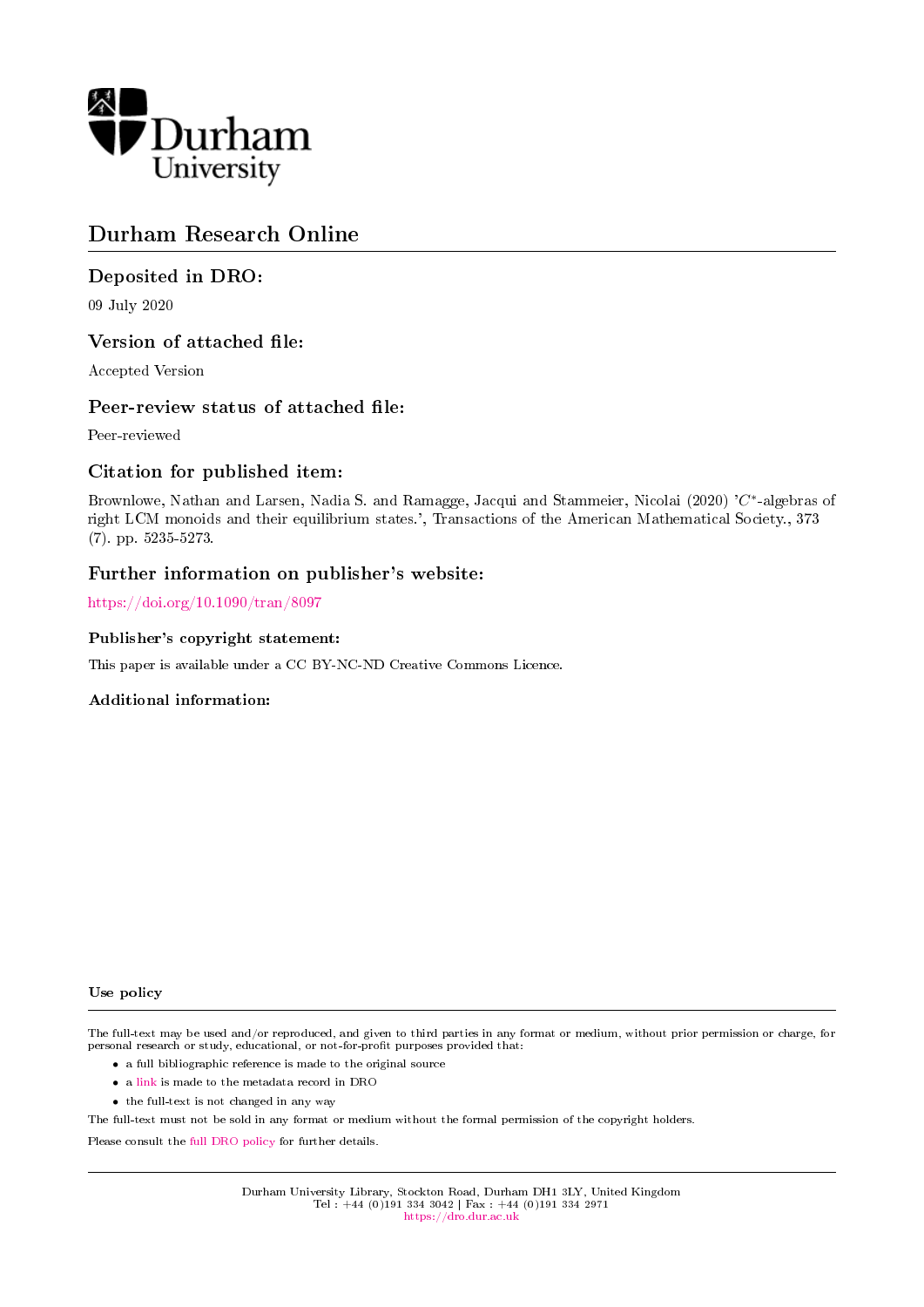Durham University

# Durham Research Online

## Deposited in DRO:

09 July 2020

## Version of attached file:

Accepted Version

## Peer-review status of attached file:

Peer-reviewed

## Citation for published item:

Brownlowe, Nathan and Larsen, Nadia S. and Ramagge, Jacqui and Stammeier, Nicolai (2020) '$C^*$-algebras of right LCM monoids and their equilibrium states.', Transactions of the American Mathematical Society., 373 (7). pp. 5235-5273.

## Further information on publisher's website:

https://doi.org/10.1090/tran/8097

### Publisher's copyright statement:

This paper is available under a CC BY-NC-ND Creative Commons Licence.

### Additional information:

### Use policy

The full-text may be used and/or reproduced, and given to third parties in any format or medium, without prior permission or charge, for personal research or study, educational, or not-for-profit purposes provided that:

- a full bibliographic reference is made to the original source
- a link is made to the metadata record in DRO
- the full-text is not changed in any way

The full-text must not be sold in any format or medium without the formal permission of the copyright holders.

Please consult the full DRO policy for further details.

Durham University Library, Stockton Road, Durham DH1 3LY, United Kingdom
Tel : +44 (0)191 334 3042 | Fax : +44 (0)191 334 2971
https://dro.dur.ac.uk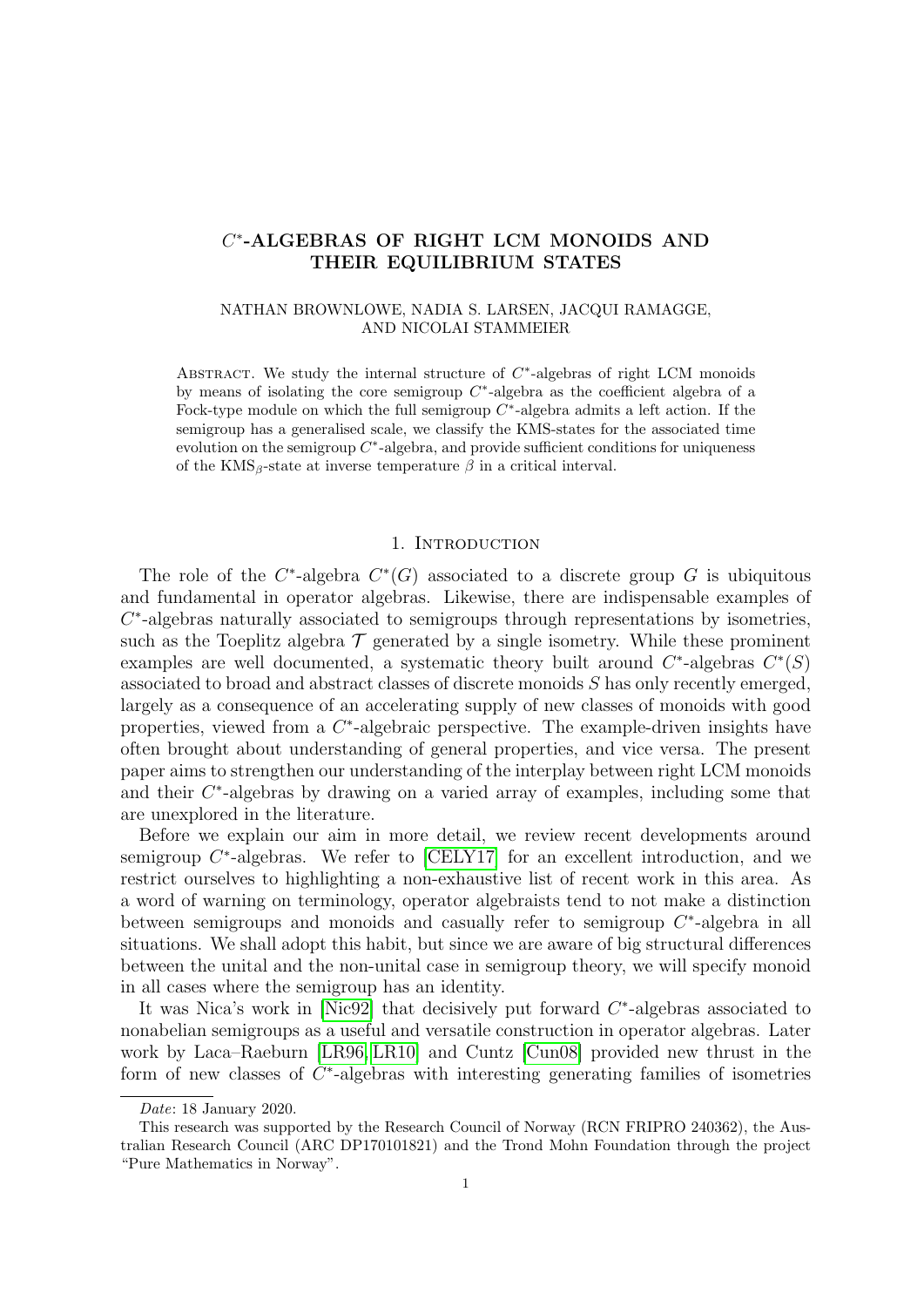# $C^*$-ALGEBRAS OF RIGHT LCM MONOIDS AND THEIR EQUILIBRIUM STATES

NATHAN BROWNLOWE, NADIA S. LARSEN, JACQUI RAMAGGE, AND NICOLAI STAMMEIER

ABSTRACT. We study the internal structure of $C^*$-algebras of right LCM monoids by means of isolating the core semigroup $C^*$-algebra as the coefficient algebra of a Fock-type module on which the full semigroup $C^*$-algebra admits a left action. If the semigroup has a generalised scale, we classify the KMS-states for the associated time evolution on the semigroup $C^*$-algebra, and provide sufficient conditions for uniqueness of the $\mathrm{KMS}_\beta$-state at inverse temperature $\beta$ in a critical interval.

## 1. Introduction

The role of the $C^*$-algebra $C^*(G)$ associated to a discrete group $G$ is ubiquitous and fundamental in operator algebras. Likewise, there are indispensable examples of $C^*$-algebras naturally associated to semigroups through representations by isometries, such as the Toeplitz algebra $\mathcal{T}$ generated by a single isometry. While these prominent examples are well documented, a systematic theory built around $C^*$-algebras $C^*(S)$ associated to broad and abstract classes of discrete monoids $S$ has only recently emerged, largely as a consequence of an accelerating supply of new classes of monoids with good properties, viewed from a $C^*$-algebraic perspective. The example-driven insights have often brought about understanding of general properties, and vice versa. The present paper aims to strengthen our understanding of the interplay between right LCM monoids and their $C^*$-algebras by drawing on a varied array of examples, including some that are unexplored in the literature.

Before we explain our aim in more detail, we review recent developments around semigroup $C^*$-algebras. We refer to [CELY17] for an excellent introduction, and we restrict ourselves to highlighting a non-exhaustive list of recent work in this area. As a word of warning on terminology, operator algebraists tend to not make a distinction between semigroups and monoids and casually refer to semigroup $C^*$-algebra in all situations. We shall adopt this habit, but since we are aware of big structural differences between the unital and the non-unital case in semigroup theory, we will specify monoid in all cases where the semigroup has an identity.

It was Nica's work in [Nic92] that decisively put forward $C^*$-algebras associated to nonabelian semigroups as a useful and versatile construction in operator algebras. Later work by Laca–Raeburn [LR96, LR10] and Cuntz [Cun08] provided new thrust in the form of new classes of $C^*$-algebras with interesting generating families of isometries

---

*Date*: 18 January 2020.

This research was supported by the Research Council of Norway (RCN FRIPRO 240362), the Australian Research Council (ARC DP170101821) and the Trond Mohn Foundation through the project "Pure Mathematics in Norway".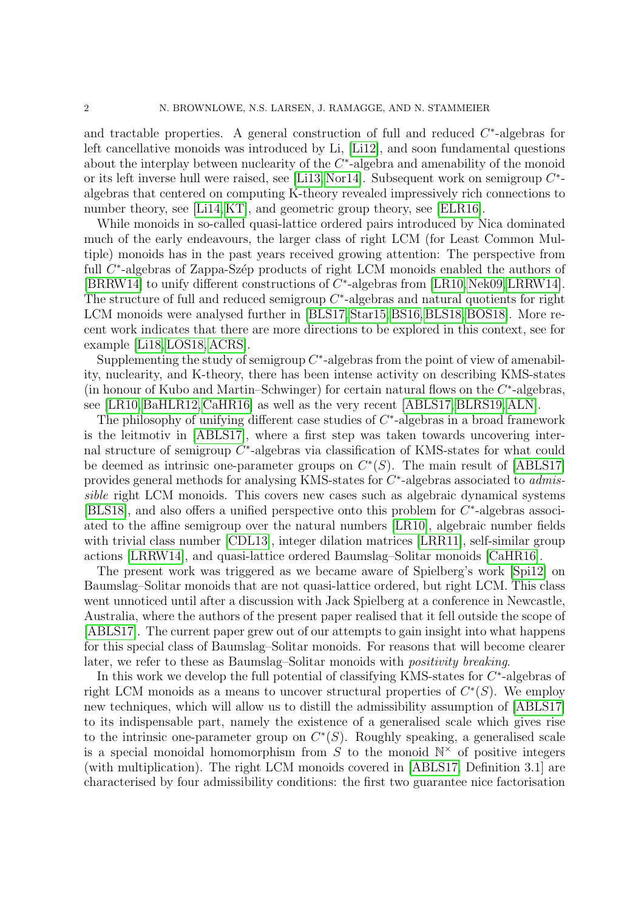and tractable properties. A general construction of full and reduced $C^*$-algebras for left cancellative monoids was introduced by Li, [Li12], and soon fundamental questions about the interplay between nuclearity of the $C^*$-algebra and amenability of the monoid or its left inverse hull were raised, see [Li13, Nor14]. Subsequent work on semigroup $C^*$-algebras that centered on computing K-theory revealed impressively rich connections to number theory, see [Li14, KT], and geometric group theory, see [ELR16].

While monoids in so-called quasi-lattice ordered pairs introduced by Nica dominated much of the early endeavours, the larger class of right LCM (for Least Common Multiple) monoids has in the past years received growing attention: The perspective from full $C^*$-algebras of Zappa-Szép products of right LCM monoids enabled the authors of [BRRW14] to unify different constructions of $C^*$-algebras from [LR10, Nek09, LRRW14]. The structure of full and reduced semigroup $C^*$-algebras and natural quotients for right LCM monoids were analysed further in [BLS17, Star15, BS16, BLS18, BOS18]. More recent work indicates that there are more directions to be explored in this context, see for example [Li18, LOS18, ACRS].

Supplementing the study of semigroup $C^*$-algebras from the point of view of amenability, nuclearity, and K-theory, there has been intense activity on describing KMS-states (in honour of Kubo and Martin–Schwinger) for certain natural flows on the $C^*$-algebras, see [LR10, BaHLR12, CaHR16] as well as the very recent [ABLS17, BLRS19, ALN].

The philosophy of unifying different case studies of $C^*$-algebras in a broad framework is the leitmotiv in [ABLS17], where a first step was taken towards uncovering internal structure of semigroup $C^*$-algebras via classification of KMS-states for what could be deemed as intrinsic one-parameter groups on $C^*(S)$. The main result of [ABLS17] provides general methods for analysing KMS-states for $C^*$-algebras associated to *admissible* right LCM monoids. This covers new cases such as algebraic dynamical systems [BLS18], and also offers a unified perspective onto this problem for $C^*$-algebras associated to the affine semigroup over the natural numbers [LR10], algebraic number fields with trivial class number [CDL13], integer dilation matrices [LRR11], self-similar group actions [LRRW14], and quasi-lattice ordered Baumslag–Solitar monoids [CaHR16].

The present work was triggered as we became aware of Spielberg's work [Spi12] on Baumslag–Solitar monoids that are not quasi-lattice ordered, but right LCM. This class went unnoticed until after a discussion with Jack Spielberg at a conference in Newcastle, Australia, where the authors of the present paper realised that it fell outside the scope of [ABLS17]. The current paper grew out of our attempts to gain insight into what happens for this special class of Baumslag–Solitar monoids. For reasons that will become clearer later, we refer to these as Baumslag–Solitar monoids with *positivity breaking*.

In this work we develop the full potential of classifying KMS-states for $C^*$-algebras of right LCM monoids as a means to uncover structural properties of $C^*(S)$. We employ new techniques, which will allow us to distill the admissibility assumption of [ABLS17] to its indispensable part, namely the existence of a generalised scale which gives rise to the intrinsic one-parameter group on $C^*(S)$. Roughly speaking, a generalised scale is a special monoidal homomorphism from $S$ to the monoid $\mathbb{N}^\times$ of positive integers (with multiplication). The right LCM monoids covered in [ABLS17, Definition 3.1] are characterised by four admissibility conditions: the first two guarantee nice factorisation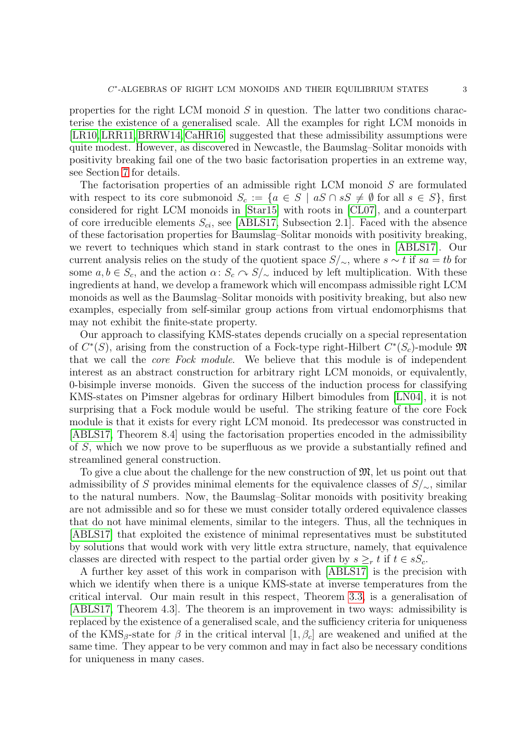properties for the right LCM monoid $S$ in question. The latter two conditions characterise the existence of a generalised scale. All the examples for right LCM monoids in [LR10, LRR11, BRRW14, CaHR16] suggested that these admissibility assumptions were quite modest. However, as discovered in Newcastle, the Baumslag–Solitar monoids with positivity breaking fail one of the two basic factorisation properties in an extreme way, see Section 7 for details.

The factorisation properties of an admissible right LCM monoid $S$ are formulated with respect to its core submonoid $S_c := \{a \in S \mid aS \cap sS \neq \emptyset \text{ for all } s \in S\}$, first considered for right LCM monoids in [Star15] with roots in [CL07], and a counterpart of core irreducible elements $S_{ci}$, see [ABLS17, Subsection 2.1]. Faced with the absence of these factorisation properties for Baumslag–Solitar monoids with positivity breaking, we revert to techniques which stand in stark contrast to the ones in [ABLS17]. Our current analysis relies on the study of the quotient space $S/_\sim$, where $s \sim t$ if $sa = tb$ for some $a, b \in S_c$, and the action $\alpha\colon S_c \curvearrowright S/_\sim$ induced by left multiplication. With these ingredients at hand, we develop a framework which will encompass admissible right LCM monoids as well as the Baumslag–Solitar monoids with positivity breaking, but also new examples, especially from self-similar group actions from virtual endomorphisms that may not exhibit the finite-state property.

Our approach to classifying KMS-states depends crucially on a special representation of $C^*(S)$, arising from the construction of a Fock-type right-Hilbert $C^*(S_c)$-module $\mathfrak{M}$ that we call the *core Fock module*. We believe that this module is of independent interest as an abstract construction for arbitrary right LCM monoids, or equivalently, 0-bisimple inverse monoids. Given the success of the induction process for classifying KMS-states on Pimsner algebras for ordinary Hilbert bimodules from [LN04], it is not surprising that a Fock module would be useful. The striking feature of the core Fock module is that it exists for every right LCM monoid. Its predecessor was constructed in [ABLS17, Theorem 8.4] using the factorisation properties encoded in the admissibility of $S$, which we now prove to be superfluous as we provide a substantially refined and streamlined general construction.

To give a clue about the challenge for the new construction of $\mathfrak{M}$, let us point out that admissibility of $S$ provides minimal elements for the equivalence classes of $S/_\sim$, similar to the natural numbers. Now, the Baumslag–Solitar monoids with positivity breaking are not admissible and so for these we must consider totally ordered equivalence classes that do not have minimal elements, similar to the integers. Thus, all the techniques in [ABLS17] that exploited the existence of minimal representatives must be substituted by solutions that would work with very little extra structure, namely, that equivalence classes are directed with respect to the partial order given by $s \geq_r t$ if $t \in sS_c$.

A further key asset of this work in comparison with [ABLS17] is the precision with which we identify when there is a unique KMS-state at inverse temperatures from the critical interval. Our main result in this respect, Theorem 3.3, is a generalisation of [ABLS17, Theorem 4.3]. The theorem is an improvement in two ways: admissibility is replaced by the existence of a generalised scale, and the sufficiency criteria for uniqueness of the KMS$_\beta$-state for $\beta$ in the critical interval $[1, \beta_c]$ are weakened and unified at the same time. They appear to be very common and may in fact also be necessary conditions for uniqueness in many cases.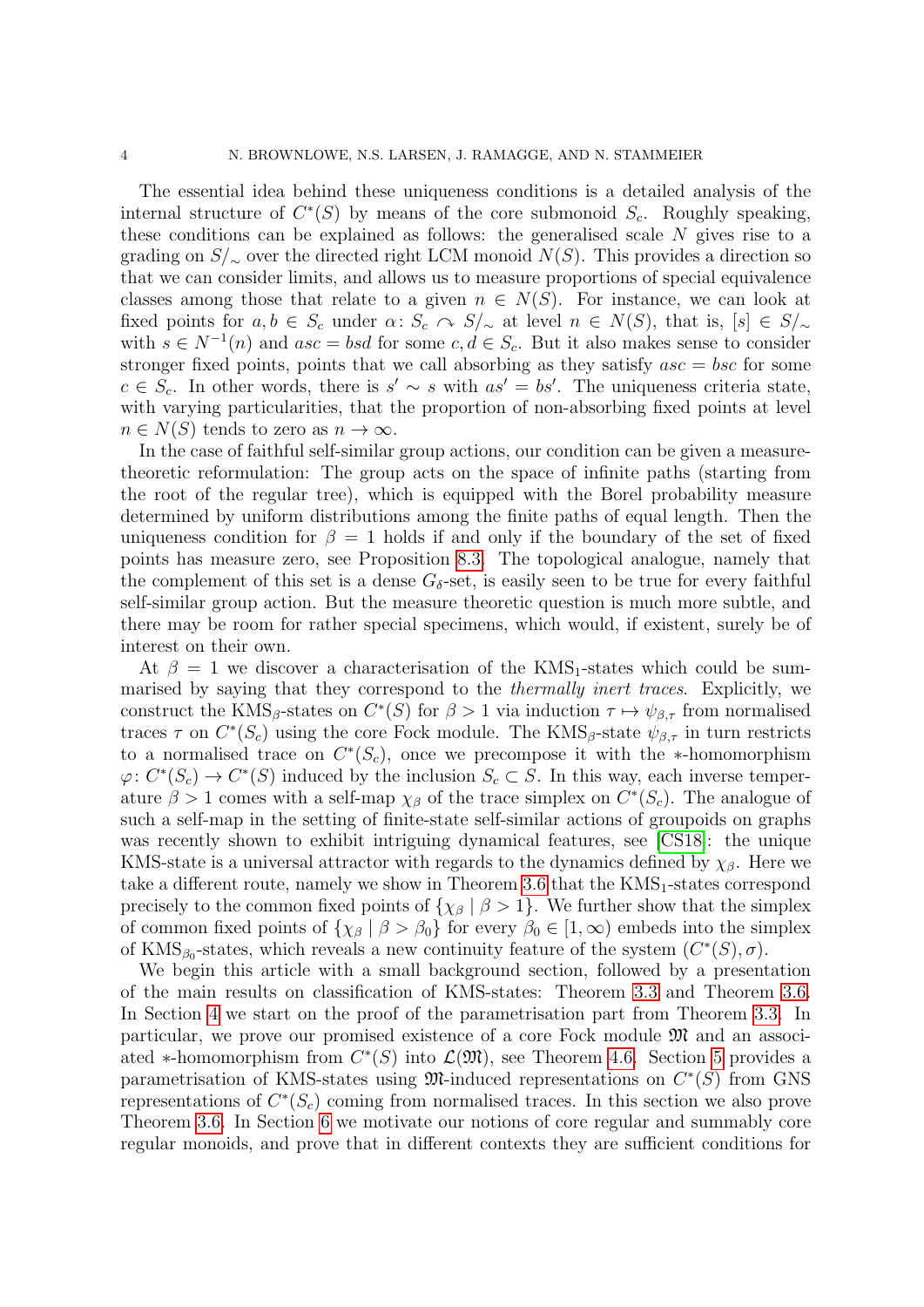The essential idea behind these uniqueness conditions is a detailed analysis of the internal structure of $C^*(S)$ by means of the core submonoid $S_c$. Roughly speaking, these conditions can be explained as follows: the generalised scale $N$ gives rise to a grading on $S/_\sim$ over the directed right LCM monoid $N(S)$. This provides a direction so that we can consider limits, and allows us to measure proportions of special equivalence classes among those that relate to a given $n \in N(S)$. For instance, we can look at fixed points for $a, b \in S_c$ under $\alpha\colon S_c \curvearrowright S/_\sim$ at level $n \in N(S)$, that is, $[s] \in S/_\sim$ with $s \in N^{-1}(n)$ and $asc = bsd$ for some $c, d \in S_c$. But it also makes sense to consider stronger fixed points, points that we call absorbing as they satisfy $asc = bsc$ for some $c \in S_c$. In other words, there is $s' \sim s$ with $as' = bs'$. The uniqueness criteria state, with varying particularities, that the proportion of non-absorbing fixed points at level $n \in N(S)$ tends to zero as $n \to \infty$.

In the case of faithful self-similar group actions, our condition can be given a measure-theoretic reformulation: The group acts on the space of infinite paths (starting from the root of the regular tree), which is equipped with the Borel probability measure determined by uniform distributions among the finite paths of equal length. Then the uniqueness condition for $\beta = 1$ holds if and only if the boundary of the set of fixed points has measure zero, see Proposition 8.3. The topological analogue, namely that the complement of this set is a dense $G_\delta$-set, is easily seen to be true for every faithful self-similar group action. But the measure theoretic question is much more subtle, and there may be room for rather special specimens, which would, if existent, surely be of interest on their own.

At $\beta = 1$ we discover a characterisation of the $\text{KMS}_1$-states which could be summarised by saying that they correspond to the *thermally inert traces*. Explicitly, we construct the $\text{KMS}_\beta$-states on $C^*(S)$ for $\beta > 1$ via induction $\tau \mapsto \psi_{\beta,\tau}$ from normalised traces $\tau$ on $C^*(S_c)$ using the core Fock module. The $\text{KMS}_\beta$-state $\psi_{\beta,\tau}$ in turn restricts to a normalised trace on $C^*(S_c)$, once we precompose it with the $*$-homomorphism $\varphi\colon C^*(S_c) \to C^*(S)$ induced by the inclusion $S_c \subset S$. In this way, each inverse temperature $\beta > 1$ comes with a self-map $\chi_\beta$ of the trace simplex on $C^*(S_c)$. The analogue of such a self-map in the setting of finite-state self-similar actions of groupoids on graphs was recently shown to exhibit intriguing dynamical features, see [CS18]: the unique KMS-state is a universal attractor with regards to the dynamics defined by $\chi_\beta$. Here we take a different route, namely we show in Theorem 3.6 that the $\text{KMS}_1$-states correspond precisely to the common fixed points of $\{\chi_\beta \mid \beta > 1\}$. We further show that the simplex of common fixed points of $\{\chi_\beta \mid \beta > \beta_0\}$ for every $\beta_0 \in [1, \infty)$ embeds into the simplex of $\text{KMS}_{\beta_0}$-states, which reveals a new continuity feature of the system $(C^*(S), \sigma)$.

We begin this article with a small background section, followed by a presentation of the main results on classification of KMS-states: Theorem 3.3 and Theorem 3.6. In Section 4 we start on the proof of the parametrisation part from Theorem 3.3. In particular, we prove our promised existence of a core Fock module $\mathfrak{M}$ and an associated $*$-homomorphism from $C^*(S)$ into $\mathcal{L}(\mathfrak{M})$, see Theorem 4.6. Section 5 provides a parametrisation of KMS-states using $\mathfrak{M}$-induced representations on $C^*(S)$ from GNS representations of $C^*(S_c)$ coming from normalised traces. In this section we also prove Theorem 3.6. In Section 6 we motivate our notions of core regular and summably core regular monoids, and prove that in different contexts they are sufficient conditions for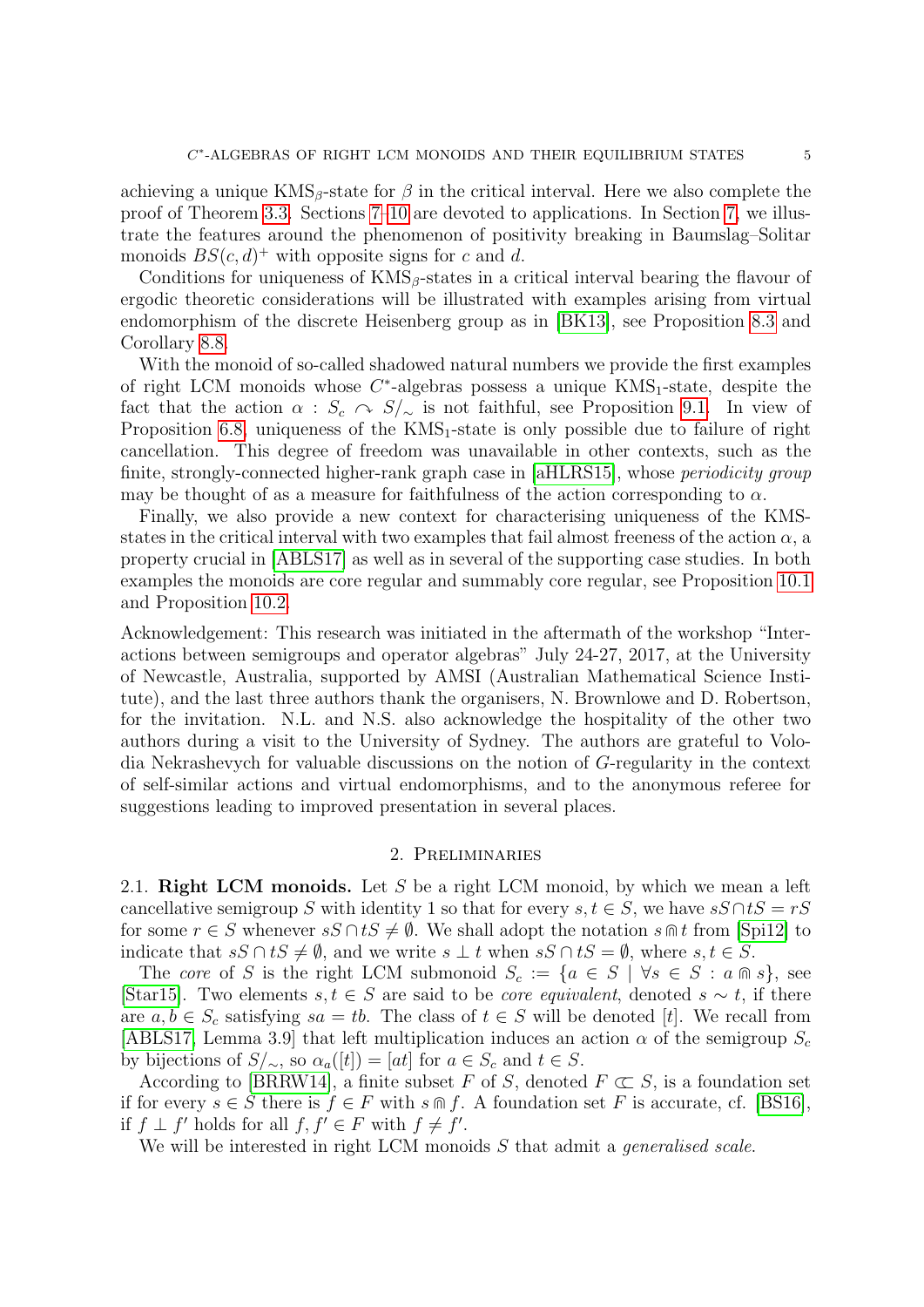achieving a unique KMS$_\beta$-state for $\beta$ in the critical interval. Here we also complete the proof of Theorem 3.3. Sections 7–10 are devoted to applications. In Section 7, we illustrate the features around the phenomenon of positivity breaking in Baumslag–Solitar monoids $BS(c,d)^+$ with opposite signs for $c$ and $d$.

Conditions for uniqueness of KMS$_\beta$-states in a critical interval bearing the flavour of ergodic theoretic considerations will be illustrated with examples arising from virtual endomorphism of the discrete Heisenberg group as in [BK13], see Proposition 8.3 and Corollary 8.8.

With the monoid of so-called shadowed natural numbers we provide the first examples of right LCM monoids whose $C^*$-algebras possess a unique KMS$_1$-state, despite the fact that the action $\alpha : S_c \curvearrowright S/_\sim$ is not faithful, see Proposition 9.1. In view of Proposition 6.8, uniqueness of the KMS$_1$-state is only possible due to failure of right cancellation. This degree of freedom was unavailable in other contexts, such as the finite, strongly-connected higher-rank graph case in [aHLRS15], whose *periodicity group* may be thought of as a measure for faithfulness of the action corresponding to $\alpha$.

Finally, we also provide a new context for characterising uniqueness of the KMS-states in the critical interval with two examples that fail almost freeness of the action $\alpha$, a property crucial in [ABLS17] as well as in several of the supporting case studies. In both examples the monoids are core regular and summably core regular, see Proposition 10.1 and Proposition 10.2.

Acknowledgement: This research was initiated in the aftermath of the workshop "Interactions between semigroups and operator algebras" July 24-27, 2017, at the University of Newcastle, Australia, supported by AMSI (Australian Mathematical Science Institute), and the last three authors thank the organisers, N. Brownlowe and D. Robertson, for the invitation. N.L. and N.S. also acknowledge the hospitality of the other two authors during a visit to the University of Sydney. The authors are grateful to Volodia Nekrashevych for valuable discussions on the notion of $G$-regularity in the context of self-similar actions and virtual endomorphisms, and to the anonymous referee for suggestions leading to improved presentation in several places.

## 2. Preliminaries

2.1. **Right LCM monoids.** Let $S$ be a right LCM monoid, by which we mean a left cancellative semigroup $S$ with identity 1 so that for every $s,t \in S$, we have $sS \cap tS = rS$ for some $r \in S$ whenever $sS \cap tS \neq \emptyset$. We shall adopt the notation $s \Cap t$ from [Spi12] to indicate that $sS \cap tS \neq \emptyset$, and we write $s \perp t$ when $sS \cap tS = \emptyset$, where $s,t \in S$.

The *core* of $S$ is the right LCM submonoid $S_c := \{a \in S \mid \forall s \in S : a \Cap s\}$, see [Star15]. Two elements $s,t \in S$ are said to be *core equivalent*, denoted $s \sim t$, if there are $a,b \in S_c$ satisfying $sa = tb$. The class of $t \in S$ will be denoted $[t]$. We recall from [ABLS17, Lemma 3.9] that left multiplication induces an action $\alpha$ of the semigroup $S_c$ by bijections of $S/_\sim$, so $\alpha_a([t]) = [at]$ for $a \in S_c$ and $t \in S$.

According to [BRRW14], a finite subset $F$ of $S$, denoted $F \subset\!\subset S$, is a foundation set if for every $s \in S$ there is $f \in F$ with $s \Cap f$. A foundation set $F$ is accurate, cf. [BS16], if $f \perp f'$ holds for all $f, f' \in F$ with $f \neq f'$.

We will be interested in right LCM monoids $S$ that admit a *generalised scale*.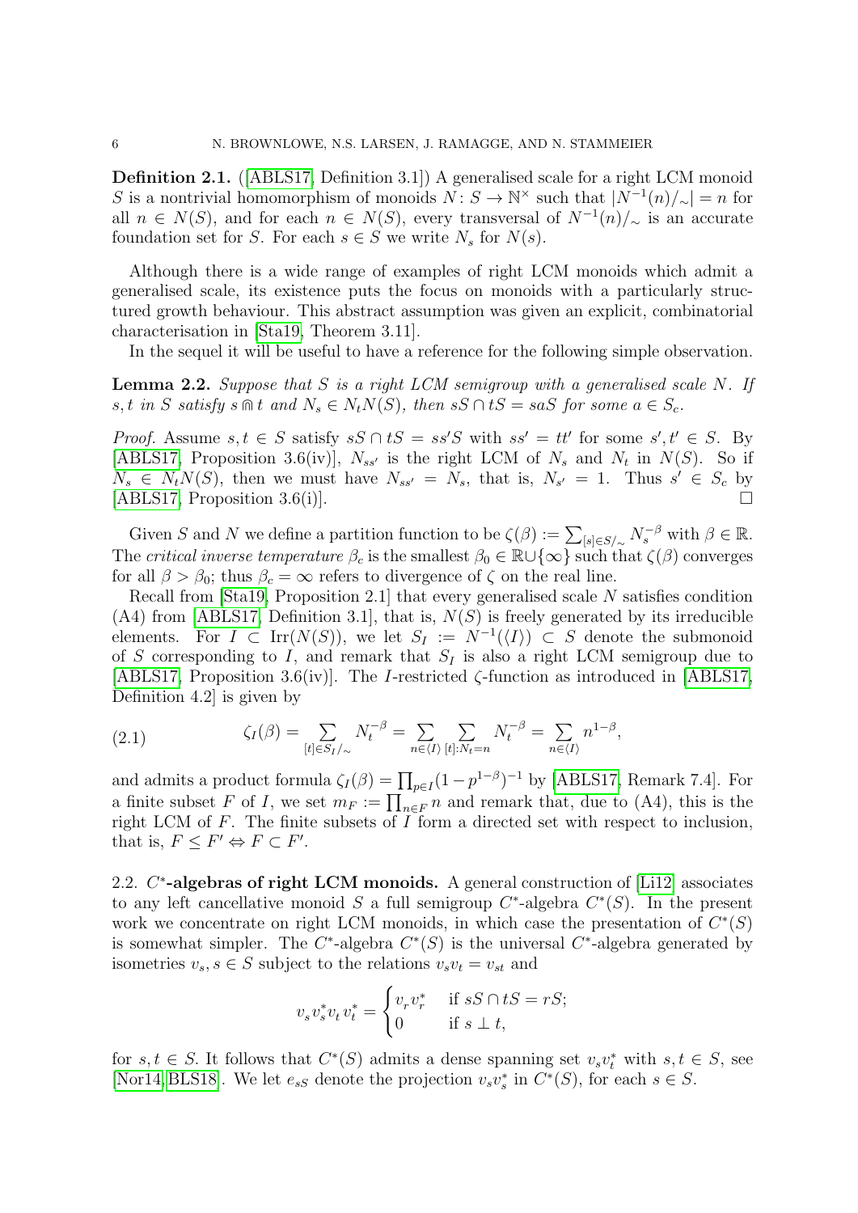**Definition 2.1.** ([ABLS17, Definition 3.1]) A generalised scale for a right LCM monoid $S$ is a nontrivial homomorphism of monoids $N\colon S \to \mathbb{N}^\times$ such that $|N^{-1}(n)/_\sim| = n$ for all $n \in N(S)$, and for each $n \in N(S)$, every transversal of $N^{-1}(n)/_\sim$ is an accurate foundation set for $S$. For each $s \in S$ we write $N_s$ for $N(s)$.

Although there is a wide range of examples of right LCM monoids which admit a generalised scale, its existence puts the focus on monoids with a particularly structured growth behaviour. This abstract assumption was given an explicit, combinatorial characterisation in [Sta19, Theorem 3.11].

In the sequel it will be useful to have a reference for the following simple observation.

**Lemma 2.2.** *Suppose that $S$ is a right LCM semigroup with a generalised scale $N$. If $s, t$ in $S$ satisfy $s \Cap t$ and $N_s \in N_t N(S)$, then $sS \cap tS = saS$ for some $a \in S_c$.*

*Proof.* Assume $s, t \in S$ satisfy $sS \cap tS = ss'S$ with $ss' = tt'$ for some $s', t' \in S$. By [ABLS17, Proposition 3.6(iv)], $N_{ss'}$ is the right LCM of $N_s$ and $N_t$ in $N(S)$. So if $N_s \in N_t N(S)$, then we must have $N_{ss'} = N_s$, that is, $N_{s'} = 1$. Thus $s' \in S_c$ by [ABLS17, Proposition 3.6(i)]. $\square$

Given $S$ and $N$ we define a partition function to be $\zeta(\beta) := \sum_{[s]\in S/_\sim} N_s^{-\beta}$ with $\beta \in \mathbb{R}$. The *critical inverse temperature* $\beta_c$ is the smallest $\beta_0 \in \mathbb{R} \cup \{\infty\}$ such that $\zeta(\beta)$ converges for all $\beta > \beta_0$; thus $\beta_c = \infty$ refers to divergence of $\zeta$ on the real line.

Recall from [Sta19, Proposition 2.1] that every generalised scale $N$ satisfies condition (A4) from [ABLS17, Definition 3.1], that is, $N(S)$ is freely generated by its irreducible elements. For $I \subset \operatorname{Irr}(N(S))$, we let $S_I := N^{-1}(\langle I \rangle) \subset S$ denote the submonoid of $S$ corresponding to $I$, and remark that $S_I$ is also a right LCM semigroup due to [ABLS17, Proposition 3.6(iv)]. The $I$-restricted $\zeta$-function as introduced in [ABLS17, Definition 4.2] is given by

$$\zeta_I(\beta) = \sum_{[t]\in S_I/_\sim} N_t^{-\beta} = \sum_{n\in\langle I\rangle} \sum_{[t]:N_t=n} N_t^{-\beta} = \sum_{n\in\langle I\rangle} n^{1-\beta}, \tag{2.1}$$

and admits a product formula $\zeta_I(\beta) = \prod_{p\in I}(1-p^{1-\beta})^{-1}$ by [ABLS17, Remark 7.4]. For a finite subset $F$ of $I$, we set $m_F := \prod_{n\in F} n$ and remark that, due to (A4), this is the right LCM of $F$. The finite subsets of $I$ form a directed set with respect to inclusion, that is, $F \le F' \Leftrightarrow F \subset F'$.

## 2.2. $C^*$-algebras of right LCM monoids.

A general construction of [Li12] associates to any left cancellative monoid $S$ a full semigroup $C^*$-algebra $C^*(S)$. In the present work we concentrate on right LCM monoids, in which case the presentation of $C^*(S)$ is somewhat simpler. The $C^*$-algebra $C^*(S)$ is the universal $C^*$-algebra generated by isometries $v_s, s \in S$ subject to the relations $v_s v_t = v_{st}$ and

$$v_s v_s^* v_t v_t^* = \begin{cases} v_r v_r^* & \text{if } sS \cap tS = rS; \\ 0 & \text{if } s \perp t, \end{cases}$$

for $s, t \in S$. It follows that $C^*(S)$ admits a dense spanning set $v_s v_t^*$ with $s, t \in S$, see [Nor14, BLS18]. We let $e_{sS}$ denote the projection $v_s v_s^*$ in $C^*(S)$, for each $s \in S$.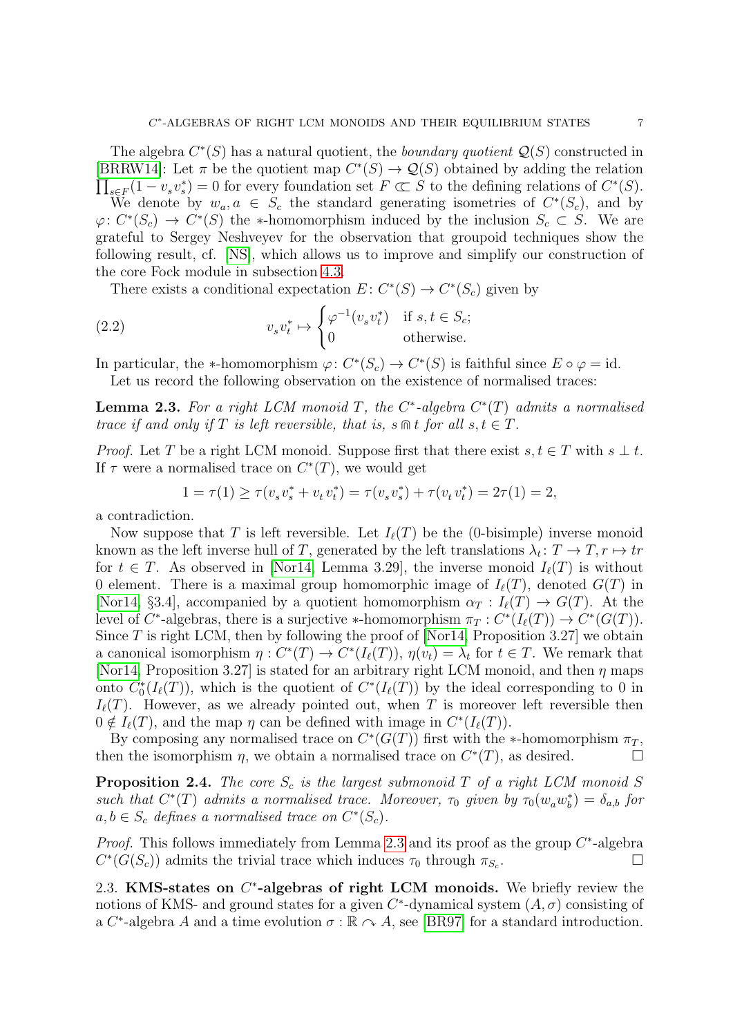The algebra $C^*(S)$ has a natural quotient, the *boundary quotient* $\mathcal{Q}(S)$ constructed in [BRRW14]: Let $\pi$ be the quotient map $C^*(S) \to \mathcal{Q}(S)$ obtained by adding the relation $\prod_{s\in F}(1 - v_s v_s^*) = 0$ for every foundation set $F \subset\subset S$ to the defining relations of $C^*(S)$.

We denote by $w_a, a \in S_c$ the standard generating isometries of $C^*(S_c)$, and by $\varphi\colon C^*(S_c) \to C^*(S)$ the $*$-homomorphism induced by the inclusion $S_c \subset S$. We are grateful to Sergey Neshveyev for the observation that groupoid techniques show the following result, cf. [NS], which allows us to improve and simplify our construction of the core Fock module in subsection 4.3.

There exists a conditional expectation $E\colon C^*(S) \to C^*(S_c)$ given by

$$v_s v_t^* \mapsto \begin{cases} \varphi^{-1}(v_s v_t^*) & \text{if } s, t \in S_c; \\ 0 & \text{otherwise.} \end{cases} \tag{2.2}$$

In particular, the $*$-homomorphism $\varphi\colon C^*(S_c) \to C^*(S)$ is faithful since $E \circ \varphi = \text{id}$.

Let us record the following observation on the existence of normalised traces:

**Lemma 2.3.** *For a right LCM monoid $T$, the $C^*$-algebra $C^*(T)$ admits a normalised trace if and only if $T$ is left reversible, that is, $s \Cap t$ for all $s, t \in T$.*

*Proof.* Let $T$ be a right LCM monoid. Suppose first that there exist $s, t \in T$ with $s \perp t$. If $\tau$ were a normalised trace on $C^*(T)$, we would get

$$1 = \tau(1) \geq \tau(v_s v_s^* + v_t v_t^*) = \tau(v_s v_s^*) + \tau(v_t v_t^*) = 2\tau(1) = 2,$$

a contradiction.

Now suppose that $T$ is left reversible. Let $I_\ell(T)$ be the (0-bisimple) inverse monoid known as the left inverse hull of $T$, generated by the left translations $\lambda_t\colon T \to T, r \mapsto tr$ for $t \in T$. As observed in [Nor14, Lemma 3.29], the inverse monoid $I_\ell(T)$ is without 0 element. There is a maximal group homomorphic image of $I_\ell(T)$, denoted $G(T)$ in [Nor14, §3.4], accompanied by a quotient homomorphism $\alpha_T : I_\ell(T) \to G(T)$. At the level of $C^*$-algebras, there is a surjective $*$-homomorphism $\pi_T : C^*(I_\ell(T)) \to C^*(G(T))$. Since $T$ is right LCM, then by following the proof of [Nor14, Proposition 3.27] we obtain a canonical isomorphism $\eta : C^*(T) \to C^*(I_\ell(T))$, $\eta(v_t) = \lambda_t$ for $t \in T$. We remark that [Nor14, Proposition 3.27] is stated for an arbitrary right LCM monoid, and then $\eta$ maps onto $C_0^*(I_\ell(T))$, which is the quotient of $C^*(I_\ell(T))$ by the ideal corresponding to 0 in $I_\ell(T)$. However, as we already pointed out, when $T$ is moreover left reversible then $0 \notin I_\ell(T)$, and the map $\eta$ can be defined with image in $C^*(I_\ell(T))$.

By composing any normalised trace on $C^*(G(T))$ first with the $*$-homomorphism $\pi_T$, then the isomorphism $\eta$, we obtain a normalised trace on $C^*(T)$, as desired. $\square$

**Proposition 2.4.** *The core $S_c$ is the largest submonoid $T$ of a right LCM monoid $S$ such that $C^*(T)$ admits a normalised trace. Moreover, $\tau_0$ given by $\tau_0(w_a w_b^*) = \delta_{a,b}$ for $a, b \in S_c$ defines a normalised trace on $C^*(S_c)$.*

*Proof.* This follows immediately from Lemma 2.3 and its proof as the group $C^*$-algebra $C^*(G(S_c))$ admits the trivial trace which induces $\tau_0$ through $\pi_{S_c}$. $\square$

2.3. **KMS-states on $C^*$-algebras of right LCM monoids.** We briefly review the notions of KMS- and ground states for a given $C^*$-dynamical system $(A, \sigma)$ consisting of a $C^*$-algebra $A$ and a time evolution $\sigma : \mathbb{R} \curvearrowright A$, see [BR97] for a standard introduction.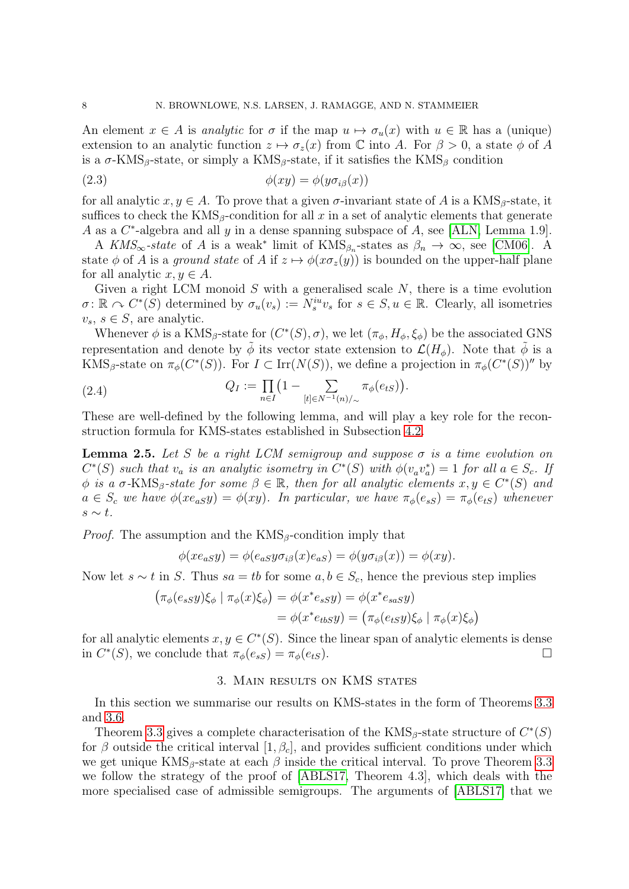An element $x \in A$ is *analytic* for $\sigma$ if the map $u \mapsto \sigma_u(x)$ with $u \in \mathbb{R}$ has a (unique) extension to an analytic function $z \mapsto \sigma_z(x)$ from $\mathbb{C}$ into $A$. For $\beta > 0$, a state $\phi$ of $A$ is a $\sigma$-KMS$_\beta$-state, or simply a KMS$_\beta$-state, if it satisfies the KMS$_\beta$ condition

$$\phi(xy) = \phi(y\sigma_{i\beta}(x)) \tag{2.3}$$

for all analytic $x, y \in A$. To prove that a given $\sigma$-invariant state of $A$ is a KMS$_\beta$-state, it suffices to check the KMS$_\beta$-condition for all $x$ in a set of analytic elements that generate $A$ as a $C^*$-algebra and all $y$ in a dense spanning subspace of $A$, see [ALN, Lemma 1.9].

A *KMS$_\infty$-state* of $A$ is a weak* limit of KMS$_{\beta_n}$-states as $\beta_n \to \infty$, see [CM06]. A state $\phi$ of $A$ is a *ground state* of $A$ if $z \mapsto \phi(x\sigma_z(y))$ is bounded on the upper-half plane for all analytic $x, y \in A$.

Given a right LCM monoid $S$ with a generalised scale $N$, there is a time evolution $\sigma\colon \mathbb{R} \curvearrowright C^*(S)$ determined by $\sigma_u(v_s) := N_s^{iu} v_s$ for $s \in S, u \in \mathbb{R}$. Clearly, all isometries $v_s$, $s \in S$, are analytic.

Whenever $\phi$ is a KMS$_\beta$-state for $(C^*(S), \sigma)$, we let $(\pi_\phi, H_\phi, \xi_\phi)$ be the associated GNS representation and denote by $\tilde{\phi}$ its vector state extension to $\mathcal{L}(H_\phi)$. Note that $\tilde{\phi}$ is a KMS$_\beta$-state on $\pi_\phi(C^*(S))$. For $I \subset \operatorname{Irr}(N(S))$, we define a projection in $\pi_\phi(C^*(S))''$ by

$$Q_I := \prod_{n \in I} \big(1 - \sum_{[t] \in N^{-1}(n)/_\sim} \pi_\phi(e_{tS})\big). \tag{2.4}$$

These are well-defined by the following lemma, and will play a key role for the reconstruction formula for KMS-states established in Subsection 4.2.

**Lemma 2.5.** *Let $S$ be a right LCM semigroup and suppose $\sigma$ is a time evolution on $C^*(S)$ such that $v_a$ is an analytic isometry in $C^*(S)$ with $\phi(v_a v_a^*) = 1$ for all $a \in S_c$. If $\phi$ is a $\sigma$-KMS$_\beta$-state for some $\beta \in \mathbb{R}$, then for all analytic elements $x, y \in C^*(S)$ and $a \in S_c$ we have $\phi(xe_{aS}y) = \phi(xy)$. In particular, we have $\pi_\phi(e_{sS}) = \pi_\phi(e_{tS})$ whenever $s \sim t$.*

*Proof.* The assumption and the KMS$_\beta$-condition imply that

$$\phi(xe_{aS}y) = \phi(e_{aS}y\sigma_{i\beta}(x)e_{aS}) = \phi(y\sigma_{i\beta}(x)) = \phi(xy).$$

Now let $s \sim t$ in $S$. Thus $sa = tb$ for some $a, b \in S_c$, hence the previous step implies

$$\begin{aligned}
\big(\pi_\phi(e_{sS}y)\xi_\phi \mid \pi_\phi(x)\xi_\phi\big) &= \phi(x^* e_{sS} y) = \phi(x^* e_{saS} y) \\
&= \phi(x^* e_{tbS} y) = \big(\pi_\phi(e_{tS}y)\xi_\phi \mid \pi_\phi(x)\xi_\phi\big)
\end{aligned}$$

for all analytic elements $x, y \in C^*(S)$. Since the linear span of analytic elements is dense in $C^*(S)$, we conclude that $\pi_\phi(e_{sS}) = \pi_\phi(e_{tS})$. □

## 3. Main results on KMS states

In this section we summarise our results on KMS-states in the form of Theorems 3.3 and 3.6.

Theorem 3.3 gives a complete characterisation of the KMS$_\beta$-state structure of $C^*(S)$ for $\beta$ outside the critical interval $[1, \beta_c]$, and provides sufficient conditions under which we get unique KMS$_\beta$-state at each $\beta$ inside the critical interval. To prove Theorem 3.3 we follow the strategy of the proof of [ABLS17, Theorem 4.3], which deals with the more specialised case of admissible semigroups. The arguments of [ABLS17] that we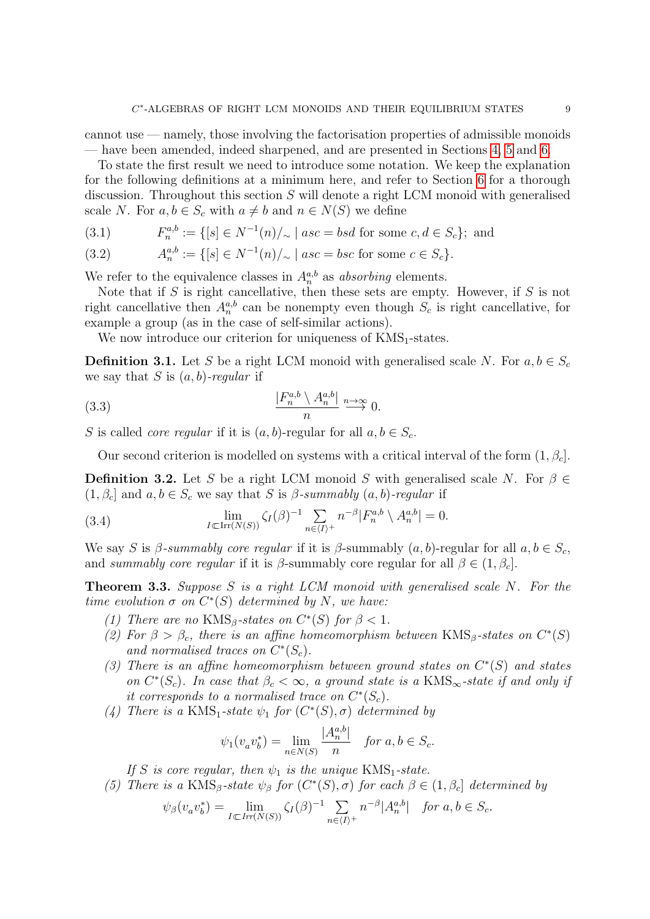cannot use — namely, those involving the factorisation properties of admissible monoids — have been amended, indeed sharpened, and are presented in Sections 4, 5 and 6.

To state the first result we need to introduce some notation. We keep the explanation for the following definitions at a minimum here, and refer to Section 6 for a thorough discussion. Throughout this section $S$ will denote a right LCM monoid with generalised scale $N$. For $a, b \in S_c$ with $a \neq b$ and $n \in N(S)$ we define

$$F_n^{a,b} := \{[s] \in N^{-1}(n)/_\sim \mid asc = bsd \text{ for some } c, d \in S_c\}; \text{ and} \tag{3.1}$$

$$A_n^{a,b} := \{[s] \in N^{-1}(n)/_\sim \mid asc = bsc \text{ for some } c \in S_c\}. \tag{3.2}$$

We refer to the equivalence classes in $A_n^{a,b}$ as *absorbing* elements.

Note that if $S$ is right cancellative, then these sets are empty. However, if $S$ is not right cancellative then $A_n^{a,b}$ can be nonempty even though $S_c$ is right cancellative, for example a group (as in the case of self-similar actions).

We now introduce our criterion for uniqueness of $\mathrm{KMS}_1$-states.

**Definition 3.1.** Let $S$ be a right LCM monoid with generalised scale $N$. For $a, b \in S_c$ we say that $S$ is *$(a,b)$-regular* if

$$\frac{|F_n^{a,b} \setminus A_n^{a,b}|}{n} \overset{n\to\infty}{\longrightarrow} 0. \tag{3.3}$$

$S$ is called *core regular* if it is $(a,b)$-regular for all $a, b \in S_c$.

Our second criterion is modelled on systems with a critical interval of the form $(1, \beta_c]$.

**Definition 3.2.** Let $S$ be a right LCM monoid $S$ with generalised scale $N$. For $\beta \in (1, \beta_c]$ and $a, b \in S_c$ we say that $S$ is *$\beta$-summably $(a,b)$-regular* if

$$\lim_{I \Subset \mathrm{Irr}(N(S))} \zeta_I(\beta)^{-1} \sum_{n \in \langle I \rangle^+} n^{-\beta} |F_n^{a,b} \setminus A_n^{a,b}| = 0. \tag{3.4}$$

We say $S$ is *$\beta$-summably core regular* if it is $\beta$-summably $(a,b)$-regular for all $a, b \in S_c$, and *summably core regular* if it is $\beta$-summably core regular for all $\beta \in (1, \beta_c]$.

**Theorem 3.3.** *Suppose $S$ is a right LCM monoid with generalised scale $N$. For the time evolution $\sigma$ on $C^*(S)$ determined by $N$, we have:*

1. *There are no $\mathrm{KMS}_\beta$-states on $C^*(S)$ for $\beta < 1$.*
2. *For $\beta > \beta_c$, there is an affine homeomorphism between $\mathrm{KMS}_\beta$-states on $C^*(S)$ and normalised traces on $C^*(S_c)$.*
3. *There is an affine homeomorphism between ground states on $C^*(S)$ and states on $C^*(S_c)$. In case that $\beta_c < \infty$, a ground state is a $\mathrm{KMS}_\infty$-state if and only if it corresponds to a normalised trace on $C^*(S_c)$.*
4. *There is a $\mathrm{KMS}_1$-state $\psi_1$ for $(C^*(S), \sigma)$ determined by*
$$\psi_1(v_a v_b^*) = \lim_{n \in N(S)} \frac{|A_n^{a,b}|}{n} \quad \text{for } a, b \in S_c.$$
*If $S$ is core regular, then $\psi_1$ is the unique $\mathrm{KMS}_1$-state.*
5. *There is a $\mathrm{KMS}_\beta$-state $\psi_\beta$ for $(C^*(S), \sigma)$ for each $\beta \in (1, \beta_c]$ determined by*
$$\psi_\beta(v_a v_b^*) = \lim_{I \Subset Irr(N(S))} \zeta_I(\beta)^{-1} \sum_{n \in \langle I \rangle^+} n^{-\beta} |A_n^{a,b}| \quad \text{for } a, b \in S_c.$$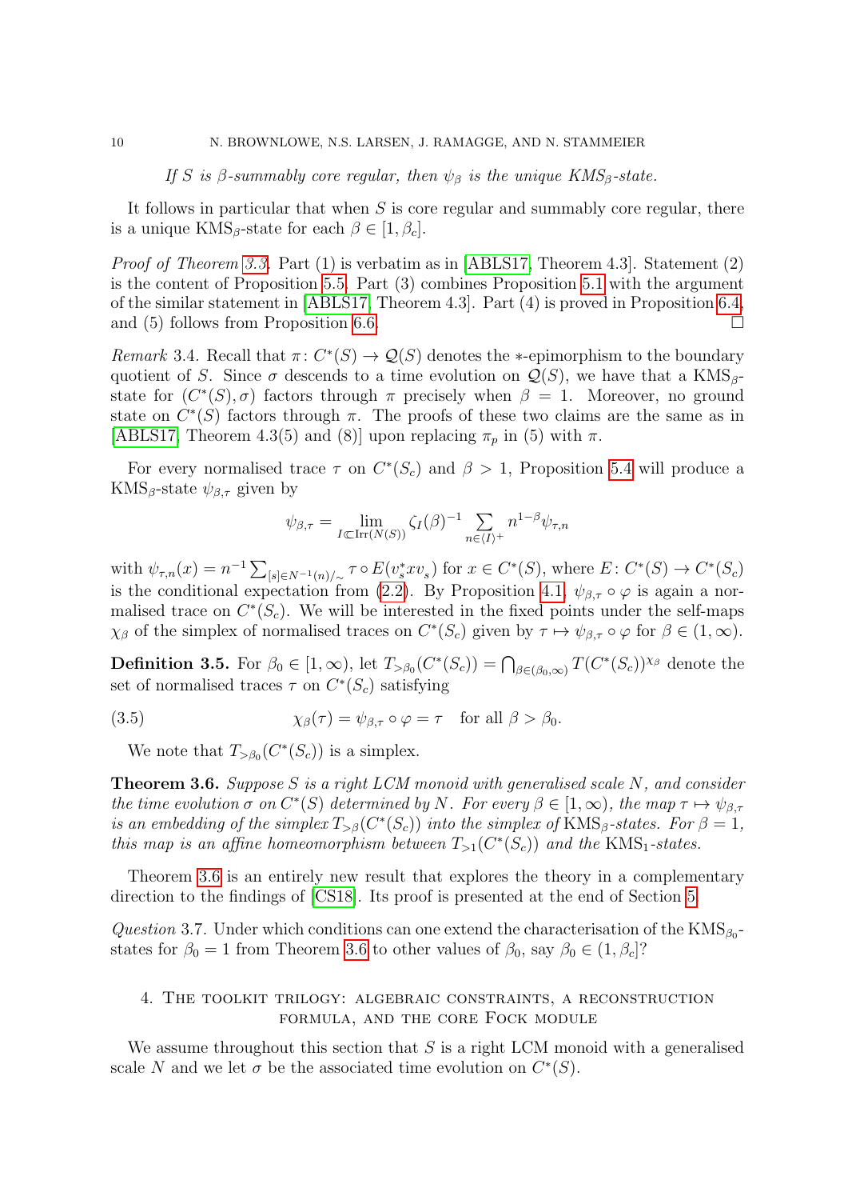*If $S$ is $\beta$-summably core regular, then $\psi_\beta$ is the unique KMS$_\beta$-state.*

It follows in particular that when $S$ is core regular and summably core regular, there is a unique KMS$_\beta$-state for each $\beta \in [1, \beta_c]$.

*Proof of Theorem 3.3.* Part (1) is verbatim as in [ABLS17, Theorem 4.3]. Statement (2) is the content of Proposition 5.5. Part (3) combines Proposition 5.1 with the argument of the similar statement in [ABLS17, Theorem 4.3]. Part (4) is proved in Proposition 6.4, and (5) follows from Proposition 6.6. □

*Remark* 3.4. Recall that $\pi\colon C^*(S) \to \mathcal{Q}(S)$ denotes the $*$-epimorphism to the boundary quotient of $S$. Since $\sigma$ descends to a time evolution on $\mathcal{Q}(S)$, we have that a KMS$_\beta$-state for $(C^*(S), \sigma)$ factors through $\pi$ precisely when $\beta = 1$. Moreover, no ground state on $C^*(S)$ factors through $\pi$. The proofs of these two claims are the same as in [ABLS17, Theorem 4.3(5) and (8)] upon replacing $\pi_p$ in (5) with $\pi$.

For every normalised trace $\tau$ on $C^*(S_c)$ and $\beta > 1$, Proposition 5.4 will produce a KMS$_\beta$-state $\psi_{\beta,\tau}$ given by

$$\psi_{\beta,\tau} = \lim_{I \subset \mathrm{Irr}(N(S))} \zeta_I(\beta)^{-1} \sum_{n \in \langle I \rangle^+} n^{1-\beta} \psi_{\tau,n}$$

with $\psi_{\tau,n}(x) = n^{-1} \sum_{[s] \in N^{-1}(n)/_\sim} \tau \circ E(v_s^* x v_s)$ for $x \in C^*(S)$, where $E\colon C^*(S) \to C^*(S_c)$ is the conditional expectation from (2.2). By Proposition 4.1, $\psi_{\beta,\tau} \circ \varphi$ is again a normalised trace on $C^*(S_c)$. We will be interested in the fixed points under the self-maps $\chi_\beta$ of the simplex of normalised traces on $C^*(S_c)$ given by $\tau \mapsto \psi_{\beta,\tau} \circ \varphi$ for $\beta \in (1, \infty)$.

**Definition 3.5.** For $\beta_0 \in [1, \infty)$, let $T_{>\beta_0}(C^*(S_c)) = \bigcap_{\beta \in (\beta_0, \infty)} T(C^*(S_c))^{\chi_\beta}$ denote the set of normalised traces $\tau$ on $C^*(S_c)$ satisfying

$$\chi_\beta(\tau) = \psi_{\beta,\tau} \circ \varphi = \tau \quad \text{for all } \beta > \beta_0. \tag{3.5}$$

We note that $T_{>\beta_0}(C^*(S_c))$ is a simplex.

**Theorem 3.6.** *Suppose $S$ is a right LCM monoid with generalised scale $N$, and consider the time evolution $\sigma$ on $C^*(S)$ determined by $N$. For every $\beta \in [1, \infty)$, the map $\tau \mapsto \psi_{\beta,\tau}$ is an embedding of the simplex $T_{>\beta}(C^*(S_c))$ into the simplex of* KMS$_\beta$*-states. For $\beta = 1$, this map is an affine homeomorphism between $T_{>1}(C^*(S_c))$ and the* KMS$_1$*-states.*

Theorem 3.6 is an entirely new result that explores the theory in a complementary direction to the findings of [CS18]. Its proof is presented at the end of Section 5.

*Question* 3.7. Under which conditions can one extend the characterisation of the KMS$_{\beta_0}$-states for $\beta_0 = 1$ from Theorem 3.6 to other values of $\beta_0$, say $\beta_0 \in (1, \beta_c]$?

## 4. The toolkit trilogy: algebraic constraints, a reconstruction formula, and the core Fock module

We assume throughout this section that $S$ is a right LCM monoid with a generalised scale $N$ and we let $\sigma$ be the associated time evolution on $C^*(S)$.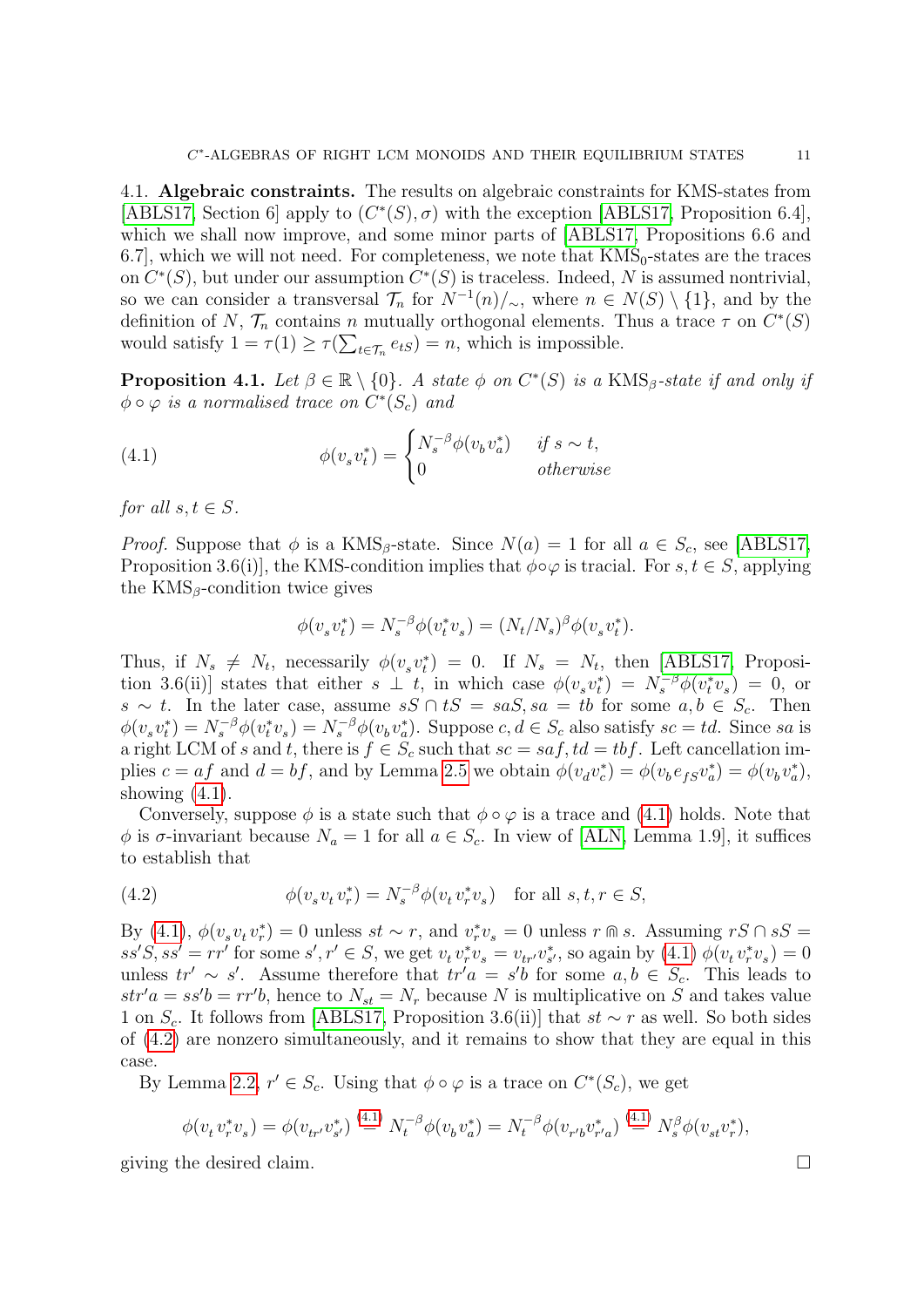### 4.1. Algebraic constraints.

The results on algebraic constraints for KMS-states from [ABLS17, Section 6] apply to $(C^*(S), \sigma)$ with the exception [ABLS17, Proposition 6.4], which we shall now improve, and some minor parts of [ABLS17, Propositions 6.6 and 6.7], which we will not need. For completeness, we note that $\mathrm{KMS}_0$-states are the traces on $C^*(S)$, but under our assumption $C^*(S)$ is traceless. Indeed, $N$ is assumed nontrivial, so we can consider a transversal $\mathcal{T}_n$ for $N^{-1}(n)/_\sim$, where $n \in N(S) \setminus \{1\}$, and by the definition of $N$, $\mathcal{T}_n$ contains $n$ mutually orthogonal elements. Thus a trace $\tau$ on $C^*(S)$ would satisfy $1 = \tau(1) \geq \tau(\sum_{t \in \mathcal{T}_n} e_{tS}) = n$, which is impossible.

**Proposition 4.1.** *Let $\beta \in \mathbb{R} \setminus \{0\}$. A state $\phi$ on $C^*(S)$ is a $\mathrm{KMS}_\beta$-state if and only if $\phi \circ \varphi$ is a normalised trace on $C^*(S_c)$ and*

$$\phi(v_s v_t^*) = \begin{cases} N_s^{-\beta}\phi(v_b v_a^*) & \text{if } s \sim t, \\ 0 & \text{otherwise} \end{cases} \tag{4.1}$$

*for all $s, t \in S$.*

*Proof.* Suppose that $\phi$ is a $\mathrm{KMS}_\beta$-state. Since $N(a) = 1$ for all $a \in S_c$, see [ABLS17, Proposition 3.6(i)], the KMS-condition implies that $\phi \circ \varphi$ is tracial. For $s, t \in S$, applying the $\mathrm{KMS}_\beta$-condition twice gives

$$\phi(v_s v_t^*) = N_s^{-\beta}\phi(v_t^* v_s) = (N_t/N_s)^\beta \phi(v_s v_t^*).$$

Thus, if $N_s \neq N_t$, necessarily $\phi(v_s v_t^*) = 0$. If $N_s = N_t$, then [ABLS17, Proposition 3.6(ii)] states that either $s \perp t$, in which case $\phi(v_s v_t^*) = N_s^{-\beta}\phi(v_t^* v_s) = 0$, or $s \sim t$. In the later case, assume $sS \cap tS = saS, sa = tb$ for some $a, b \in S_c$. Then $\phi(v_s v_t^*) = N_s^{-\beta}\phi(v_t^* v_s) = N_s^{-\beta}\phi(v_b v_a^*)$. Suppose $c, d \in S_c$ also satisfy $sc = td$. Since $sa$ is a right LCM of $s$ and $t$, there is $f \in S_c$ such that $sc = saf, td = tbf$. Left cancellation implies $c = af$ and $d = bf$, and by Lemma 2.5 we obtain $\phi(v_d v_c^*) = \phi(v_b e_{fS} v_a^*) = \phi(v_b v_a^*)$, showing (4.1).

Conversely, suppose $\phi$ is a state such that $\phi \circ \varphi$ is a trace and (4.1) holds. Note that $\phi$ is $\sigma$-invariant because $N_a = 1$ for all $a \in S_c$. In view of [ALN, Lemma 1.9], it suffices to establish that

$$\phi(v_s v_t v_r^*) = N_s^{-\beta}\phi(v_t v_r^* v_s) \quad \text{for all } s, t, r \in S, \tag{4.2}$$

By (4.1), $\phi(v_s v_t v_r^*) = 0$ unless $st \sim r$, and $v_r^* v_s = 0$ unless $r \Cap s$. Assuming $rS \cap sS = ss'S, ss' = rr'$ for some $s', r' \in S$, we get $v_t v_r^* v_s = v_{tr'} v_{s'}^*$, so again by (4.1) $\phi(v_t v_r^* v_s) = 0$ unless $tr' \sim s'$. Assume therefore that $tr'a = s'b$ for some $a, b \in S_c$. This leads to $str'a = ss'b = rr'b$, hence to $N_{st} = N_r$ because $N$ is multiplicative on $S$ and takes value 1 on $S_c$. It follows from [ABLS17, Proposition 3.6(ii)] that $st \sim r$ as well. So both sides of (4.2) are nonzero simultaneously, and it remains to show that they are equal in this case.

By Lemma 2.2, $r' \in S_c$. Using that $\phi \circ \varphi$ is a trace on $C^*(S_c)$, we get

$$\phi(v_t v_r^* v_s) = \phi(v_{tr'} v_{s'}^*) \overset{(4.1)}{=} N_t^{-\beta}\phi(v_b v_a^*) = N_t^{-\beta}\phi(v_{r'b} v_{r'a}^*) \overset{(4.1)}{=} N_s^{\beta}\phi(v_{st} v_r^*),$$

giving the desired claim. $\square$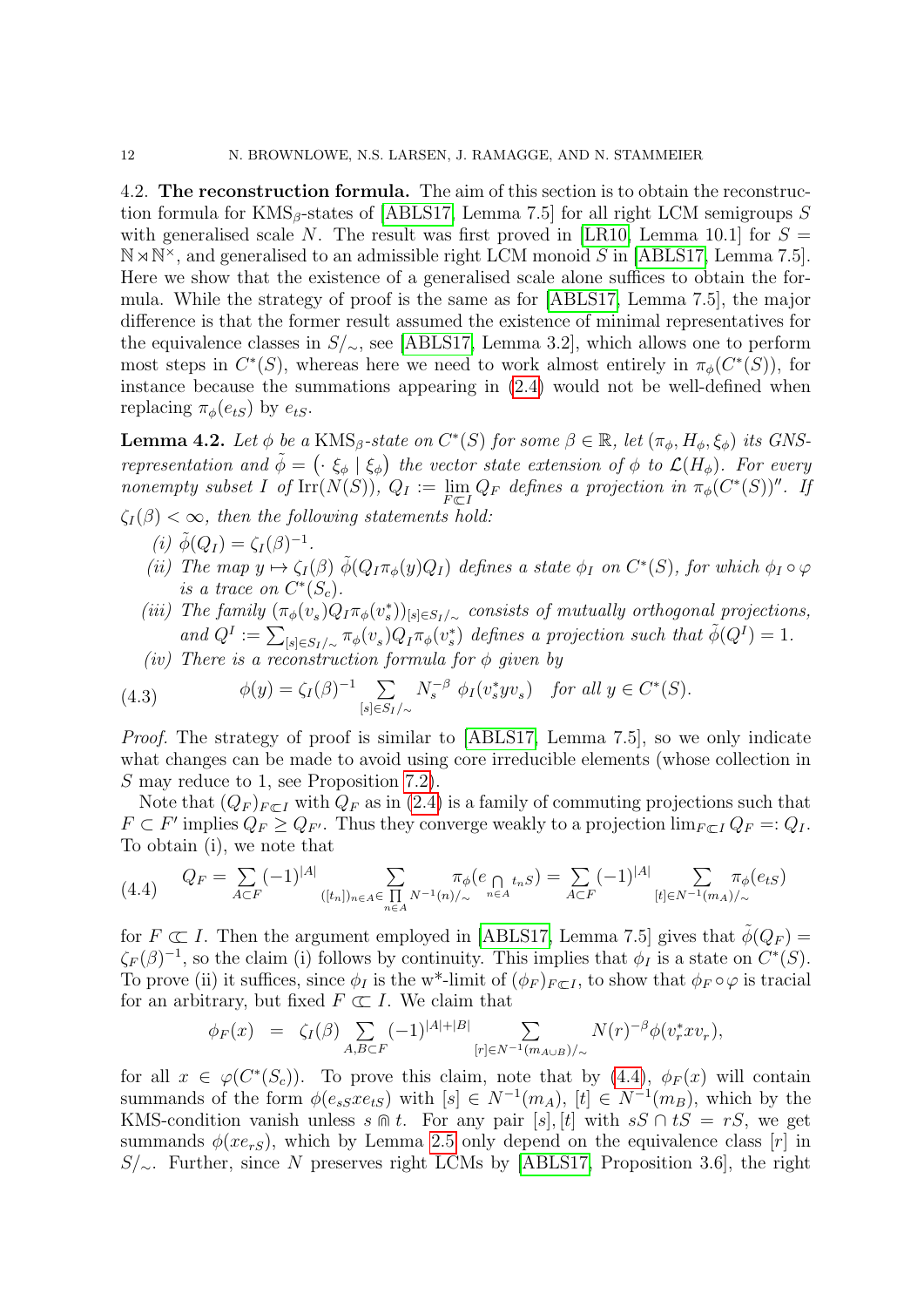**4.2. The reconstruction formula.** The aim of this section is to obtain the reconstruction formula for $\mathrm{KMS}_\beta$-states of [ABLS17, Lemma 7.5] for all right LCM semigroups $S$ with generalised scale $N$. The result was first proved in [LR10, Lemma 10.1] for $S = \mathbb{N} \rtimes \mathbb{N}^\times$, and generalised to an admissible right LCM monoid $S$ in [ABLS17, Lemma 7.5]. Here we show that the existence of a generalised scale alone suffices to obtain the formula. While the strategy of proof is the same as for [ABLS17, Lemma 7.5], the major difference is that the former result assumed the existence of minimal representatives for the equivalence classes in $S/_\sim$, see [ABLS17, Lemma 3.2], which allows one to perform most steps in $C^*(S)$, whereas here we need to work almost entirely in $\pi_\phi(C^*(S))$, for instance because the summations appearing in (2.4) would not be well-defined when replacing $\pi_\phi(e_{tS})$ by $e_{tS}$.

**Lemma 4.2.** *Let $\phi$ be a $\mathrm{KMS}_\beta$-state on $C^*(S)$ for some $\beta \in \mathbb{R}$, let $(\pi_\phi, H_\phi, \xi_\phi)$ its GNS-representation and $\tilde{\phi} = \big(\cdot\ \xi_\phi \mid \xi_\phi\big)$ the vector state extension of $\phi$ to $\mathcal{L}(H_\phi)$. For every nonempty subset $I$ of $\mathrm{Irr}(N(S))$, $Q_I := \lim\limits_{F \Subset I} Q_F$ defines a projection in $\pi_\phi(C^*(S))''$. If $\zeta_I(\beta) < \infty$, then the following statements hold:*

*(i) $\tilde{\phi}(Q_I) = \zeta_I(\beta)^{-1}$.*

*(ii) The map $y \mapsto \zeta_I(\beta)\ \tilde{\phi}(Q_I \pi_\phi(y) Q_I)$ defines a state $\phi_I$ on $C^*(S)$, for which $\phi_I \circ \varphi$ is a trace on $C^*(S_c)$.*

*(iii) The family $(\pi_\phi(v_s) Q_I \pi_\phi(v_s^*))_{[s] \in S_I/_\sim}$ consists of mutually orthogonal projections, and $Q^I := \sum_{[s] \in S_I/_\sim} \pi_\phi(v_s) Q_I \pi_\phi(v_s^*)$ defines a projection such that $\tilde{\phi}(Q^I) = 1$.*

*(iv) There is a reconstruction formula for $\phi$ given by*

$$\phi(y) = \zeta_I(\beta)^{-1} \sum_{[s] \in S_I/_\sim} N_s^{-\beta}\ \phi_I(v_s^* y v_s) \quad \text{for all } y \in C^*(S). \tag{4.3}$$

*Proof.* The strategy of proof is similar to [ABLS17, Lemma 7.5], so we only indicate what changes can be made to avoid using core irreducible elements (whose collection in $S$ may reduce to 1, see Proposition 7.2).

Note that $(Q_F)_{F \Subset I}$ with $Q_F$ as in (2.4) is a family of commuting projections such that $F \subset F'$ implies $Q_F \geq Q_{F'}$. Thus they converge weakly to a projection $\lim_{F \Subset I} Q_F =: Q_I$. To obtain (i), we note that

$$Q_F = \sum_{A \subset F} (-1)^{|A|} \sum_{([t_n])_{n \in A} \in \prod\limits_{n \in A} N^{-1}(n)/_\sim} \pi_\phi(e_{\bigcap\limits_{n \in A} t_n S}) = \sum_{A \subset F} (-1)^{|A|} \sum_{[t] \in N^{-1}(m_A)/_\sim} \pi_\phi(e_{tS}) \tag{4.4}$$

for $F \Subset I$. Then the argument employed in [ABLS17, Lemma 7.5] gives that $\tilde{\phi}(Q_F) = \zeta_F(\beta)^{-1}$, so the claim (i) follows by continuity. This implies that $\phi_I$ is a state on $C^*(S)$. To prove (ii) it suffices, since $\phi_I$ is the w\*-limit of $(\phi_F)_{F \Subset I}$, to show that $\phi_F \circ \varphi$ is tracial for an arbitrary, but fixed $F \Subset I$. We claim that

$$\phi_F(x) \;\; = \;\; \zeta_I(\beta) \sum_{A,B \subset F} (-1)^{|A|+|B|} \sum_{[r] \in N^{-1}(m_{A \cup B})/_\sim} N(r)^{-\beta} \phi(v_r^* x v_r),$$

for all $x \in \varphi(C^*(S_c))$. To prove this claim, note that by (4.4), $\phi_F(x)$ will contain summands of the form $\phi(e_{sS} x e_{tS})$ with $[s] \in N^{-1}(m_A)$, $[t] \in N^{-1}(m_B)$, which by the KMS-condition vanish unless $s \Cap t$. For any pair $[s], [t]$ with $sS \cap tS = rS$, we get summands $\phi(x e_{rS})$, which by Lemma 2.5 only depend on the equivalence class $[r]$ in $S/_\sim$. Further, since $N$ preserves right LCMs by [ABLS17, Proposition 3.6], the right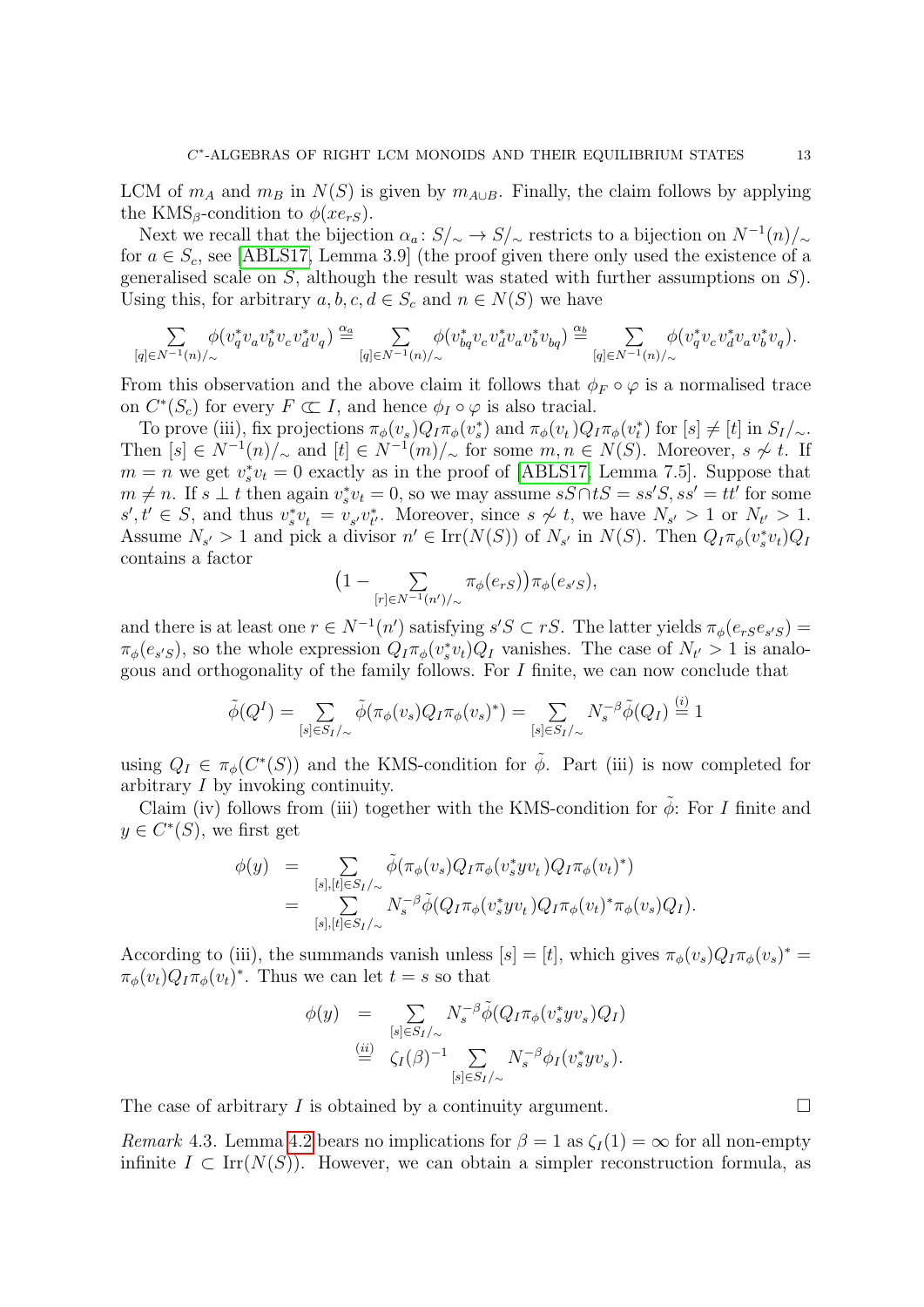LCM of $m_A$ and $m_B$ in $N(S)$ is given by $m_{A\cup B}$. Finally, the claim follows by applying the KMS$_\beta$-condition to $\phi(xe_{rS})$.

Next we recall that the bijection $\alpha_a\colon S/_\sim \to S/_\sim$ restricts to a bijection on $N^{-1}(n)/_\sim$ for $a \in S_c$, see [ABLS17, Lemma 3.9] (the proof given there only used the existence of a generalised scale on $S$, although the result was stated with further assumptions on $S$). Using this, for arbitrary $a,b,c,d \in S_c$ and $n \in N(S)$ we have

$$\sum_{[q]\in N^{-1}(n)/_\sim} \phi(v_q^*v_av_b^*v_cv_d^*v_q) \overset{\alpha_a}{=} \sum_{[q]\in N^{-1}(n)/_\sim} \phi(v_{bq}^*v_cv_d^*v_av_b^*v_{bq}) \overset{\alpha_b}{=} \sum_{[q]\in N^{-1}(n)/_\sim} \phi(v_q^*v_cv_d^*v_av_b^*v_q).$$

From this observation and the above claim it follows that $\phi_F\circ\varphi$ is a normalised trace on $C^*(S_c)$ for every $F \Subset I$, and hence $\phi_I\circ\varphi$ is also tracial.

To prove (iii), fix projections $\pi_\phi(v_s)Q_I\pi_\phi(v_s^*)$ and $\pi_\phi(v_t)Q_I\pi_\phi(v_t^*)$ for $[s]\neq[t]$ in $S_I/_\sim$. Then $[s]\in N^{-1}(n)/_\sim$ and $[t]\in N^{-1}(m)/_\sim$ for some $m,n\in N(S)$. Moreover, $s\not\sim t$. If $m=n$ we get $v_s^*v_t = 0$ exactly as in the proof of [ABLS17, Lemma 7.5]. Suppose that $m\neq n$. If $s\perp t$ then again $v_s^*v_t=0$, so we may assume $sS\cap tS = ss'S, ss'=tt'$ for some $s',t'\in S$, and thus $v_s^*v_t = v_{s'}v_{t'}^*$. Moreover, since $s\not\sim t$, we have $N_{s'}>1$ or $N_{t'}>1$. Assume $N_{s'}>1$ and pick a divisor $n'\in \mathrm{Irr}(N(S))$ of $N_{s'}$ in $N(S)$. Then $Q_I\pi_\phi(v_s^*v_t)Q_I$ contains a factor

$$\big(1-\sum_{[r]\in N^{-1}(n')/_\sim}\pi_\phi(e_{rS})\big)\pi_\phi(e_{s'S}),$$

and there is at least one $r\in N^{-1}(n')$ satisfying $s'S\subset rS$. The latter yields $\pi_\phi(e_{rS}e_{s'S}) = \pi_\phi(e_{s'S})$, so the whole expression $Q_I\pi_\phi(v_s^*v_t)Q_I$ vanishes. The case of $N_{t'}>1$ is analogous and orthogonality of the family follows. For $I$ finite, we can now conclude that

$$\tilde\phi(Q^I) = \sum_{[s]\in S_I/_\sim}\tilde\phi(\pi_\phi(v_s)Q_I\pi_\phi(v_s)^*) = \sum_{[s]\in S_I/_\sim} N_s^{-\beta}\tilde\phi(Q_I) \overset{(i)}{=} 1$$

using $Q_I\in\pi_\phi(C^*(S))$ and the KMS-condition for $\tilde\phi$. Part (iii) is now completed for arbitrary $I$ by invoking continuity.

Claim (iv) follows from (iii) together with the KMS-condition for $\tilde\phi$: For $I$ finite and $y\in C^*(S)$, we first get

$$\begin{aligned}
\phi(y) &= \sum_{[s],[t]\in S_I/_\sim}\tilde\phi(\pi_\phi(v_s)Q_I\pi_\phi(v_s^*yv_t)Q_I\pi_\phi(v_t)^*)\\
&= \sum_{[s],[t]\in S_I/_\sim} N_s^{-\beta}\tilde\phi(Q_I\pi_\phi(v_s^*yv_t)Q_I\pi_\phi(v_t)^*\pi_\phi(v_s)Q_I).
\end{aligned}$$

According to (iii), the summands vanish unless $[s]=[t]$, which gives $\pi_\phi(v_s)Q_I\pi_\phi(v_s)^* = \pi_\phi(v_t)Q_I\pi_\phi(v_t)^*$. Thus we can let $t=s$ so that

$$\begin{aligned}
\phi(y) &= \sum_{[s]\in S_I/_\sim} N_s^{-\beta}\tilde\phi(Q_I\pi_\phi(v_s^*yv_s)Q_I)\\
&\overset{(ii)}{=} \zeta_I(\beta)^{-1}\sum_{[s]\in S_I/_\sim} N_s^{-\beta}\phi_I(v_s^*yv_s).
\end{aligned}$$

The case of arbitrary $I$ is obtained by a continuity argument. $\square$

*Remark* 4.3. Lemma 4.2 bears no implications for $\beta=1$ as $\zeta_I(1)=\infty$ for all non-empty infinite $I\subset \mathrm{Irr}(N(S))$. However, we can obtain a simpler reconstruction formula, as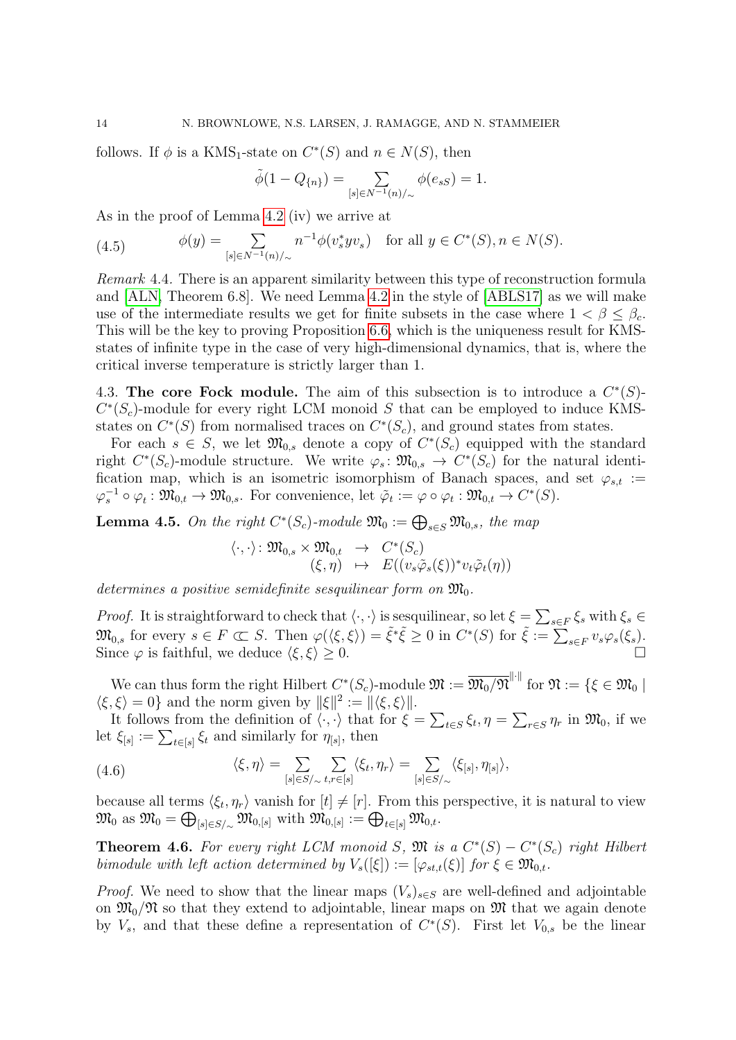follows. If $\phi$ is a KMS$_1$-state on $C^*(S)$ and $n \in N(S)$, then

$$\tilde{\phi}(1 - Q_{\{n\}}) = \sum_{[s] \in N^{-1}(n)/\sim} \phi(e_{sS}) = 1.$$

As in the proof of Lemma 4.2 (iv) we arrive at

$$\phi(y) = \sum_{[s] \in N^{-1}(n)/\sim} n^{-1} \phi(v_s^* y v_s) \quad \text{for all } y \in C^*(S), n \in N(S). \tag{4.5}$$

*Remark* 4.4. There is an apparent similarity between this type of reconstruction formula and [ALN, Theorem 6.8]. We need Lemma 4.2 in the style of [ABLS17] as we will make use of the intermediate results we get for finite subsets in the case where $1 < \beta \leq \beta_c$. This will be the key to proving Proposition 6.6, which is the uniqueness result for KMS-states of infinite type in the case of very high-dimensional dynamics, that is, where the critical inverse temperature is strictly larger than 1.

4.3. **The core Fock module.** The aim of this subsection is to introduce a $C^*(S)$-$C^*(S_c)$-module for every right LCM monoid $S$ that can be employed to induce KMS-states on $C^*(S)$ from normalised traces on $C^*(S_c)$, and ground states from states.

For each $s \in S$, we let $\mathfrak{M}_{0,s}$ denote a copy of $C^*(S_c)$ equipped with the standard right $C^*(S_c)$-module structure. We write $\varphi_s \colon \mathfrak{M}_{0,s} \to C^*(S_c)$ for the natural identification map, which is an isometric isomorphism of Banach spaces, and set $\varphi_{s,t} := \varphi_s^{-1} \circ \varphi_t : \mathfrak{M}_{0,t} \to \mathfrak{M}_{0,s}$. For convenience, let $\tilde{\varphi}_t := \varphi \circ \varphi_t : \mathfrak{M}_{0,t} \to C^*(S)$.

**Lemma 4.5.** *On the right $C^*(S_c)$-module $\mathfrak{M}_0 := \bigoplus_{s \in S} \mathfrak{M}_{0,s}$, the map*

$$\begin{array}{rccl} \langle \cdot, \cdot \rangle \colon & \mathfrak{M}_{0,s} \times \mathfrak{M}_{0,t} & \to & C^*(S_c) \\ & (\xi, \eta) & \mapsto & E((v_s \tilde{\varphi}_s(\xi))^* v_t \tilde{\varphi}_t(\eta)) \end{array}$$

*determines a positive semidefinite sesquilinear form on $\mathfrak{M}_0$.*

*Proof.* It is straightforward to check that $\langle \cdot, \cdot \rangle$ is sesquilinear, so let $\xi = \sum_{s \in F} \xi_s$ with $\xi_s \in \mathfrak{M}_{0,s}$ for every $s \in F \subset\subset S$. Then $\varphi(\langle \xi, \xi \rangle) = \tilde{\xi}^* \tilde{\xi} \geq 0$ in $C^*(S)$ for $\tilde{\xi} := \sum_{s \in F} v_s \varphi_s(\xi_s)$. Since $\varphi$ is faithful, we deduce $\langle \xi, \xi \rangle \geq 0$. $\square$

We can thus form the right Hilbert $C^*(S_c)$-module $\mathfrak{M} := \overline{\mathfrak{M}_0/\mathfrak{N}}^{\|\cdot\|}$ for $\mathfrak{N} := \{\xi \in \mathfrak{M}_0 \mid \langle \xi, \xi \rangle = 0\}$ and the norm given by $\|\xi\|^2 := \|\langle \xi, \xi \rangle\|$.

It follows from the definition of $\langle \cdot, \cdot \rangle$ that for $\xi = \sum_{t \in S} \xi_t, \eta = \sum_{r \in S} \eta_r$ in $\mathfrak{M}_0$, if we let $\xi_{[s]} := \sum_{t \in [s]} \xi_t$ and similarly for $\eta_{[s]}$, then

$$\langle \xi, \eta \rangle = \sum_{[s] \in S/\sim} \sum_{t,r \in [s]} \langle \xi_t, \eta_r \rangle = \sum_{[s] \in S/\sim} \langle \xi_{[s]}, \eta_{[s]} \rangle, \tag{4.6}$$

because all terms $\langle \xi_t, \eta_r \rangle$ vanish for $[t] \neq [r]$. From this perspective, it is natural to view $\mathfrak{M}_0$ as $\mathfrak{M}_0 = \bigoplus_{[s] \in S/\sim} \mathfrak{M}_{0,[s]}$ with $\mathfrak{M}_{0,[s]} := \bigoplus_{t \in [s]} \mathfrak{M}_{0,t}$.

**Theorem 4.6.** *For every right LCM monoid $S$, $\mathfrak{M}$ is a $C^*(S) - C^*(S_c)$ right Hilbert bimodule with left action determined by $V_s([\xi]) := [\varphi_{st,t}(\xi)]$ for $\xi \in \mathfrak{M}_{0,t}$.*

*Proof.* We need to show that the linear maps $(V_s)_{s \in S}$ are well-defined and adjointable on $\mathfrak{M}_0/\mathfrak{N}$ so that they extend to adjointable, linear maps on $\mathfrak{M}$ that we again denote by $V_s$, and that these define a representation of $C^*(S)$. First let $V_{0,s}$ be the linear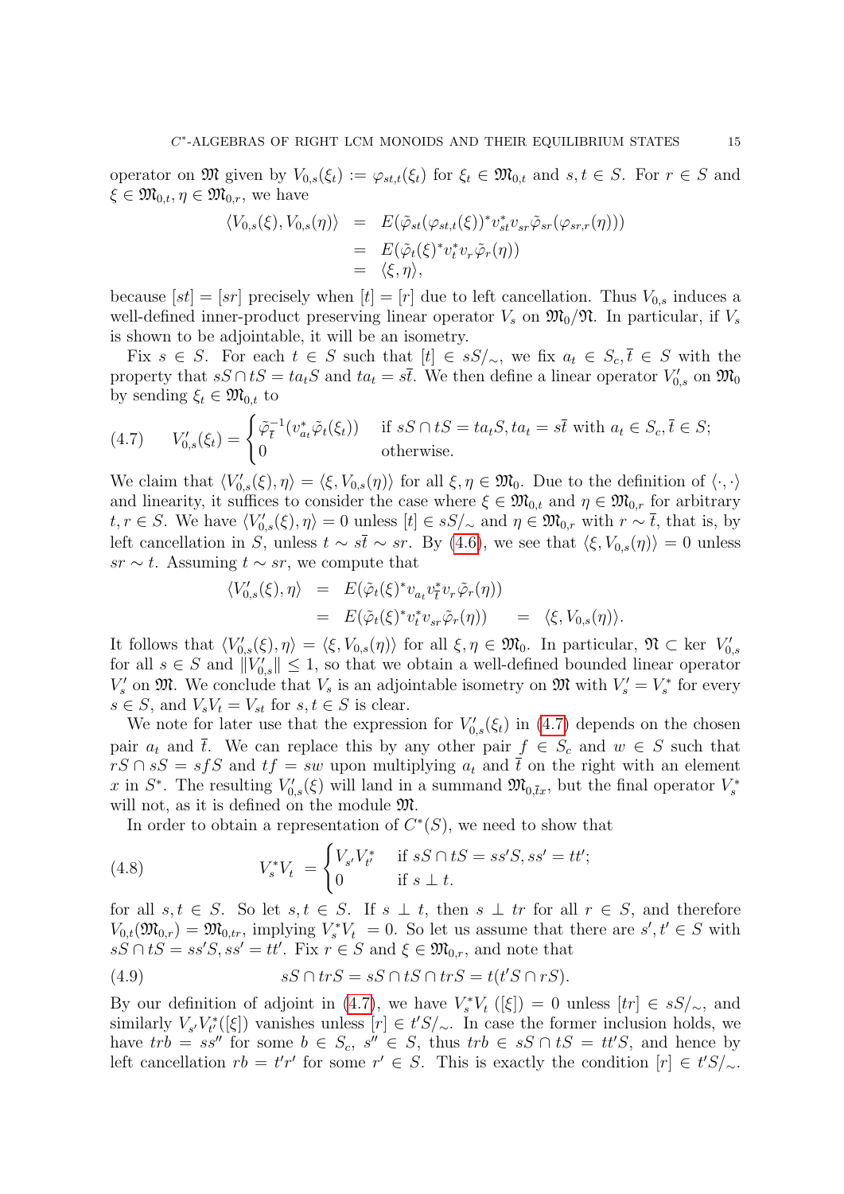operator on $\mathfrak{M}$ given by $V_{0,s}(\xi_t) := \varphi_{st,t}(\xi_t)$ for $\xi_t \in \mathfrak{M}_{0,t}$ and $s,t \in S$. For $r \in S$ and $\xi \in \mathfrak{M}_{0,t}, \eta \in \mathfrak{M}_{0,r}$, we have

$$\begin{aligned}
\langle V_{0,s}(\xi), V_{0,s}(\eta)\rangle &= E(\tilde{\varphi}_{st}(\varphi_{st,t}(\xi))^* v_{st}^* v_{sr} \tilde{\varphi}_{sr}(\varphi_{sr,r}(\eta))) \\
&= E(\tilde{\varphi}_t(\xi)^* v_t^* v_r \tilde{\varphi}_r(\eta)) \\
&= \langle \xi, \eta\rangle,
\end{aligned}$$

because $[st] = [sr]$ precisely when $[t] = [r]$ due to left cancellation. Thus $V_{0,s}$ induces a well-defined inner-product preserving linear operator $V_s$ on $\mathfrak{M}_0/\mathfrak{N}$. In particular, if $V_s$ is shown to be adjointable, it will be an isometry.

Fix $s \in S$. For each $t \in S$ such that $[t] \in sS/_\sim$, we fix $a_t \in S_c, \overline{t} \in S$ with the property that $sS \cap tS = ta_tS$ and $ta_t = s\overline{t}$. We then define a linear operator $V_{0,s}'$ on $\mathfrak{M}_0$ by sending $\xi_t \in \mathfrak{M}_{0,t}$ to

$$V_{0,s}'(\xi_t) = \begin{cases} \tilde{\varphi}_{\overline{t}}^{-1}(v_{a_t}^* \tilde{\varphi}_t(\xi_t)) & \text{if } sS \cap tS = ta_tS, ta_t = s\overline{t} \text{ with } a_t \in S_c, \overline{t} \in S; \\ 0 & \text{otherwise.} \end{cases} \tag{4.7}$$

We claim that $\langle V_{0,s}'(\xi), \eta\rangle = \langle \xi, V_{0,s}(\eta)\rangle$ for all $\xi, \eta \in \mathfrak{M}_0$. Due to the definition of $\langle \cdot, \cdot \rangle$ and linearity, it suffices to consider the case where $\xi \in \mathfrak{M}_{0,t}$ and $\eta \in \mathfrak{M}_{0,r}$ for arbitrary $t, r \in S$. We have $\langle V_{0,s}'(\xi), \eta\rangle = 0$ unless $[t] \in sS/_\sim$ and $\eta \in \mathfrak{M}_{0,r}$ with $r \sim \overline{t}$, that is, by left cancellation in $S$, unless $t \sim s\overline{t} \sim sr$. By (4.6), we see that $\langle \xi, V_{0,s}(\eta)\rangle = 0$ unless $sr \sim t$. Assuming $t \sim sr$, we compute that

$$\begin{aligned}
\langle V_{0,s}'(\xi), \eta\rangle &= E(\tilde{\varphi}_t(\xi)^* v_{a_t} v_{\overline{t}}^* v_r \tilde{\varphi}_r(\eta)) \\
&= E(\tilde{\varphi}_t(\xi)^* v_t^* v_{sr} \tilde{\varphi}_r(\eta)) \quad = \quad \langle \xi, V_{0,s}(\eta)\rangle.
\end{aligned}$$

It follows that $\langle V_{0,s}'(\xi), \eta\rangle = \langle \xi, V_{0,s}(\eta)\rangle$ for all $\xi, \eta \in \mathfrak{M}_0$. In particular, $\mathfrak{N} \subset \ker\, V_{0,s}'$ for all $s \in S$ and $\|V_{0,s}'\| \leq 1$, so that we obtain a well-defined bounded linear operator $V_s'$ on $\mathfrak{M}$. We conclude that $V_s$ is an adjointable isometry on $\mathfrak{M}$ with $V_s' = V_s^*$ for every $s \in S$, and $V_sV_t = V_{st}$ for $s,t \in S$ is clear.

We note for later use that the expression for $V_{0,s}'(\xi_t)$ in (4.7) depends on the chosen pair $a_t$ and $\overline{t}$. We can replace this by any other pair $f \in S_c$ and $w \in S$ such that $rS \cap sS = sfS$ and $tf = sw$ upon multiplying $a_t$ and $\overline{t}$ on the right with an element $x$ in $S^*$. The resulting $V_{0,s}'(\xi)$ will land in a summand $\mathfrak{M}_{0,\overline{t}x}$, but the final operator $V_s^*$ will not, as it is defined on the module $\mathfrak{M}$.

In order to obtain a representation of $C^*(S)$, we need to show that

$$V_s^*V_t = \begin{cases} V_{s'}V_{t'}^* & \text{if } sS \cap tS = ss'S, ss' = tt'; \\ 0 & \text{if } s \perp t. \end{cases} \tag{4.8}$$

for all $s,t \in S$. So let $s,t \in S$. If $s \perp t$, then $s \perp tr$ for all $r \in S$, and therefore $V_{0,t}(\mathfrak{M}_{0,r}) = \mathfrak{M}_{0,tr}$, implying $V_s^*V_t = 0$. So let us assume that there are $s', t' \in S$ with $sS \cap tS = ss'S, ss' = tt'$. Fix $r \in S$ and $\xi \in \mathfrak{M}_{0,r}$, and note that

$$sS \cap trS = sS \cap tS \cap trS = t(t'S \cap rS). \tag{4.9}$$

By our definition of adjoint in (4.7), we have $V_s^*V_t\,([\xi]) = 0$ unless $[tr] \in sS/_\sim$, and similarly $V_{s'}V_{t'}^*([\xi])$ vanishes unless $[r] \in t'S/_\sim$. In case the former inclusion holds, we have $trb = ss''$ for some $b \in S_c$, $s'' \in S$, thus $trb \in sS \cap tS = tt'S$, and hence by left cancellation $rb = t'r'$ for some $r' \in S$. This is exactly the condition $[r] \in t'S/_\sim$.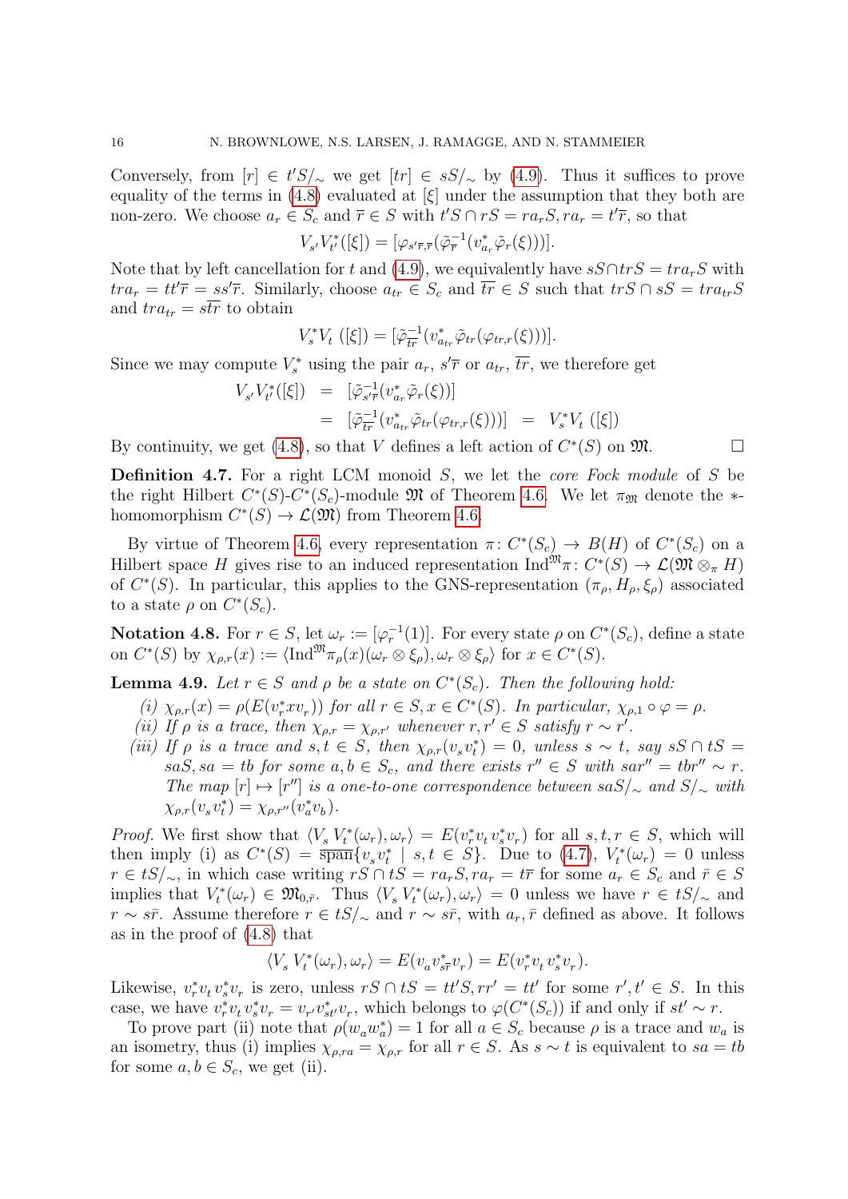Conversely, from $[r] \in t'S/_\sim$ we get $[tr] \in sS/_\sim$ by (4.9). Thus it suffices to prove equality of the terms in (4.8) evaluated at $[\xi]$ under the assumption that they both are non-zero. We choose $a_r \in S_c$ and $\overline{r} \in S$ with $t'S \cap rS = ra_rS, ra_r = t'\overline{r}$, so that

$$V_{s'}V_{t'}^*([\xi]) = [\varphi_{s'\overline{r},\overline{r}}(\tilde{\varphi}_{\overline{r}}^{-1}(v_{a_r}^*\tilde{\varphi}_r(\xi)))].$$

Note that by left cancellation for $t$ and (4.9), we equivalently have $sS \cap trS = tra_rS$ with $tra_r = tt'\overline{r} = ss'\overline{r}$. Similarly, choose $a_{tr} \in S_c$ and $\overline{tr} \in S$ such that $trS \cap sS = tra_{tr}S$ and $tra_{tr} = s\overline{tr}$ to obtain

$$V_s^*V_t\,([\xi]) = [\tilde{\varphi}_{\overline{tr}}^{-1}(v_{a_{tr}}^*\tilde{\varphi}_{tr}(\varphi_{tr,r}(\xi)))].$$

Since we may compute $V_s^*$ using the pair $a_r$, $s'\overline{r}$ or $a_{tr}$, $\overline{tr}$, we therefore get

$$\begin{aligned} V_{s'}V_{t'}^*([\xi]) &= [\tilde{\varphi}_{s'\overline{r}}^{-1}(v_{a_r}^*\tilde{\varphi}_r(\xi))] \\ &= [\tilde{\varphi}_{\overline{tr}}^{-1}(v_{a_{tr}}^*\tilde{\varphi}_{tr}(\varphi_{tr,r}(\xi)))] \;=\; V_s^*V_t\,([\xi]) \end{aligned}$$

By continuity, we get (4.8), so that $V$ defines a left action of $C^*(S)$ on $\mathfrak{M}$. $\square$

**Definition 4.7.** For a right LCM monoid $S$, we let the *core Fock module* of $S$ be the right Hilbert $C^*(S)$-$C^*(S_c)$-module $\mathfrak{M}$ of Theorem 4.6. We let $\pi_{\mathfrak{M}}$ denote the $*$-homomorphism $C^*(S) \to \mathcal{L}(\mathfrak{M})$ from Theorem 4.6.

By virtue of Theorem 4.6, every representation $\pi\colon C^*(S_c) \to B(H)$ of $C^*(S_c)$ on a Hilbert space $H$ gives rise to an induced representation $\mathrm{Ind}^{\mathfrak{M}}\pi\colon C^*(S) \to \mathcal{L}(\mathfrak{M} \otimes_\pi H)$ of $C^*(S)$. In particular, this applies to the GNS-representation $(\pi_\rho, H_\rho, \xi_\rho)$ associated to a state $\rho$ on $C^*(S_c)$.

**Notation 4.8.** For $r \in S$, let $\omega_r := [\varphi_r^{-1}(1)]$. For every state $\rho$ on $C^*(S_c)$, define a state on $C^*(S)$ by $\chi_{\rho,r}(x) := \langle \mathrm{Ind}^{\mathfrak{M}}\pi_\rho(x)(\omega_r \otimes \xi_\rho), \omega_r \otimes \xi_\rho\rangle$ for $x \in C^*(S)$.

**Lemma 4.9.** *Let $r \in S$ and $\rho$ be a state on $C^*(S_c)$. Then the following hold:*

*(i) $\chi_{\rho,r}(x) = \rho(E(v_r^*xv_r))$ for all $r \in S, x \in C^*(S)$. In particular, $\chi_{\rho,1} \circ \varphi = \rho$.*

*(ii) If $\rho$ is a trace, then $\chi_{\rho,r} = \chi_{\rho,r'}$ whenever $r, r' \in S$ satisfy $r \sim r'$.*

*(iii) If $\rho$ is a trace and $s, t \in S$, then $\chi_{\rho,r}(v_s v_t^*) = 0$, unless $s \sim t$, say $sS \cap tS = saS, sa = tb$ for some $a, b \in S_c$, and there exists $r'' \in S$ with $sar'' = tbr'' \sim r$. The map $[r] \mapsto [r'']$ is a one-to-one correspondence between $saS/_\sim$ and $S/_\sim$ with $\chi_{\rho,r}(v_s v_t^*) = \chi_{\rho,r''}(v_a^*v_b)$.*

*Proof.* We first show that $\langle V_s\, V_t^*(\omega_r), \omega_r\rangle = E(v_r^*v_t\, v_s^*v_r)$ for all $s, t, r \in S$, which will then imply (i) as $C^*(S) = \overline{\mathrm{span}}\{v_s v_t^* \mid s, t \in S\}$. Due to (4.7), $V_t^*(\omega_r) = 0$ unless $r \in tS/_\sim$, in which case writing $rS \cap tS = ra_rS, ra_r = t\bar{r}$ for some $a_r \in S_c$ and $\bar{r} \in S$ implies that $V_t^*(\omega_r) \in \mathfrak{M}_{0,\bar{r}}$. Thus $\langle V_s\, V_t^*(\omega_r), \omega_r\rangle = 0$ unless we have $r \in tS/_\sim$ and $r \sim s\bar{r}$. Assume therefore $r \in tS/_\sim$ and $r \sim s\bar{r}$, with $a_r, \bar{r}$ defined as above. It follows as in the proof of (4.8) that

$$\langle V_s\, V_t^*(\omega_r), \omega_r\rangle = E(v_a v_{s\bar{r}}^* v_r) = E(v_r^* v_t\, v_s^* v_r).$$

Likewise, $v_r^*v_t\, v_s^*v_r$ is zero, unless $rS \cap tS = tt'S, rr' = tt'$ for some $r', t' \in S$. In this case, we have $v_r^*v_t\, v_s^*v_r = v_{r'}v_{st'}^*v_r$, which belongs to $\varphi(C^*(S_c))$ if and only if $st' \sim r$.

To prove part (ii) note that $\rho(w_a w_a^*) = 1$ for all $a \in S_c$ because $\rho$ is a trace and $w_a$ is an isometry, thus (i) implies $\chi_{\rho,ra} = \chi_{\rho,r}$ for all $r \in S$. As $s \sim t$ is equivalent to $sa = tb$ for some $a, b \in S_c$, we get (ii).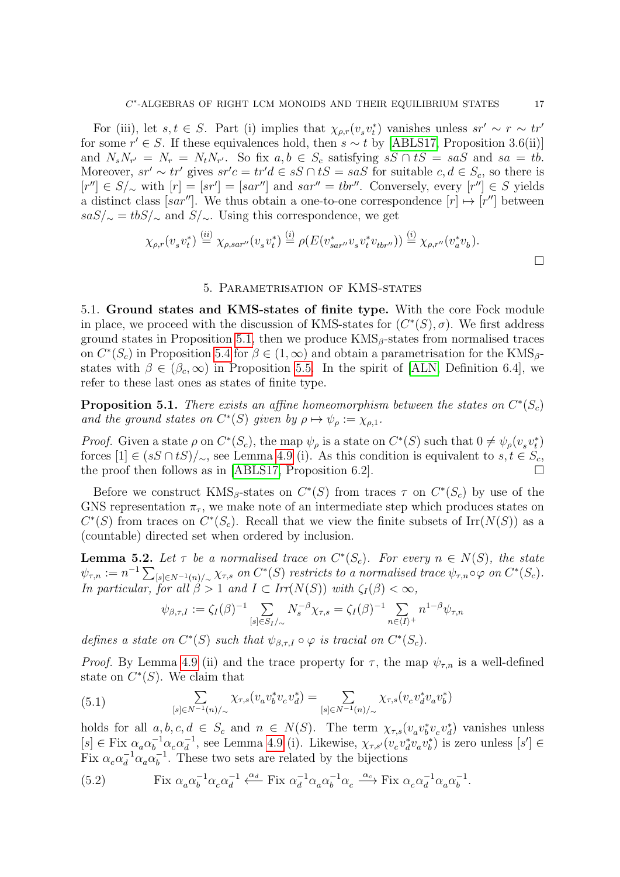For (iii), let $s, t \in S$. Part (i) implies that $\chi_{\rho,r}(v_s v_t^*)$ vanishes unless $sr' \sim r \sim tr'$ for some $r' \in S$. If these equivalences hold, then $s \sim t$ by [ABLS17, Proposition 3.6(ii)] and $N_s N_{r'} = N_r = N_t N_{r'}$. So fix $a, b \in S_c$ satisfying $sS \cap tS = saS$ and $sa = tb$. Moreover, $sr' \sim tr'$ gives $sr'c = tr'd \in sS \cap tS = saS$ for suitable $c, d \in S_c$, so there is $[r''] \in S/_\sim$ with $[r] = [sr'] = [sar'']$ and $sar'' = tbr''$. Conversely, every $[r''] \in S$ yields a distinct class $[sar'']$. We thus obtain a one-to-one correspondence $[r] \mapsto [r'']$ between $saS/_\sim = tbS/_\sim$ and $S/_\sim$. Using this correspondence, we get

$$\chi_{\rho,r}(v_s v_t^*) \overset{(ii)}{=} \chi_{\rho,sar''}(v_s v_t^*) \overset{(i)}{=} \rho(E(v_{sar''}^* v_s v_t^* v_{tbr''})) \overset{(i)}{=} \chi_{\rho,r''}(v_a^* v_b).$$

□

## 5. Parametrisation of KMS-states

**5.1. Ground states and KMS-states of finite type.** With the core Fock module in place, we proceed with the discussion of KMS-states for $(C^*(S), \sigma)$. We first address ground states in Proposition 5.1, then we produce KMS$_\beta$-states from normalised traces on $C^*(S_c)$ in Proposition 5.4 for $\beta \in (1, \infty)$ and obtain a parametrisation for the KMS$_\beta$-states with $\beta \in (\beta_c, \infty)$ in Proposition 5.5. In the spirit of [ALN, Definition 6.4], we refer to these last ones as states of finite type.

**Proposition 5.1.** *There exists an affine homeomorphism between the states on $C^*(S_c)$ and the ground states on $C^*(S)$ given by $\rho \mapsto \psi_\rho := \chi_{\rho,1}$.*

*Proof.* Given a state $\rho$ on $C^*(S_c)$, the map $\psi_\rho$ is a state on $C^*(S)$ such that $0 \neq \psi_\rho(v_s v_t^*)$ forces $[1] \in (sS \cap tS)/_\sim$, see Lemma 4.9 (i). As this condition is equivalent to $s, t \in S_c$, the proof then follows as in [ABLS17, Proposition 6.2]. □

Before we construct KMS$_\beta$-states on $C^*(S)$ from traces $\tau$ on $C^*(S_c)$ by use of the GNS representation $\pi_\tau$, we make note of an intermediate step which produces states on $C^*(S)$ from traces on $C^*(S_c)$. Recall that we view the finite subsets of $\mathrm{Irr}(N(S))$ as a (countable) directed set when ordered by inclusion.

**Lemma 5.2.** *Let $\tau$ be a normalised trace on $C^*(S_c)$. For every $n \in N(S)$, the state $\psi_{\tau,n} := n^{-1} \sum_{[s] \in N^{-1}(n)/_\sim} \chi_{\tau,s}$ on $C^*(S)$ restricts to a normalised trace $\psi_{\tau,n} \circ \varphi$ on $C^*(S_c)$. In particular, for all $\beta > 1$ and $I \subset Irr(N(S))$ with $\zeta_I(\beta) < \infty$,*

$$\psi_{\beta,\tau,I} := \zeta_I(\beta)^{-1} \sum_{[s] \in S_I/_\sim} N_s^{-\beta} \chi_{\tau,s} = \zeta_I(\beta)^{-1} \sum_{n \in \langle I \rangle^+} n^{1-\beta} \psi_{\tau,n}$$

*defines a state on $C^*(S)$ such that $\psi_{\beta,\tau,I} \circ \varphi$ is tracial on $C^*(S_c)$.*

*Proof.* By Lemma 4.9 (ii) and the trace property for $\tau$, the map $\psi_{\tau,n}$ is a well-defined state on $C^*(S)$. We claim that

$$\sum_{[s] \in N^{-1}(n)/_\sim} \chi_{\tau,s}(v_a v_b^* v_c v_d^*) = \sum_{[s] \in N^{-1}(n)/_\sim} \chi_{\tau,s}(v_c v_d^* v_a v_b^*) \tag{5.1}$$

holds for all $a, b, c, d \in S_c$ and $n \in N(S)$. The term $\chi_{\tau,s}(v_a v_b^* v_c v_d^*)$ vanishes unless $[s] \in \mathrm{Fix}\, \alpha_a \alpha_b^{-1} \alpha_c \alpha_d^{-1}$, see Lemma 4.9 (i). Likewise, $\chi_{\tau,s'}(v_c v_d^* v_a v_b^*)$ is zero unless $[s'] \in \mathrm{Fix}\, \alpha_c \alpha_d^{-1} \alpha_a \alpha_b^{-1}$. These two sets are related by the bijections

$$\mathrm{Fix}\, \alpha_a \alpha_b^{-1} \alpha_c \alpha_d^{-1} \overset{\alpha_d}{\longleftarrow} \mathrm{Fix}\, \alpha_d^{-1} \alpha_a \alpha_b^{-1} \alpha_c \overset{\alpha_c}{\longrightarrow} \mathrm{Fix}\, \alpha_c \alpha_d^{-1} \alpha_a \alpha_b^{-1}. \tag{5.2}$$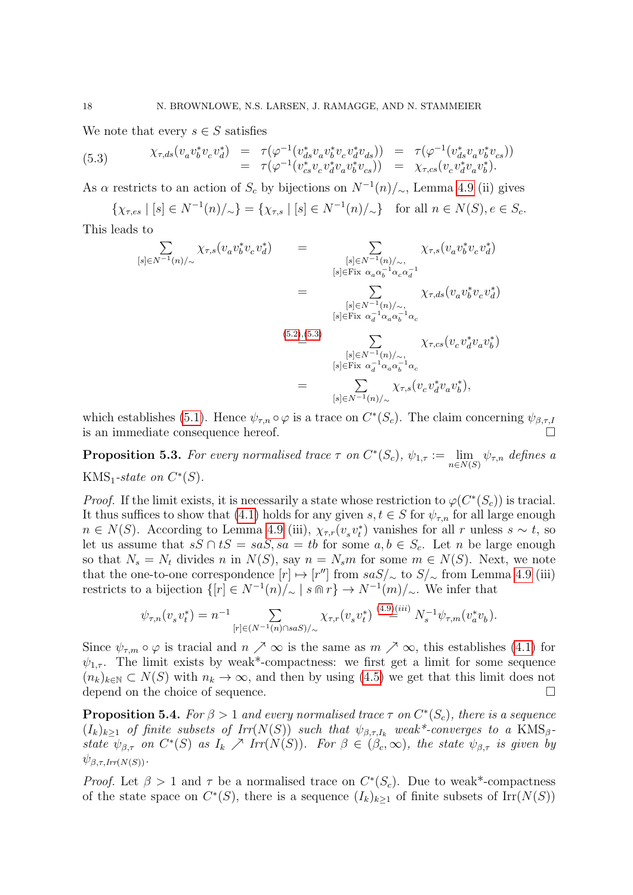We note that every $s \in S$ satisfies

$$
\begin{aligned}
(5.3) \qquad \chi_{\tau,ds}(v_a v_b^* v_c v_d^*) &= \tau(\varphi^{-1}(v_{ds}^* v_a v_b^* v_c v_d^* v_{ds})) = \tau(\varphi^{-1}(v_{ds}^* v_a v_b^* v_{cs})) \\
&= \tau(\varphi^{-1}(v_{cs}^* v_c v_d^* v_a v_b^* v_{cs})) = \chi_{\tau,cs}(v_c v_d^* v_a v_b^*).
\end{aligned}
$$

As $\alpha$ restricts to an action of $S_c$ by bijections on $N^{-1}(n)/_\sim$, Lemma 4.9 (ii) gives

$$\{\chi_{\tau,es} \mid [s] \in N^{-1}(n)/_\sim\} = \{\chi_{\tau,s} \mid [s] \in N^{-1}(n)/_\sim\} \quad \text{for all } n \in N(S), e \in S_c.$$

This leads to

$$
\begin{aligned}
\sum_{[s]\in N^{-1}(n)/_\sim} \chi_{\tau,s}(v_a v_b^* v_c v_d^*) &= \sum_{\substack{[s]\in N^{-1}(n)/_\sim,\\ [s]\in \text{Fix } \alpha_a\alpha_b^{-1}\alpha_c\alpha_d^{-1}}} \chi_{\tau,s}(v_a v_b^* v_c v_d^*) \\
&= \sum_{\substack{[s]\in N^{-1}(n)/_\sim,\\ [s]\in \text{Fix } \alpha_d^{-1}\alpha_a\alpha_b^{-1}\alpha_c}} \chi_{\tau,ds}(v_a v_b^* v_c v_d^*) \\
&\overset{(5.2),(5.3)}{=} \sum_{\substack{[s]\in N^{-1}(n)/_\sim,\\ [s]\in \text{Fix } \alpha_d^{-1}\alpha_a\alpha_b^{-1}\alpha_c}} \chi_{\tau,cs}(v_c v_d^* v_a v_b^*) \\
&= \sum_{[s]\in N^{-1}(n)/_\sim} \chi_{\tau,s}(v_c v_d^* v_a v_b^*),
\end{aligned}
$$

which establishes (5.1). Hence $\psi_{\tau,n} \circ \varphi$ is a trace on $C^*(S_c)$. The claim concerning $\psi_{\beta,\tau,I}$ is an immediate consequence hereof. ☐

**Proposition 5.3.** *For every normalised trace $\tau$ on $C^*(S_c)$, $\psi_{1,\tau} := \lim_{n\in N(S)} \psi_{\tau,n}$ defines a* $\text{KMS}_1$*-state on $C^*(S)$.*

*Proof.* If the limit exists, it is necessarily a state whose restriction to $\varphi(C^*(S_c))$ is tracial. It thus suffices to show that (4.1) holds for any given $s,t \in S$ for $\psi_{\tau,n}$ for all large enough $n \in N(S)$. According to Lemma 4.9 (iii), $\chi_{\tau,r}(v_s v_t^*)$ vanishes for all $r$ unless $s \sim t$, so let us assume that $sS \cap tS = saS, sa = tb$ for some $a,b \in S_c$. Let $n$ be large enough so that $N_s = N_t$ divides $n$ in $N(S)$, say $n = N_s m$ for some $m \in N(S)$. Next, we note that the one-to-one correspondence $[r] \mapsto [r'']$ from $saS/_\sim$ to $S/_\sim$ from Lemma 4.9 (iii) restricts to a bijection $\{[r] \in N^{-1}(n)/_\sim \mid s \Cap r\} \to N^{-1}(m)/_\sim$. We infer that

$$\psi_{\tau,n}(v_s v_t^*) = n^{-1} \sum_{[r]\in(N^{-1}(n)\cap saS)/_\sim} \chi_{\tau,r}(v_s v_t^*) \overset{(4.9)(iii)}{=} N_s^{-1}\psi_{\tau,m}(v_a^* v_b).$$

Since $\psi_{\tau,m} \circ \varphi$ is tracial and $n \nearrow \infty$ is the same as $m \nearrow \infty$, this establishes (4.1) for $\psi_{1,\tau}$. The limit exists by weak\*-compactness: we first get a limit for some sequence $(n_k)_{k\in\mathbb{N}} \subset N(S)$ with $n_k \to \infty$, and then by using (4.5) we get that this limit does not depend on the choice of sequence. ☐

**Proposition 5.4.** *For $\beta > 1$ and every normalised trace $\tau$ on $C^*(S_c)$, there is a sequence $(I_k)_{k\geq 1}$ of finite subsets of $Irr(N(S))$ such that $\psi_{\beta,\tau,I_k}$ weak\*-converges to a* $\text{KMS}_\beta$*-state $\psi_{\beta,\tau}$ on $C^*(S)$ as $I_k \nearrow Irr(N(S))$. For $\beta \in (\beta_c, \infty)$, the state $\psi_{\beta,\tau}$ is given by $\psi_{\beta,\tau,Irr(N(S))}$.*

*Proof.* Let $\beta > 1$ and $\tau$ be a normalised trace on $C^*(S_c)$. Due to weak\*-compactness of the state space on $C^*(S)$, there is a sequence $(I_k)_{k\geq 1}$ of finite subsets of $\text{Irr}(N(S))$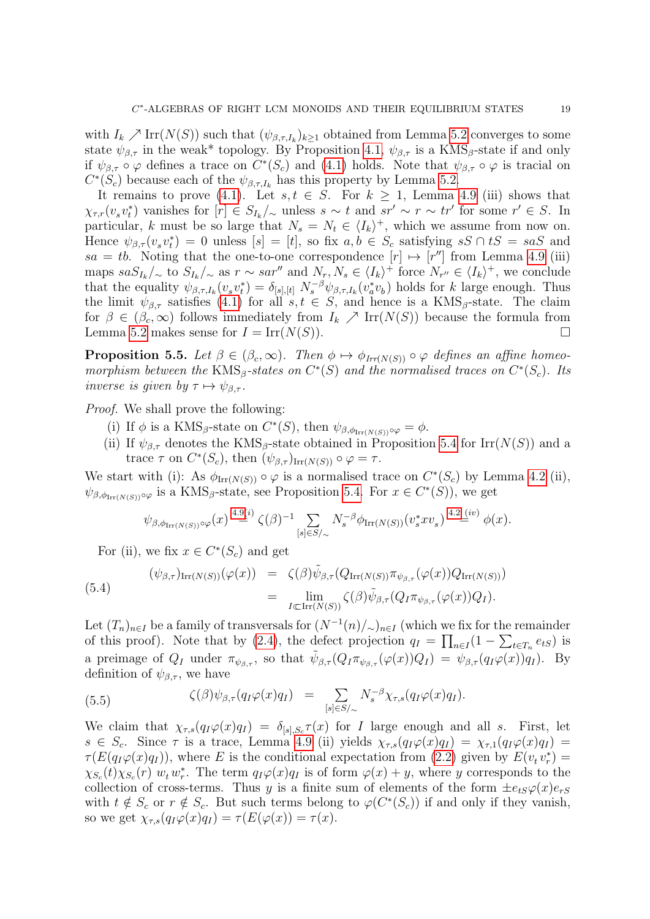with $I_k \nearrow \mathrm{Irr}(N(S))$ such that $(\psi_{\beta,\tau,I_k})_{k\geq 1}$ obtained from Lemma 5.2 converges to some state $\psi_{\beta,\tau}$ in the weak* topology. By Proposition 4.1, $\psi_{\beta,\tau}$ is a $\mathrm{KMS}_\beta$-state if and only if $\psi_{\beta,\tau} \circ \varphi$ defines a trace on $C^*(S_c)$ and (4.1) holds. Note that $\psi_{\beta,\tau} \circ \varphi$ is tracial on $C^*(S_c)$ because each of the $\psi_{\beta,\tau,I_k}$ has this property by Lemma 5.2.

It remains to prove (4.1). Let $s,t \in S$. For $k \geq 1$, Lemma 4.9 (iii) shows that $\chi_{\tau,r}(v_s v_t^*)$ vanishes for $[r] \in S_{I_k}/_\sim$ unless $s \sim t$ and $sr' \sim r \sim tr'$ for some $r' \in S$. In particular, $k$ must be so large that $N_s = N_t \in \langle I_k\rangle^+$, which we assume from now on. Hence $\psi_{\beta,\tau}(v_s v_t^*) = 0$ unless $[s] = [t]$, so fix $a,b \in S_c$ satisfying $sS \cap tS = saS$ and $sa = tb$. Noting that the one-to-one correspondence $[r] \mapsto [r'']$ from Lemma 4.9 (iii) maps $saS_{I_k}/_\sim$ to $S_{I_k}/_\sim$ as $r \sim sar''$ and $N_r, N_s \in \langle I_k\rangle^+$ force $N_{r''} \in \langle I_k\rangle^+$, we conclude that the equality $\psi_{\beta,\tau,I_k}(v_s v_t^*) = \delta_{[s],[t]}\ N_s^{-\beta}\psi_{\beta,\tau,I_k}(v_a^* v_b)$ holds for $k$ large enough. Thus the limit $\psi_{\beta,\tau}$ satisfies (4.1) for all $s,t \in S$, and hence is a $\mathrm{KMS}_\beta$-state. The claim for $\beta \in (\beta_c, \infty)$ follows immediately from $I_k \nearrow \mathrm{Irr}(N(S))$ because the formula from Lemma 5.2 makes sense for $I = \mathrm{Irr}(N(S))$. $\square$

**Proposition 5.5.** *Let $\beta \in (\beta_c, \infty)$. Then $\phi \mapsto \phi_{Irr(N(S))} \circ \varphi$ defines an affine homeomorphism between the $\mathrm{KMS}_\beta$-states on $C^*(S)$ and the normalised traces on $C^*(S_c)$. Its inverse is given by $\tau \mapsto \psi_{\beta,\tau}$.*

*Proof.* We shall prove the following:

(i) If $\phi$ is a $\mathrm{KMS}_\beta$-state on $C^*(S)$, then $\psi_{\beta,\phi_{\mathrm{Irr}(N(S))}\circ\varphi} = \phi$.

(ii) If $\psi_{\beta,\tau}$ denotes the $\mathrm{KMS}_\beta$-state obtained in Proposition 5.4 for $\mathrm{Irr}(N(S))$ and a trace $\tau$ on $C^*(S_c)$, then $(\psi_{\beta,\tau})_{\mathrm{Irr}(N(S))} \circ \varphi = \tau$.

We start with (i): As $\phi_{\mathrm{Irr}(N(S))} \circ \varphi$ is a normalised trace on $C^*(S_c)$ by Lemma 4.2 (ii), $\psi_{\beta,\phi_{\mathrm{Irr}(N(S))}\circ\varphi}$ is a $\mathrm{KMS}_\beta$-state, see Proposition 5.4. For $x \in C^*(S)$), we get

$$\psi_{\beta,\phi_{\mathrm{Irr}(N(S))}\circ\varphi}(x) \overset{4.9(i)}{=} \zeta(\beta)^{-1} \sum_{[s]\in S/_\sim} N_s^{-\beta}\phi_{\mathrm{Irr}(N(S))}(v_s^* x v_s) \overset{4.2\,(iv)}{=} \phi(x).$$

For (ii), we fix $x \in C^*(S_c)$ and get

$$\begin{aligned}(\psi_{\beta,\tau})_{\mathrm{Irr}(N(S))}(\varphi(x)) &= \zeta(\beta)\tilde{\psi}_{\beta,\tau}(Q_{\mathrm{Irr}(N(S))}\pi_{\psi_{\beta,\tau}}(\varphi(x))Q_{\mathrm{Irr}(N(S))}) \\ &= \lim_{I\Subset \mathrm{Irr}(N(S))} \zeta(\beta)\tilde{\psi}_{\beta,\tau}(Q_I\pi_{\psi_{\beta,\tau}}(\varphi(x))Q_I).\end{aligned} \tag{5.4}$$

Let $(T_n)_{n\in I}$ be a family of transversals for $(N^{-1}(n)/_\sim)_{n\in I}$ (which we fix for the remainder of this proof). Note that by (2.4), the defect projection $q_I = \prod_{n\in I}(1 - \sum_{t\in T_n} e_{tS})$ is a preimage of $Q_I$ under $\pi_{\psi_{\beta,\tau}}$, so that $\tilde{\psi}_{\beta,\tau}(Q_I\pi_{\psi_{\beta,\tau}}(\varphi(x))Q_I) = \psi_{\beta,\tau}(q_I\varphi(x))q_I)$. By definition of $\psi_{\beta,\tau}$, we have

$$\zeta(\beta)\psi_{\beta,\tau}(q_I\varphi(x)q_I) \ = \sum_{[s]\in S/_\sim} N_s^{-\beta}\chi_{\tau,s}(q_I\varphi(x)q_I). \tag{5.5}$$

We claim that $\chi_{\tau,s}(q_I\varphi(x)q_I) = \delta_{[s],S_c}\tau(x)$ for $I$ large enough and all $s$. First, let $s \in S_c$. Since $\tau$ is a trace, Lemma 4.9 (ii) yields $\chi_{\tau,s}(q_I\varphi(x)q_I) = \chi_{\tau,1}(q_I\varphi(x)q_I) = \tau(E(q_I\varphi(x)q_I))$, where $E$ is the conditional expectation from (2.2) given by $E(v_t v_r^*) = \chi_{S_c}(t)\chi_{S_c}(r)\ w_t w_r^*$. The term $q_I\varphi(x)q_I$ is of form $\varphi(x) + y$, where $y$ corresponds to the collection of cross-terms. Thus $y$ is a finite sum of elements of the form $\pm e_{tS}\varphi(x)e_{rS}$ with $t \notin S_c$ or $r \notin S_c$. But such terms belong to $\varphi(C^*(S_c))$ if and only if they vanish, so we get $\chi_{\tau,s}(q_I\varphi(x)q_I) = \tau(E(\varphi(x)) = \tau(x)$.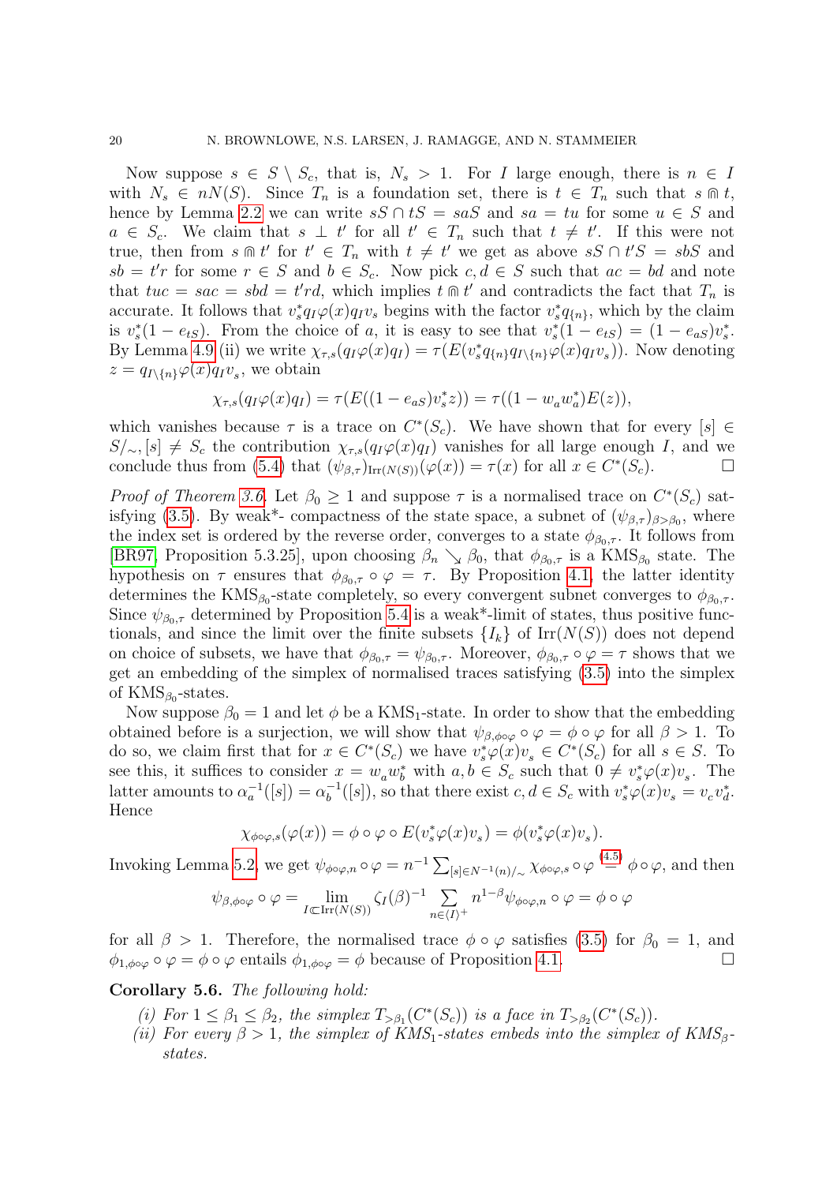Now suppose $s \in S \setminus S_c$, that is, $N_s > 1$. For $I$ large enough, there is $n \in I$ with $N_s \in nN(S)$. Since $T_n$ is a foundation set, there is $t \in T_n$ such that $s \Cap t$, hence by Lemma 2.2 we can write $sS \cap tS = saS$ and $sa = tu$ for some $u \in S$ and $a \in S_c$. We claim that $s \perp t'$ for all $t' \in T_n$ such that $t \neq t'$. If this were not true, then from $s \Cap t'$ for $t' \in T_n$ with $t \neq t'$ we get as above $sS \cap t'S = sbS$ and $sb = t'r$ for some $r \in S$ and $b \in S_c$. Now pick $c, d \in S$ such that $ac = bd$ and note that $tuc = sac = sbd = t'rd$, which implies $t \Cap t'$ and contradicts the fact that $T_n$ is accurate. It follows that $v_s^* q_I \varphi(x) q_I v_s$ begins with the factor $v_s^* q_{\{n\}}$, which by the claim is $v_s^*(1 - e_{tS})$. From the choice of $a$, it is easy to see that $v_s^*(1 - e_{tS}) = (1 - e_{aS}) v_s^*$. By Lemma 4.9 (ii) we write $\chi_{\tau,s}(q_I \varphi(x) q_I) = \tau(E(v_s^* q_{\{n\}} q_{I \setminus \{n\}} \varphi(x) q_I v_s))$. Now denoting $z = q_{I\setminus\{n\}} \varphi(x) q_I v_s$, we obtain

$$\chi_{\tau,s}(q_I \varphi(x) q_I) = \tau(E((1 - e_{aS}) v_s^* z)) = \tau((1 - w_a w_a^*) E(z)),$$

which vanishes because $\tau$ is a trace on $C^*(S_c)$. We have shown that for every $[s] \in S/_\sim, [s] \neq S_c$ the contribution $\chi_{\tau,s}(q_I \varphi(x) q_I)$ vanishes for all large enough $I$, and we conclude thus from (5.4) that $(\psi_{\beta,\tau})_{\mathrm{Irr}(N(S))}(\varphi(x)) = \tau(x)$ for all $x \in C^*(S_c)$. $\square$

*Proof of Theorem 3.6.* Let $\beta_0 \geq 1$ and suppose $\tau$ is a normalised trace on $C^*(S_c)$ satisfying (3.5). By weak*- compactness of the state space, a subnet of $(\psi_{\beta,\tau})_{\beta > \beta_0}$, where the index set is ordered by the reverse order, converges to a state $\phi_{\beta_0,\tau}$. It follows from [BR97, Proposition 5.3.25], upon choosing $\beta_n \searrow \beta_0$, that $\phi_{\beta_0,\tau}$ is a KMS$_{\beta_0}$ state. The hypothesis on $\tau$ ensures that $\phi_{\beta_0,\tau} \circ \varphi = \tau$. By Proposition 4.1, the latter identity determines the KMS$_{\beta_0}$-state completely, so every convergent subnet converges to $\phi_{\beta_0,\tau}$. Since $\psi_{\beta_0,\tau}$ determined by Proposition 5.4 is a weak*-limit of states, thus positive functionals, and since the limit over the finite subsets $\{I_k\}$ of $\mathrm{Irr}(N(S))$ does not depend on choice of subsets, we have that $\phi_{\beta_0,\tau} = \psi_{\beta_0,\tau}$. Moreover, $\phi_{\beta_0,\tau} \circ \varphi = \tau$ shows that we get an embedding of the simplex of normalised traces satisfying (3.5) into the simplex of KMS$_{\beta_0}$-states.

Now suppose $\beta_0 = 1$ and let $\phi$ be a KMS$_1$-state. In order to show that the embedding obtained before is a surjection, we will show that $\psi_{\beta,\phi\circ\varphi} \circ \varphi = \phi \circ \varphi$ for all $\beta > 1$. To do so, we claim first that for $x \in C^*(S_c)$ we have $v_s^* \varphi(x) v_s \in C^*(S_c)$ for all $s \in S$. To see this, it suffices to consider $x = w_a w_b^*$ with $a, b \in S_c$ such that $0 \neq v_s^* \varphi(x) v_s$. The latter amounts to $\alpha_a^{-1}([s]) = \alpha_b^{-1}([s])$, so that there exist $c, d \in S_c$ with $v_s^* \varphi(x) v_s = v_c v_d^*$. Hence

$$\chi_{\phi\circ\varphi,s}(\varphi(x)) = \phi \circ \varphi \circ E(v_s^* \varphi(x) v_s) = \phi(v_s^* \varphi(x) v_s).$$

Invoking Lemma 5.2, we get $\psi_{\phi\circ\varphi,n} \circ \varphi = n^{-1} \sum_{[s] \in N^{-1}(n)/_\sim} \chi_{\phi\circ\varphi,s} \circ \varphi \overset{(4.5)}{=} \phi \circ \varphi$, and then

$$\psi_{\beta,\phi\circ\varphi} \circ \varphi = \lim_{I \Subset \mathrm{Irr}(N(S))} \zeta_I(\beta)^{-1} \sum_{n \in \langle I \rangle^+} n^{1-\beta} \psi_{\phi\circ\varphi,n} \circ \varphi = \phi \circ \varphi$$

for all $\beta > 1$. Therefore, the normalised trace $\phi \circ \varphi$ satisfies (3.5) for $\beta_0 = 1$, and $\phi_{1,\phi\circ\varphi} \circ \varphi = \phi \circ \varphi$ entails $\phi_{1,\phi\circ\varphi} = \phi$ because of Proposition 4.1. $\square$

**Corollary 5.6.** *The following hold:*

*(i) For $1 \leq \beta_1 \leq \beta_2$, the simplex $T_{>\beta_1}(C^*(S_c))$ is a face in $T_{>\beta_2}(C^*(S_c))$.*

*(ii) For every $\beta > 1$, the simplex of KMS$_1$-states embeds into the simplex of KMS$_\beta$-states.*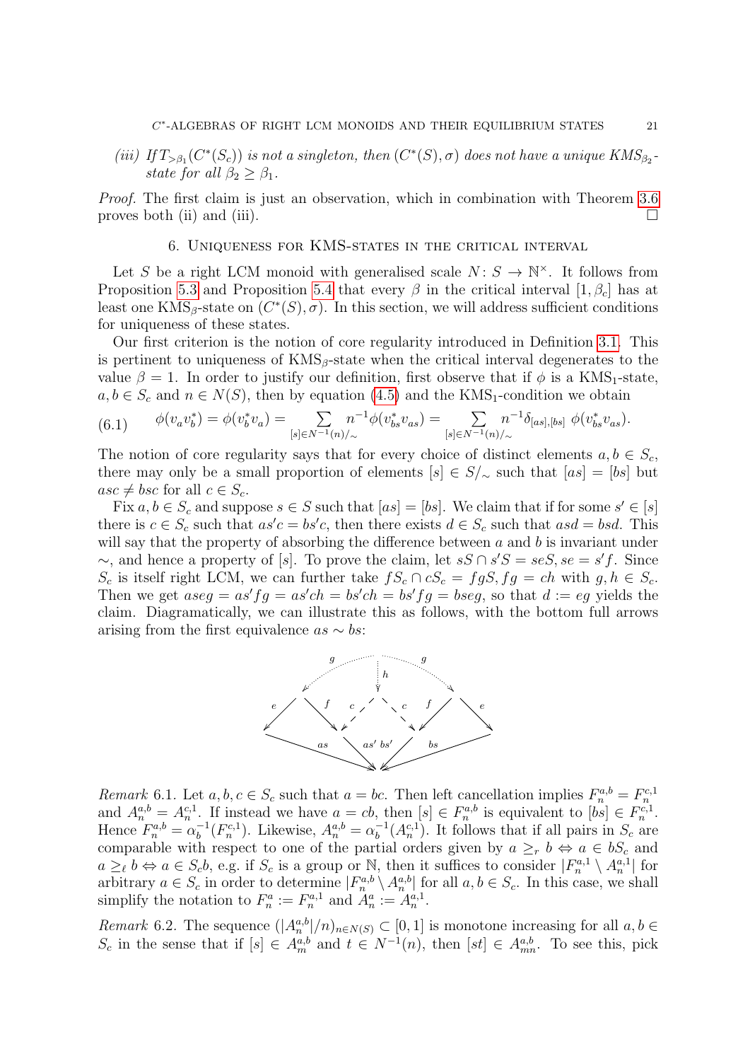(iii) *If $T_{>\beta_1}(C^*(S_c))$ is not a singleton, then $(C^*(S),\sigma)$ does not have a unique KMS$_{\beta_2}$-state for all $\beta_2 \geq \beta_1$.*

*Proof.* The first claim is just an observation, which in combination with Theorem 3.6 proves both (ii) and (iii). □

## 6. Uniqueness for KMS-states in the critical interval

Let $S$ be a right LCM monoid with generalised scale $N\colon S \to \mathbb{N}^\times$. It follows from Proposition 5.3 and Proposition 5.4 that every $\beta$ in the critical interval $[1,\beta_c]$ has at least one KMS$_\beta$-state on $(C^*(S),\sigma)$. In this section, we will address sufficient conditions for uniqueness of these states.

Our first criterion is the notion of core regularity introduced in Definition 3.1. This is pertinent to uniqueness of KMS$_\beta$-state when the critical interval degenerates to the value $\beta = 1$. In order to justify our definition, first observe that if $\phi$ is a KMS$_1$-state, $a,b \in S_c$ and $n \in N(S)$, then by equation (4.5) and the KMS$_1$-condition we obtain

$$\phi(v_av_b^*) = \phi(v_b^*v_a) = \sum_{[s]\in N^{-1}(n)/_\sim} n^{-1}\phi(v_{bs}^*v_{as}) = \sum_{[s]\in N^{-1}(n)/_\sim} n^{-1}\delta_{[as],[bs]}\ \phi(v_{bs}^*v_{as}). \tag{6.1}$$

The notion of core regularity says that for every choice of distinct elements $a,b \in S_c$, there may only be a small proportion of elements $[s] \in S/_\sim$ such that $[as] = [bs]$ but $asc \neq bsc$ for all $c \in S_c$.

Fix $a,b \in S_c$ and suppose $s \in S$ such that $[as] = [bs]$. We claim that if for some $s' \in [s]$ there is $c \in S_c$ such that $as'c = bs'c$, then there exists $d \in S_c$ such that $asd = bsd$. This will say that the property of absorbing the difference between $a$ and $b$ is invariant under $\sim$, and hence a property of $[s]$. To prove the claim, let $sS \cap s'S = seS, se = s'f$. Since $S_c$ is itself right LCM, we can further take $fS_c \cap cS_c = fgS, fg = ch$ with $g,h \in S_c$. Then we get $aseg = as'fg = as'ch = bs'ch = bs'fg = bseg$, so that $d := eg$ yields the claim. Diagrammatically, we can illustrate this as follows, with the bottom full arrows arising from the first equivalence $as \sim bs$:

*Remark* 6.1. Let $a,b,c \in S_c$ such that $a = bc$. Then left cancellation implies $F_n^{a,b} = F_n^{c,1}$ and $A_n^{a,b} = A_n^{c,1}$. If instead we have $a = cb$, then $[s] \in F_n^{a,b}$ is equivalent to $[bs] \in F_n^{c,1}$. Hence $F_n^{a,b} = \alpha_b^{-1}(F_n^{c,1})$. Likewise, $A_n^{a,b} = \alpha_b^{-1}(A_n^{c,1})$. It follows that if all pairs in $S_c$ are comparable with respect to one of the partial orders given by $a \geq_r b \Leftrightarrow a \in bS_c$ and $a \geq_\ell b \Leftrightarrow a \in S_cb$, e.g. if $S_c$ is a group or $\mathbb{N}$, then it suffices to consider $|F_n^{a,1} \setminus A_n^{a,1}|$ for arbitrary $a \in S_c$ in order to determine $|F_n^{a,b} \setminus A_n^{a,b}|$ for all $a,b \in S_c$. In this case, we shall simplify the notation to $F_n^a := F_n^{a,1}$ and $A_n^a := A_n^{a,1}$.

*Remark* 6.2. The sequence $(|A_n^{a,b}|/n)_{n\in N(S)} \subset [0,1]$ is monotone increasing for all $a,b \in S_c$ in the sense that if $[s] \in A_m^{a,b}$ and $t \in N^{-1}(n)$, then $[st] \in A_{mn}^{a,b}$. To see this, pick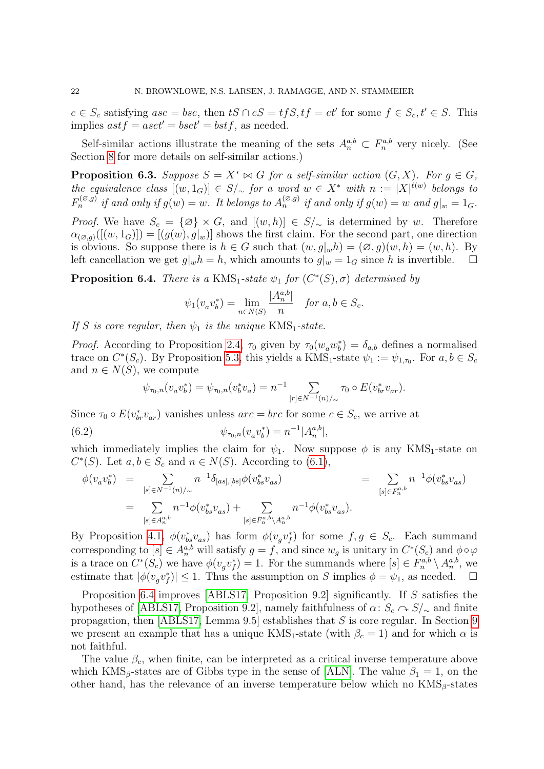$e \in S_c$ satisfying $ase = bse$, then $tS \cap eS = tfS, tf = et'$ for some $f \in S_c, t' \in S$. This implies $astf = aset' = bset' = bstf$, as needed.

Self-similar actions illustrate the meaning of the sets $A_n^{a,b} \subset F_n^{a,b}$ very nicely. (See Section 8 for more details on self-similar actions.)

**Proposition 6.3.** *Suppose $S = X^* \bowtie G$ for a self-similar action $(G, X)$. For $g \in G$, the equivalence class $[(w, 1_G)] \in S/_\sim$ for a word $w \in X^*$ with $n := |X|^{\ell(w)}$ belongs to $F_n^{(\varnothing,g)}$ if and only if $g(w) = w$. It belongs to $A_n^{(\varnothing,g)}$ if and only if $g(w) = w$ and $g|_w = 1_G$.*

*Proof.* We have $S_c = \{\varnothing\} \times G$, and $[(w, h)] \in S/_\sim$ is determined by $w$. Therefore $\alpha_{(\varnothing,g)}([(w, 1_G)]) = [(g(w), g|_w)]$ shows the first claim. For the second part, one direction is obvious. So suppose there is $h \in G$ such that $(w, g|_w h) = (\varnothing, g)(w, h) = (w, h)$. By left cancellation we get $g|_w h = h$, which amounts to $g|_w = 1_G$ since $h$ is invertible. □

**Proposition 6.4.** *There is a $\mathrm{KMS}_1$-state $\psi_1$ for $(C^*(S), \sigma)$ determined by*

$$\psi_1(v_a v_b^*) = \lim_{n \in N(S)} \frac{|A_n^{a,b}|}{n} \quad \text{for } a, b \in S_c.$$

*If $S$ is core regular, then $\psi_1$ is the unique $\mathrm{KMS}_1$-state.*

*Proof.* According to Proposition 2.4, $\tau_0$ given by $\tau_0(w_a w_b^*) = \delta_{a,b}$ defines a normalised trace on $C^*(S_c)$. By Proposition 5.3, this yields a $\mathrm{KMS}_1$-state $\psi_1 := \psi_{1,\tau_0}$. For $a, b \in S_c$ and $n \in N(S)$, we compute

$$\psi_{\tau_0,n}(v_a v_b^*) = \psi_{\tau_0,n}(v_b^* v_a) = n^{-1} \sum_{[r] \in N^{-1}(n)/_\sim} \tau_0 \circ E(v_{br}^* v_{ar}).$$

Since $\tau_0 \circ E(v_{br}^* v_{ar})$ vanishes unless $arc = brc$ for some $c \in S_c$, we arrive at

$$\psi_{\tau_0,n}(v_a v_b^*) = n^{-1} |A_n^{a,b}|, \tag{6.2}$$

which immediately implies the claim for $\psi_1$. Now suppose $\phi$ is any $\mathrm{KMS}_1$-state on $C^*(S)$. Let $a, b \in S_c$ and $n \in N(S)$. According to (6.1),

$$\begin{aligned}
\phi(v_a v_b^*) &= \sum_{[s] \in N^{-1}(n)/_\sim} n^{-1} \delta_{[as],[bs]} \phi(v_{bs}^* v_{as}) = \sum_{[s] \in F_n^{a,b}} n^{-1} \phi(v_{bs}^* v_{as}) \\
&= \sum_{[s] \in A_n^{a,b}} n^{-1} \phi(v_{bs}^* v_{as}) + \sum_{[s] \in F_n^{a,b} \setminus A_n^{a,b}} n^{-1} \phi(v_{bs}^* v_{as}).
\end{aligned}$$

By Proposition 4.1, $\phi(v_{bs}^* v_{as})$ has form $\phi(v_g v_f^*)$ for some $f, g \in S_c$. Each summand corresponding to $[s] \in A_n^{a,b}$ will satisfy $g = f$, and since $w_g$ is unitary in $C^*(S_c)$ and $\phi \circ \varphi$ is a trace on $C^*(S_c)$ we have $\phi(v_g v_f^*) = 1$. For the summands where $[s] \in F_n^{a,b} \setminus A_n^{a,b}$, we estimate that $|\phi(v_g v_f^*)| \leq 1$. Thus the assumption on $S$ implies $\phi = \psi_1$, as needed. □

Proposition 6.4 improves [ABLS17, Proposition 9.2] significantly. If $S$ satisfies the hypotheses of [ABLS17, Proposition 9.2], namely faithfulness of $\alpha \colon S_c \curvearrowright S/_\sim$ and finite propagation, then [ABLS17, Lemma 9.5] establishes that $S$ is core regular. In Section 9 we present an example that has a unique $\mathrm{KMS}_1$-state (with $\beta_c = 1$) and for which $\alpha$ is not faithful.

The value $\beta_c$, when finite, can be interpreted as a critical inverse temperature above which $\mathrm{KMS}_\beta$-states are of Gibbs type in the sense of [ALN]. The value $\beta_1 = 1$, on the other hand, has the relevance of an inverse temperature below which no $\mathrm{KMS}_\beta$-states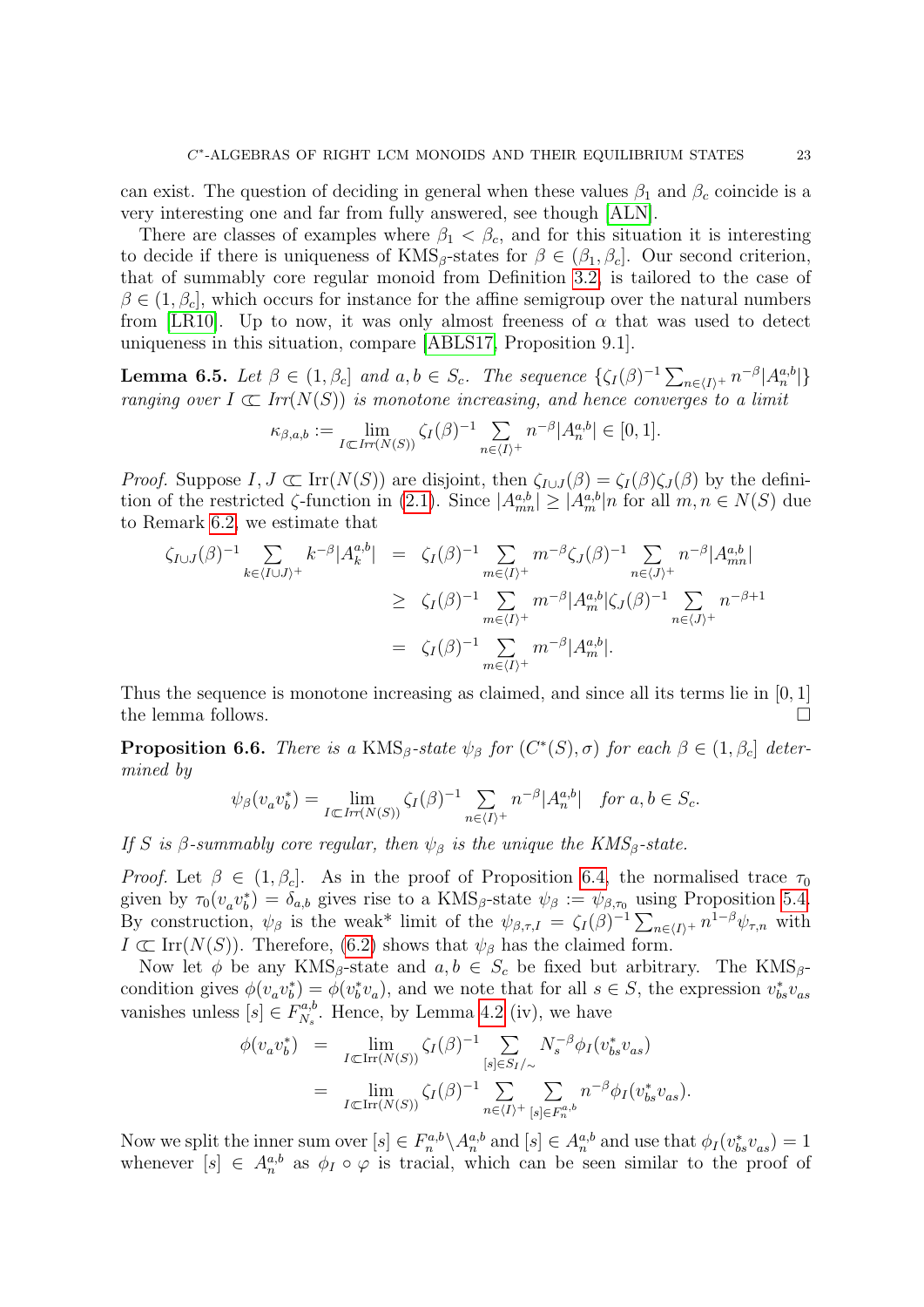can exist. The question of deciding in general when these values $\beta_1$ and $\beta_c$ coincide is a very interesting one and far from fully answered, see though [ALN].

There are classes of examples where $\beta_1 < \beta_c$, and for this situation it is interesting to decide if there is uniqueness of $\mathrm{KMS}_\beta$-states for $\beta \in (\beta_1, \beta_c]$. Our second criterion, that of summably core regular monoid from Definition 3.2, is tailored to the case of $\beta \in (1, \beta_c]$, which occurs for instance for the affine semigroup over the natural numbers from [LR10]. Up to now, it was only almost freeness of $\alpha$ that was used to detect uniqueness in this situation, compare [ABLS17, Proposition 9.1].

**Lemma 6.5.** *Let $\beta \in (1, \beta_c]$ and $a, b \in S_c$. The sequence $\{\zeta_I(\beta)^{-1} \sum_{n \in \langle I \rangle^+} n^{-\beta} |A_n^{a,b}|\}$ ranging over $I \Subset Irr(N(S))$ is monotone increasing, and hence converges to a limit*

$$\kappa_{\beta,a,b} := \lim_{I \Subset Irr(N(S))} \zeta_I(\beta)^{-1} \sum_{n \in \langle I \rangle^+} n^{-\beta} |A_n^{a,b}| \in [0, 1].$$

*Proof.* Suppose $I, J \Subset \mathrm{Irr}(N(S))$ are disjoint, then $\zeta_{I \cup J}(\beta) = \zeta_I(\beta)\zeta_J(\beta)$ by the definition of the restricted $\zeta$-function in (2.1). Since $|A_{mn}^{a,b}| \geq |A_m^{a,b}| n$ for all $m, n \in N(S)$ due to Remark 6.2, we estimate that

$$\begin{aligned}
\zeta_{I \cup J}(\beta)^{-1} \sum_{k \in \langle I \cup J \rangle^+} k^{-\beta} |A_k^{a,b}| &= \zeta_I(\beta)^{-1} \sum_{m \in \langle I \rangle^+} m^{-\beta} \zeta_J(\beta)^{-1} \sum_{n \in \langle J \rangle^+} n^{-\beta} |A_{mn}^{a,b}| \\
&\geq \zeta_I(\beta)^{-1} \sum_{m \in \langle I \rangle^+} m^{-\beta} |A_m^{a,b}| \zeta_J(\beta)^{-1} \sum_{n \in \langle J \rangle^+} n^{-\beta+1} \\
&= \zeta_I(\beta)^{-1} \sum_{m \in \langle I \rangle^+} m^{-\beta} |A_m^{a,b}|.
\end{aligned}$$

Thus the sequence is monotone increasing as claimed, and since all its terms lie in $[0, 1]$ the lemma follows. $\square$

**Proposition 6.6.** *There is a $\mathrm{KMS}_\beta$-state $\psi_\beta$ for $(C^*(S), \sigma)$ for each $\beta \in (1, \beta_c]$ determined by*

$$\psi_\beta(v_a v_b^*) = \lim_{I \Subset Irr(N(S))} \zeta_I(\beta)^{-1} \sum_{n \in \langle I \rangle^+} n^{-\beta} |A_n^{a,b}| \quad \text{for } a, b \in S_c.$$

*If $S$ is $\beta$-summably core regular, then $\psi_\beta$ is the unique the $\mathrm{KMS}_\beta$-state.*

*Proof.* Let $\beta \in (1, \beta_c]$. As in the proof of Proposition 6.4, the normalised trace $\tau_0$ given by $\tau_0(v_a v_b^*) = \delta_{a,b}$ gives rise to a $\mathrm{KMS}_\beta$-state $\psi_\beta := \psi_{\beta,\tau_0}$ using Proposition 5.4. By construction, $\psi_\beta$ is the weak* limit of the $\psi_{\beta,\tau,I} = \zeta_I(\beta)^{-1} \sum_{n \in \langle I \rangle^+} n^{1-\beta} \psi_{\tau,n}$ with $I \Subset \mathrm{Irr}(N(S))$. Therefore, (6.2) shows that $\psi_\beta$ has the claimed form.

Now let $\phi$ be any $\mathrm{KMS}_\beta$-state and $a, b \in S_c$ be fixed but arbitrary. The $\mathrm{KMS}_\beta$-condition gives $\phi(v_a v_b^*) = \phi(v_b^* v_a)$, and we note that for all $s \in S$, the expression $v_{bs}^* v_{as}$ vanishes unless $[s] \in F_{N_s}^{a,b}$. Hence, by Lemma 4.2 (iv), we have

$$\begin{aligned}
\phi(v_a v_b^*) &= \lim_{I \Subset \mathrm{Irr}(N(S))} \zeta_I(\beta)^{-1} \sum_{[s] \in S_I/_\sim} N_s^{-\beta} \phi_I(v_{bs}^* v_{as}) \\
&= \lim_{I \Subset \mathrm{Irr}(N(S))} \zeta_I(\beta)^{-1} \sum_{n \in \langle I \rangle^+} \sum_{[s] \in F_n^{a,b}} n^{-\beta} \phi_I(v_{bs}^* v_{as}).
\end{aligned}$$

Now we split the inner sum over $[s] \in F_n^{a,b} \setminus A_n^{a,b}$ and $[s] \in A_n^{a,b}$ and use that $\phi_I(v_{bs}^* v_{as}) = 1$ whenever $[s] \in A_n^{a,b}$ as $\phi_I \circ \varphi$ is tracial, which can be seen similar to the proof of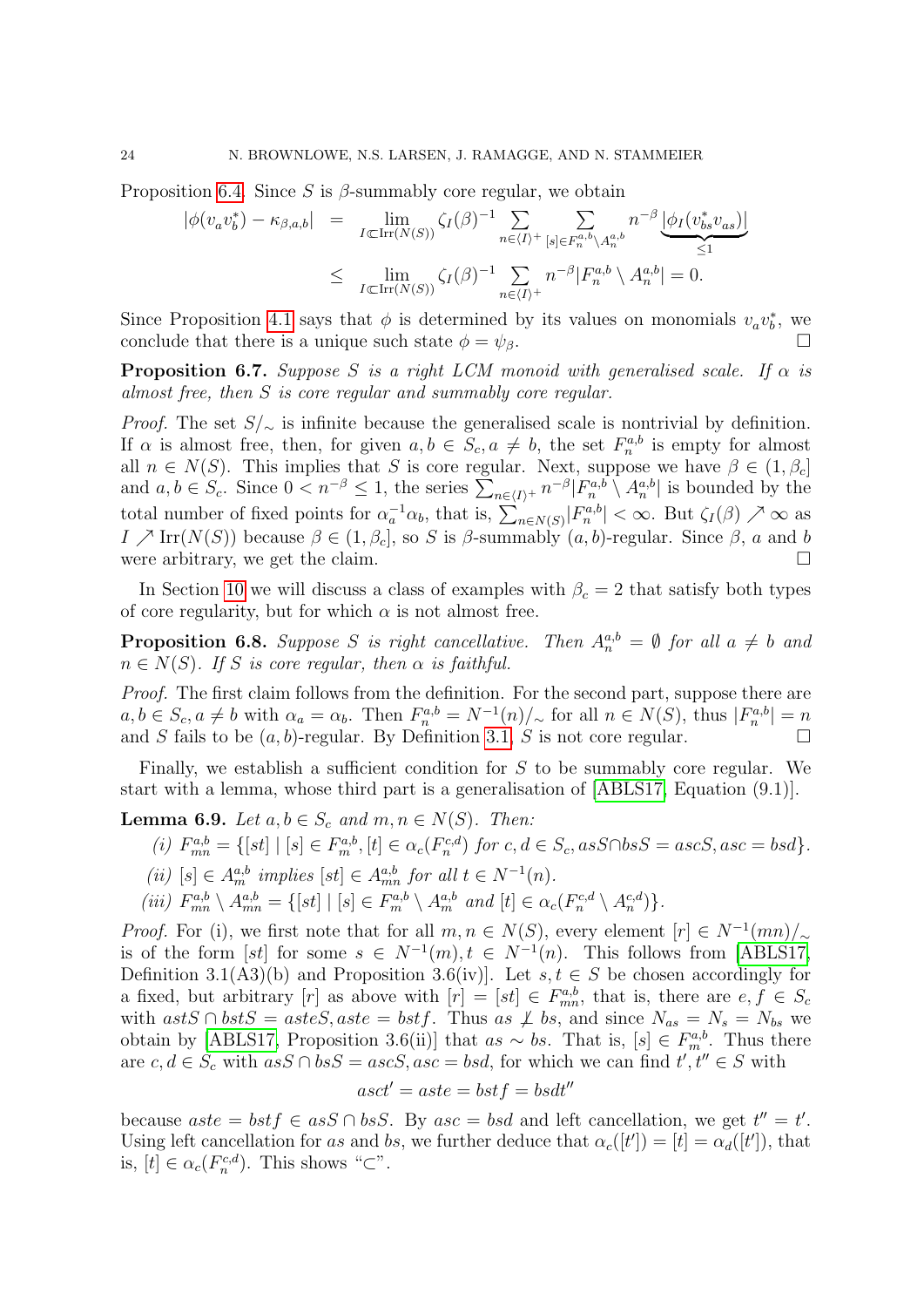Proposition 6.4. Since $S$ is $\beta$-summably core regular, we obtain

$$
\begin{aligned}
|\phi(v_a v_b^*) - \kappa_{\beta,a,b}| &= \lim_{I \subset \mathrm{Irr}(N(S))} \zeta_I(\beta)^{-1} \sum_{n \in \langle I \rangle^+} \sum_{[s] \in F_n^{a,b} \setminus A_n^{a,b}} n^{-\beta} \underbrace{|\phi_I(v_{bs}^* v_{as})|}_{\leq 1} \\
&\leq \lim_{I \subset \mathrm{Irr}(N(S))} \zeta_I(\beta)^{-1} \sum_{n \in \langle I \rangle^+} n^{-\beta} |F_n^{a,b} \setminus A_n^{a,b}| = 0.
\end{aligned}
$$

Since Proposition 4.1 says that $\phi$ is determined by its values on monomials $v_a v_b^*$, we conclude that there is a unique such state $\phi = \psi_\beta$. $\square$

**Proposition 6.7.** *Suppose $S$ is a right LCM monoid with generalised scale. If $\alpha$ is almost free, then $S$ is core regular and summably core regular.*

*Proof.* The set $S/_\sim$ is infinite because the generalised scale is nontrivial by definition. If $\alpha$ is almost free, then, for given $a, b \in S_c, a \neq b$, the set $F_n^{a,b}$ is empty for almost all $n \in N(S)$. This implies that $S$ is core regular. Next, suppose we have $\beta \in (1, \beta_c]$ and $a, b \in S_c$. Since $0 < n^{-\beta} \leq 1$, the series $\sum_{n \in \langle I \rangle^+} n^{-\beta} |F_n^{a,b} \setminus A_n^{a,b}|$ is bounded by the total number of fixed points for $\alpha_a^{-1}\alpha_b$, that is, $\sum_{n \in N(S)} |F_n^{a,b}| < \infty$. But $\zeta_I(\beta) \nearrow \infty$ as $I \nearrow \mathrm{Irr}(N(S))$ because $\beta \in (1, \beta_c]$, so $S$ is $\beta$-summably $(a, b)$-regular. Since $\beta$, $a$ and $b$ were arbitrary, we get the claim. $\square$

In Section 10 we will discuss a class of examples with $\beta_c = 2$ that satisfy both types of core regularity, but for which $\alpha$ is not almost free.

**Proposition 6.8.** *Suppose $S$ is right cancellative. Then $A_n^{a,b} = \emptyset$ for all $a \neq b$ and $n \in N(S)$. If $S$ is core regular, then $\alpha$ is faithful.*

*Proof.* The first claim follows from the definition. For the second part, suppose there are $a, b \in S_c, a \neq b$ with $\alpha_a = \alpha_b$. Then $F_n^{a,b} = N^{-1}(n)/_\sim$ for all $n \in N(S)$, thus $|F_n^{a,b}| = n$ and $S$ fails to be $(a, b)$-regular. By Definition 3.1, $S$ is not core regular. $\square$

Finally, we establish a sufficient condition for $S$ to be summably core regular. We start with a lemma, whose third part is a generalisation of [ABLS17, Equation (9.1)].

**Lemma 6.9.** *Let $a, b \in S_c$ and $m, n \in N(S)$. Then:*

(i) $F_{mn}^{a,b} = \{[st] \mid [s] \in F_m^{a,b}, [t] \in \alpha_c(F_n^{c,d})$ *for* $c, d \in S_c, asS \cap bsS = ascS, asc = bsd\}$.

(ii) $[s] \in A_m^{a,b}$ *implies* $[st] \in A_{mn}^{a,b}$ *for all* $t \in N^{-1}(n)$.

(iii) $F_{mn}^{a,b} \setminus A_{mn}^{a,b} = \{[st] \mid [s] \in F_m^{a,b} \setminus A_m^{a,b}$ *and* $[t] \in \alpha_c(F_n^{c,d} \setminus A_n^{c,d})\}$.

*Proof.* For (i), we first note that for all $m, n \in N(S)$, every element $[r] \in N^{-1}(mn)/_\sim$ is of the form $[st]$ for some $s \in N^{-1}(m), t \in N^{-1}(n)$. This follows from [ABLS17, Definition 3.1(A3)(b) and Proposition 3.6(iv)]. Let $s, t \in S$ be chosen accordingly for a fixed, but arbitrary $[r]$ as above with $[r] = [st] \in F_{mn}^{a,b}$, that is, there are $e, f \in S_c$ with $astS \cap bstS = asteS, aste = bstf$. Thus $as \not\perp bs$, and since $N_{as} = N_s = N_{bs}$ we obtain by [ABLS17, Proposition 3.6(ii)] that $as \sim bs$. That is, $[s] \in F_m^{a,b}$. Thus there are $c, d \in S_c$ with $asS \cap bsS = ascS, asc = bsd$, for which we can find $t', t'' \in S$ with

$$asct' = aste = bstf = bsdt''$$

because $aste = bstf \in asS \cap bsS$. By $asc = bsd$ and left cancellation, we get $t'' = t'$. Using left cancellation for $as$ and $bs$, we further deduce that $\alpha_c([t']) = [t] = \alpha_d([t'])$, that is, $[t] \in \alpha_c(F_n^{c,d})$. This shows "$\subset$".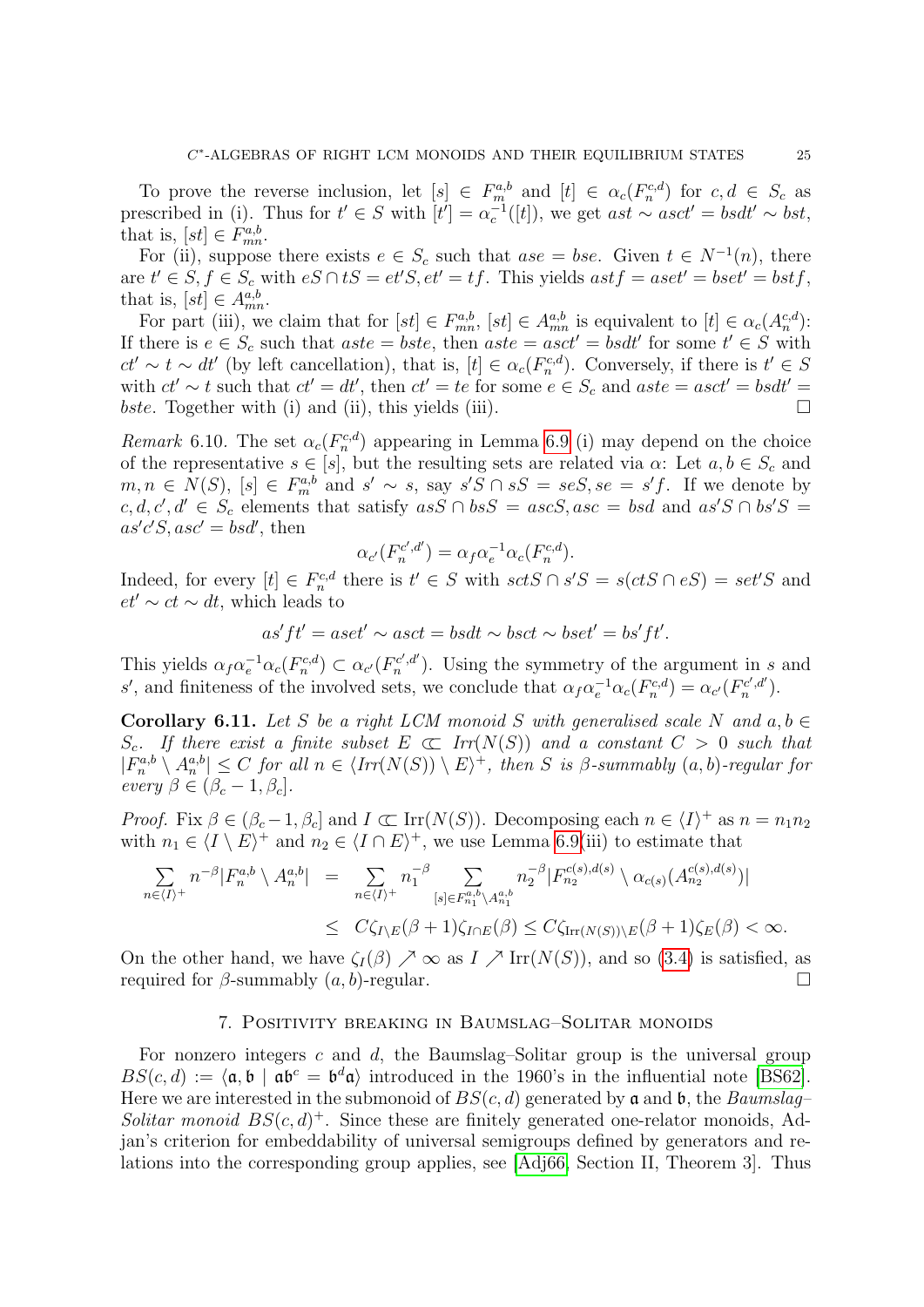To prove the reverse inclusion, let $[s] \in F_m^{a,b}$ and $[t] \in \alpha_c(F_n^{c,d})$ for $c, d \in S_c$ as prescribed in (i). Thus for $t' \in S$ with $[t'] = \alpha_c^{-1}([t])$, we get $ast \sim asct' = bsdt' \sim bst$, that is, $[st] \in F_{mn}^{a,b}$.

For (ii), suppose there exists $e \in S_c$ such that $ase = bse$. Given $t \in N^{-1}(n)$, there are $t' \in S, f \in S_c$ with $eS \cap tS = et'S, et' = tf$. This yields $astf = aset' = bset' = bstf$, that is, $[st] \in A_{mn}^{a,b}$.

For part (iii), we claim that for $[st] \in F_{mn}^{a,b}$, $[st] \in A_{mn}^{a,b}$ is equivalent to $[t] \in \alpha_c(A_n^{c,d})$: If there is $e \in S_c$ such that $aste = bste$, then $aste = asct' = bsdt'$ for some $t' \in S$ with $ct' \sim t \sim dt'$ (by left cancellation), that is, $[t] \in \alpha_c(F_n^{c,d})$. Conversely, if there is $t' \in S$ with $ct' \sim t$ such that $ct' = dt'$, then $ct' = te$ for some $e \in S_c$ and $aste = asct' = bsdt' = bste$. Together with (i) and (ii), this yields (iii). $\square$

*Remark* 6.10. The set $\alpha_c(F_n^{c,d})$ appearing in Lemma 6.9 (i) may depend on the choice of the representative $s \in [s]$, but the resulting sets are related via $\alpha$: Let $a, b \in S_c$ and $m, n \in N(S)$, $[s] \in F_m^{a,b}$ and $s' \sim s$, say $s'S \cap sS = seS, se = s'f$. If we denote by $c, d, c', d' \in S_c$ elements that satisfy $asS \cap bsS = ascS, asc = bsd$ and $as'S \cap bs'S = as'c'S, asc' = bsd'$, then

$$\alpha_{c'}(F_n^{c',d'}) = \alpha_f \alpha_e^{-1} \alpha_c(F_n^{c,d}).$$

Indeed, for every $[t] \in F_n^{c,d}$ there is $t' \in S$ with $sctS \cap s'S = s(ctS \cap eS) = set'S$ and $et' \sim ct \sim dt$, which leads to

$$as'ft' = aset' \sim asct = bsdt \sim bsct \sim bset' = bs'ft'.$$

This yields $\alpha_f \alpha_e^{-1} \alpha_c(F_n^{c,d}) \subset \alpha_{c'}(F_n^{c',d'})$. Using the symmetry of the argument in $s$ and $s'$, and finiteness of the involved sets, we conclude that $\alpha_f \alpha_e^{-1} \alpha_c(F_n^{c,d}) = \alpha_{c'}(F_n^{c',d'})$.

**Corollary 6.11.** *Let $S$ be a right LCM monoid $S$ with generalised scale $N$ and $a, b \in S_c$. If there exist a finite subset $E \Subset \mathrm{Irr}(N(S))$ and a constant $C > 0$ such that $|F_n^{a,b} \setminus A_n^{a,b}| \leq C$ for all $n \in \langle \mathrm{Irr}(N(S)) \setminus E \rangle^+$, then $S$ is $\beta$-summably $(a, b)$-regular for every $\beta \in (\beta_c - 1, \beta_c]$.*

*Proof.* Fix $\beta \in (\beta_c - 1, \beta_c]$ and $I \Subset \mathrm{Irr}(N(S))$. Decomposing each $n \in \langle I \rangle^+$ as $n = n_1 n_2$ with $n_1 \in \langle I \setminus E \rangle^+$ and $n_2 \in \langle I \cap E \rangle^+$, we use Lemma 6.9(iii) to estimate that

$$\begin{aligned}
\sum_{n \in \langle I \rangle^+} n^{-\beta} |F_n^{a,b} \setminus A_n^{a,b}| &= \sum_{n \in \langle I \rangle^+} n_1^{-\beta} \sum_{[s] \in F_{n_1}^{a,b} \setminus A_{n_1}^{a,b}} n_2^{-\beta} |F_{n_2}^{c(s),d(s)} \setminus \alpha_{c(s)}(A_{n_2}^{c(s),d(s)})| \\
&\leq C \zeta_{I \setminus E}(\beta + 1) \zeta_{I \cap E}(\beta) \leq C \zeta_{\mathrm{Irr}(N(S)) \setminus E}(\beta + 1) \zeta_E(\beta) < \infty.
\end{aligned}$$

On the other hand, we have $\zeta_I(\beta) \nearrow \infty$ as $I \nearrow \mathrm{Irr}(N(S))$, and so (3.4) is satisfied, as required for $\beta$-summably $(a, b)$-regular. $\square$

## 7. Positivity breaking in Baumslag–Solitar monoids

For nonzero integers $c$ and $d$, the Baumslag–Solitar group is the universal group $BS(c, d) := \langle \mathfrak{a}, \mathfrak{b} \mid \mathfrak{a}\mathfrak{b}^c = \mathfrak{b}^d \mathfrak{a} \rangle$ introduced in the 1960's in the influential note [BS62]. Here we are interested in the submonoid of $BS(c, d)$ generated by $\mathfrak{a}$ and $\mathfrak{b}$, the *Baumslag–Solitar monoid* $BS(c, d)^+$. Since these are finitely generated one-relator monoids, Adjan's criterion for embeddability of universal semigroups defined by generators and relations into the corresponding group applies, see [Adj66, Section II, Theorem 3]. Thus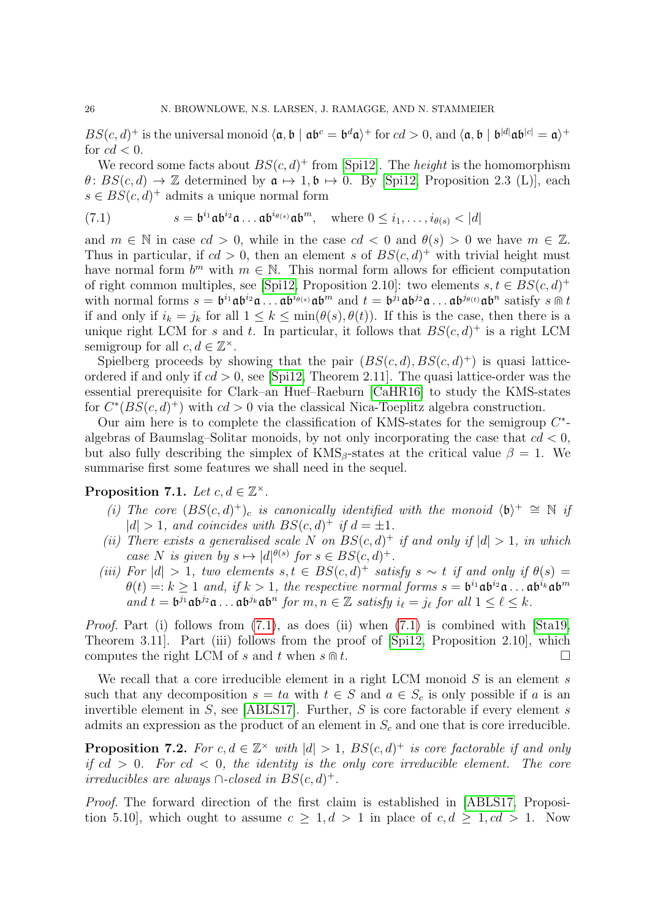$BS(c,d)^+$ is the universal monoid $\langle \mathfrak{a}, \mathfrak{b} \mid \mathfrak{a}\mathfrak{b}^c = \mathfrak{b}^d\mathfrak{a}\rangle^+$ for $cd > 0$, and $\langle \mathfrak{a}, \mathfrak{b} \mid \mathfrak{b}^{|d|}\mathfrak{a}\mathfrak{b}^{|c|} = \mathfrak{a}\rangle^+$ for $cd < 0$.

We record some facts about $BS(c,d)^+$ from [Spi12]. The *height* is the homomorphism $\theta\colon BS(c,d) \to \mathbb{Z}$ determined by $\mathfrak{a} \mapsto 1, \mathfrak{b} \mapsto 0$. By [Spi12, Proposition 2.3 (L)], each $s \in BS(c,d)^+$ admits a unique normal form

$$s = \mathfrak{b}^{i_1}\mathfrak{a}\mathfrak{b}^{i_2}\mathfrak{a}\ldots\mathfrak{a}\mathfrak{b}^{i_{\theta(s)}}\mathfrak{a}\mathfrak{b}^m, \quad \text{where } 0 \leq i_1, \ldots, i_{\theta(s)} < |d| \tag{7.1}$$

and $m \in \mathbb{N}$ in case $cd > 0$, while in the case $cd < 0$ and $\theta(s) > 0$ we have $m \in \mathbb{Z}$. Thus in particular, if $cd > 0$, then an element $s$ of $BS(c,d)^+$ with trivial height must have normal form $b^m$ with $m \in \mathbb{N}$. This normal form allows for efficient computation of right common multiples, see [Spi12, Proposition 2.10]: two elements $s, t \in BS(c,d)^+$ with normal forms $s = \mathfrak{b}^{i_1}\mathfrak{a}\mathfrak{b}^{i_2}\mathfrak{a}\ldots\mathfrak{a}\mathfrak{b}^{i_{\theta(s)}}\mathfrak{a}\mathfrak{b}^m$ and $t = \mathfrak{b}^{j_1}\mathfrak{a}\mathfrak{b}^{j_2}\mathfrak{a}\ldots\mathfrak{a}\mathfrak{b}^{j_{\theta(t)}}\mathfrak{a}\mathfrak{b}^n$ satisfy $s \Cap t$ if and only if $i_k = j_k$ for all $1 \leq k \leq \min(\theta(s), \theta(t))$. If this is the case, then there is a unique right LCM for $s$ and $t$. In particular, it follows that $BS(c,d)^+$ is a right LCM semigroup for all $c, d \in \mathbb{Z}^\times$.

Spielberg proceeds by showing that the pair $(BS(c,d), BS(c,d)^+)$ is quasi lattice-ordered if and only if $cd > 0$, see [Spi12, Theorem 2.11]. The quasi lattice-order was the essential prerequisite for Clark–an Huef–Raeburn [CaHR16] to study the KMS-states for $C^*(BS(c,d)^+)$ with $cd > 0$ via the classical Nica-Toeplitz algebra construction.

Our aim here is to complete the classification of KMS-states for the semigroup $C^*$-algebras of Baumslag–Solitar monoids, by not only incorporating the case that $cd < 0$, but also fully describing the simplex of KMS$_\beta$-states at the critical value $\beta = 1$. We summarise first some features we shall need in the sequel.

**Proposition 7.1.** *Let $c, d \in \mathbb{Z}^\times$.*

*(i) The core $(BS(c,d)^+)_c$ is canonically identified with the monoid $\langle \mathfrak{b}\rangle^+ \cong \mathbb{N}$ if $|d| > 1$, and coincides with $BS(c,d)^+$ if $d = \pm 1$.*

*(ii) There exists a generalised scale $N$ on $BS(c,d)^+$ if and only if $|d| > 1$, in which case $N$ is given by $s \mapsto |d|^{\theta(s)}$ for $s \in BS(c,d)^+$.*

*(iii) For $|d| > 1$, two elements $s, t \in BS(c,d)^+$ satisfy $s \sim t$ if and only if $\theta(s) = \theta(t) =: k \geq 1$ and, if $k > 1$, the respective normal forms $s = \mathfrak{b}^{i_1}\mathfrak{a}\mathfrak{b}^{i_2}\mathfrak{a}\ldots\mathfrak{a}\mathfrak{b}^{i_k}\mathfrak{a}\mathfrak{b}^m$ and $t = \mathfrak{b}^{j_1}\mathfrak{a}\mathfrak{b}^{j_2}\mathfrak{a}\ldots\mathfrak{a}\mathfrak{b}^{j_k}\mathfrak{a}\mathfrak{b}^n$ for $m, n \in \mathbb{Z}$ satisfy $i_\ell = j_\ell$ for all $1 \leq \ell \leq k$.*

*Proof.* Part (i) follows from (7.1), as does (ii) when (7.1) is combined with [Sta19, Theorem 3.11]. Part (iii) follows from the proof of [Spi12, Proposition 2.10], which computes the right LCM of $s$ and $t$ when $s \Cap t$. □

We recall that a core irreducible element in a right LCM monoid $S$ is an element $s$ such that any decomposition $s = ta$ with $t \in S$ and $a \in S_c$ is only possible if $a$ is an invertible element in $S$, see [ABLS17]. Further, $S$ is core factorable if every element $s$ admits an expression as the product of an element in $S_c$ and one that is core irreducible.

**Proposition 7.2.** *For $c, d \in \mathbb{Z}^\times$ with $|d| > 1$, $BS(c,d)^+$ is core factorable if and only if $cd > 0$. For $cd < 0$, the identity is the only core irreducible element. The core irreducibles are always $\cap$-closed in $BS(c,d)^+$.*

*Proof.* The forward direction of the first claim is established in [ABLS17, Proposition 5.10], which ought to assume $c \geq 1, d > 1$ in place of $c, d \geq 1, cd > 1$. Now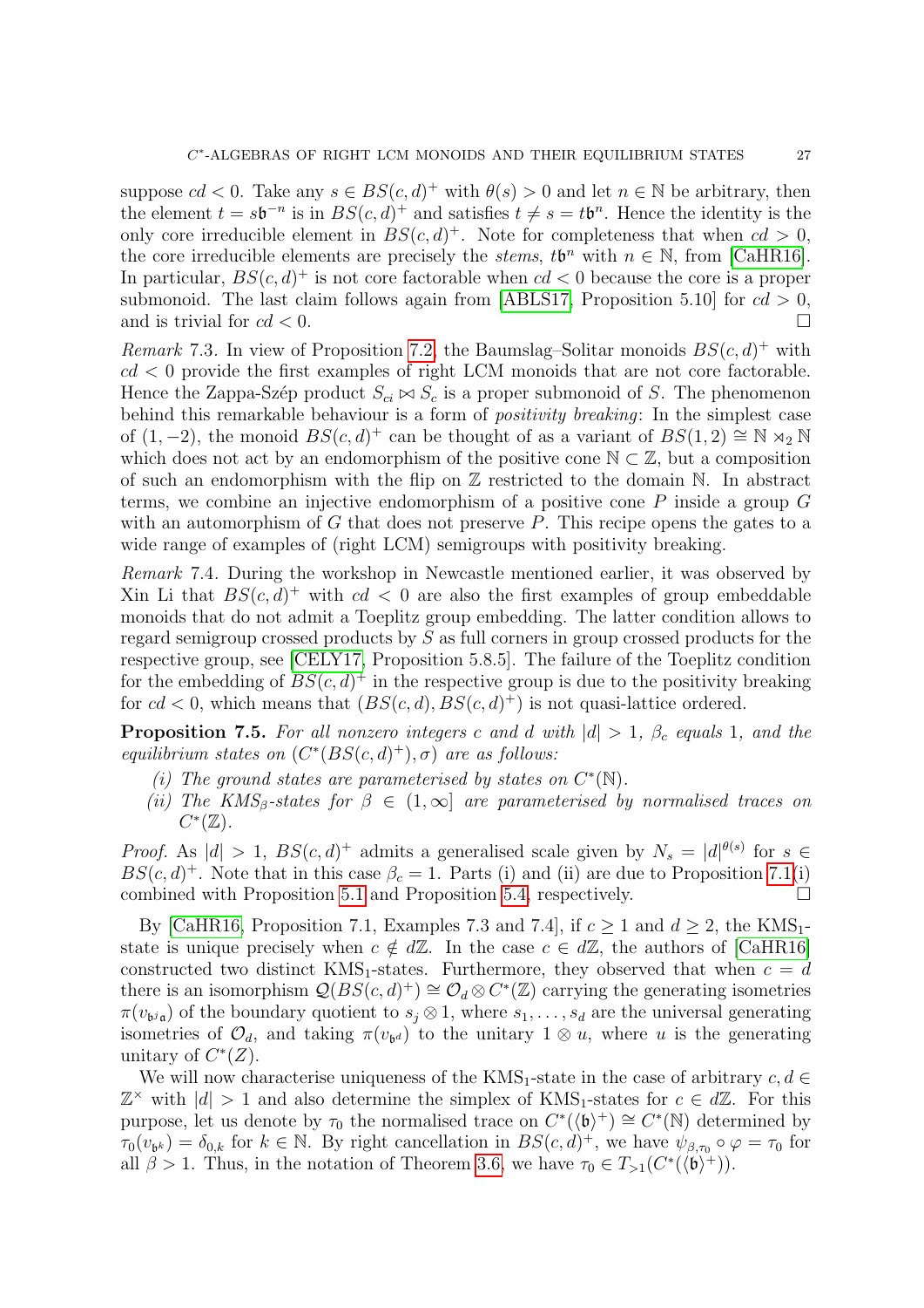suppose $cd < 0$. Take any $s \in BS(c,d)^+$ with $\theta(s) > 0$ and let $n \in \mathbb{N}$ be arbitrary, then the element $t = s\mathfrak{b}^{-n}$ is in $BS(c,d)^+$ and satisfies $t \neq s = t\mathfrak{b}^n$. Hence the identity is the only core irreducible element in $BS(c,d)^+$. Note for completeness that when $cd > 0$, the core irreducible elements are precisely the *stems*, $t\mathfrak{b}^n$ with $n \in \mathbb{N}$, from [CaHR16]. In particular, $BS(c,d)^+$ is not core factorable when $cd < 0$ because the core is a proper submonoid. The last claim follows again from [ABLS17, Proposition 5.10] for $cd > 0$, and is trivial for $cd < 0$. □

*Remark* 7.3. In view of Proposition 7.2, the Baumslag–Solitar monoids $BS(c,d)^+$ with $cd < 0$ provide the first examples of right LCM monoids that are not core factorable. Hence the Zappa-Szép product $S_{ci} \bowtie S_c$ is a proper submonoid of $S$. The phenomenon behind this remarkable behaviour is a form of *positivity breaking*: In the simplest case of $(1,-2)$, the monoid $BS(c,d)^+$ can be thought of as a variant of $BS(1,2) \cong \mathbb{N} \rtimes_2 \mathbb{N}$ which does not act by an endomorphism of the positive cone $\mathbb{N} \subset \mathbb{Z}$, but a composition of such an endomorphism with the flip on $\mathbb{Z}$ restricted to the domain $\mathbb{N}$. In abstract terms, we combine an injective endomorphism of a positive cone $P$ inside a group $G$ with an automorphism of $G$ that does not preserve $P$. This recipe opens the gates to a wide range of examples of (right LCM) semigroups with positivity breaking.

*Remark* 7.4. During the workshop in Newcastle mentioned earlier, it was observed by Xin Li that $BS(c,d)^+$ with $cd < 0$ are also the first examples of group embeddable monoids that do not admit a Toeplitz group embedding. The latter condition allows to regard semigroup crossed products by $S$ as full corners in group crossed products for the respective group, see [CELY17, Proposition 5.8.5]. The failure of the Toeplitz condition for the embedding of $BS(c,d)^+$ in the respective group is due to the positivity breaking for $cd < 0$, which means that $(BS(c,d), BS(c,d)^+)$ is not quasi-lattice ordered.

**Proposition 7.5.** *For all nonzero integers $c$ and $d$ with $|d| > 1$, $\beta_c$ equals 1, and the equilibrium states on $(C^*(BS(c,d)^+), \sigma)$ are as follows:*

- *(i) The ground states are parameterised by states on $C^*(\mathbb{N})$.*
- *(ii) The KMS$_\beta$-states for $\beta \in (1,\infty]$ are parameterised by normalised traces on $C^*(\mathbb{Z})$.*

*Proof.* As $|d| > 1$, $BS(c,d)^+$ admits a generalised scale given by $N_s = |d|^{\theta(s)}$ for $s \in BS(c,d)^+$. Note that in this case $\beta_c = 1$. Parts (i) and (ii) are due to Proposition 7.1(i) combined with Proposition 5.1 and Proposition 5.4, respectively. □

By [CaHR16, Proposition 7.1, Examples 7.3 and 7.4], if $c \geq 1$ and $d \geq 2$, the KMS$_1$-state is unique precisely when $c \notin d\mathbb{Z}$. In the case $c \in d\mathbb{Z}$, the authors of [CaHR16] constructed two distinct KMS$_1$-states. Furthermore, they observed that when $c = d$ there is an isomorphism $\mathcal{Q}(BS(c,d)^+) \cong \mathcal{O}_d \otimes C^*(\mathbb{Z})$ carrying the generating isometries $\pi(v_{\mathfrak{b}^j\mathfrak{a}})$ of the boundary quotient to $s_j \otimes 1$, where $s_1, \ldots, s_d$ are the universal generating isometries of $\mathcal{O}_d$, and taking $\pi(v_{\mathfrak{b}^d})$ to the unitary $1 \otimes u$, where $u$ is the generating unitary of $C^*(Z)$.

We will now characterise uniqueness of the KMS$_1$-state in the case of arbitrary $c,d \in \mathbb{Z}^\times$ with $|d| > 1$ and also determine the simplex of KMS$_1$-states for $c \in d\mathbb{Z}$. For this purpose, let us denote by $\tau_0$ the normalised trace on $C^*(\langle\mathfrak{b}\rangle^+) \cong C^*(\mathbb{N})$ determined by $\tau_0(v_{\mathfrak{b}^k}) = \delta_{0,k}$ for $k \in \mathbb{N}$. By right cancellation in $BS(c,d)^+$, we have $\psi_{\beta,\tau_0} \circ \varphi = \tau_0$ for all $\beta > 1$. Thus, in the notation of Theorem 3.6, we have $\tau_0 \in T_{>1}(C^*(\langle\mathfrak{b}\rangle^+))$.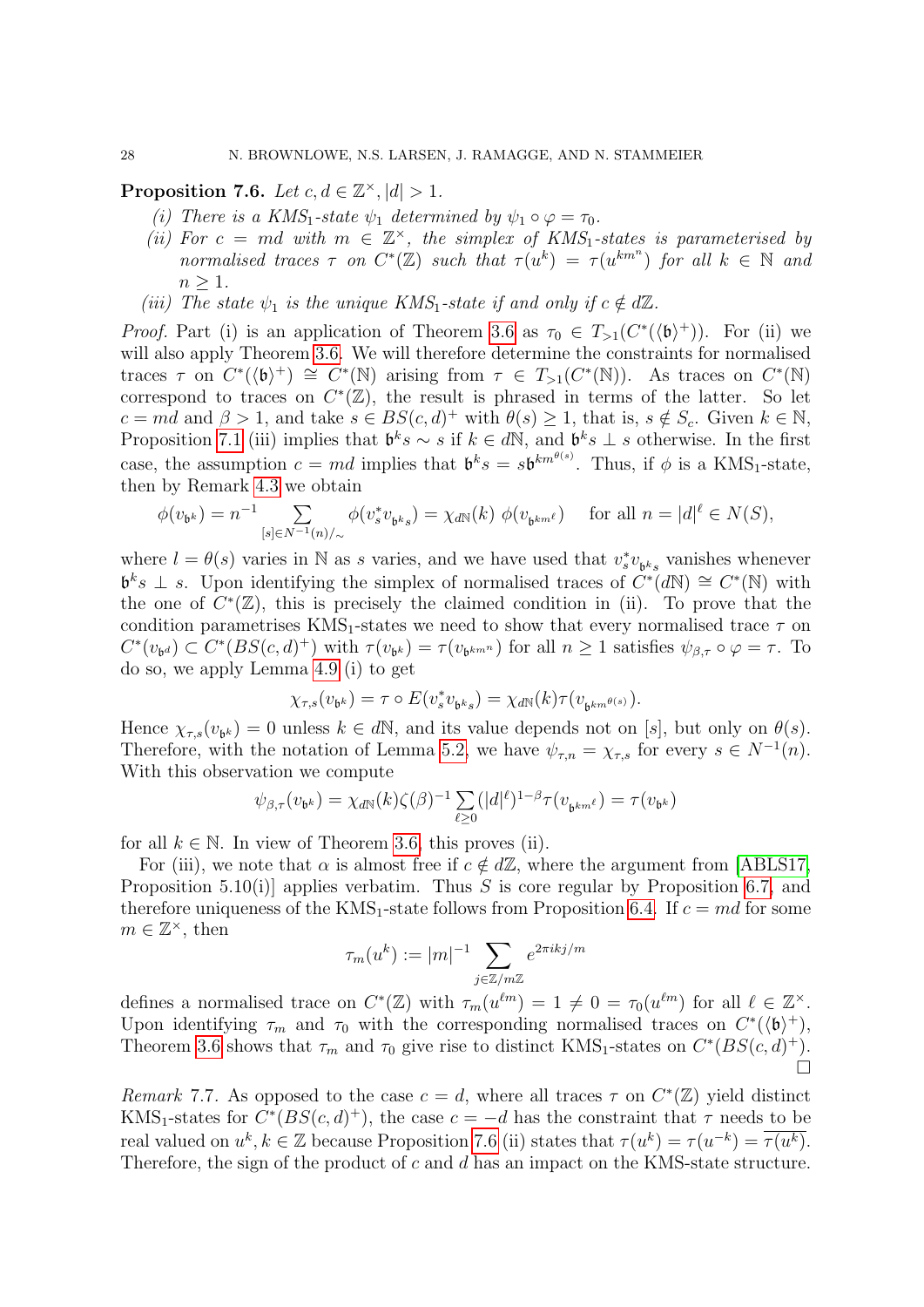**Proposition 7.6.** *Let $c, d \in \mathbb{Z}^\times$, $|d| > 1$.*

*(i) There is a KMS$_1$-state $\psi_1$ determined by $\psi_1 \circ \varphi = \tau_0$.*

*(ii) For $c = md$ with $m \in \mathbb{Z}^\times$, the simplex of KMS$_1$-states is parameterised by normalised traces $\tau$ on $C^*(\mathbb{Z})$ such that $\tau(u^k) = \tau(u^{km^n})$ for all $k \in \mathbb{N}$ and $n \geq 1$.*

*(iii) The state $\psi_1$ is the unique KMS$_1$-state if and only if $c \notin d\mathbb{Z}$.*

*Proof.* Part (i) is an application of Theorem 3.6 as $\tau_0 \in T_{>1}(C^*(\langle \mathfrak{b} \rangle^+))$. For (ii) we will also apply Theorem 3.6. We will therefore determine the constraints for normalised traces $\tau$ on $C^*(\langle \mathfrak{b} \rangle^+) \cong C^*(\mathbb{N})$ arising from $\tau \in T_{>1}(C^*(\mathbb{N}))$. As traces on $C^*(\mathbb{N})$ correspond to traces on $C^*(\mathbb{Z})$, the result is phrased in terms of the latter. So let $c = md$ and $\beta > 1$, and take $s \in BS(c,d)^+$ with $\theta(s) \geq 1$, that is, $s \notin S_c$. Given $k \in \mathbb{N}$, Proposition 7.1 (iii) implies that $\mathfrak{b}^k s \sim s$ if $k \in d\mathbb{N}$, and $\mathfrak{b}^k s \perp s$ otherwise. In the first case, the assumption $c = md$ implies that $\mathfrak{b}^k s = s\mathfrak{b}^{km^{\theta(s)}}$. Thus, if $\phi$ is a KMS$_1$-state, then by Remark 4.3 we obtain

$$\phi(v_{\mathfrak{b}^k}) = n^{-1} \sum_{[s] \in N^{-1}(n)/\sim} \phi(v_s^* v_{\mathfrak{b}^k s}) = \chi_{d\mathbb{N}}(k)\ \phi(v_{\mathfrak{b}^{km^\ell}}) \quad \text{for all } n = |d|^\ell \in N(S),$$

where $l = \theta(s)$ varies in $\mathbb{N}$ as $s$ varies, and we have used that $v_s^* v_{\mathfrak{b}^k s}$ vanishes whenever $\mathfrak{b}^k s \perp s$. Upon identifying the simplex of normalised traces of $C^*(d\mathbb{N}) \cong C^*(\mathbb{N})$ with the one of $C^*(\mathbb{Z})$, this is precisely the claimed condition in (ii). To prove that the condition parametrises KMS$_1$-states we need to show that every normalised trace $\tau$ on $C^*(v_{\mathfrak{b}^d}) \subset C^*(BS(c,d)^+)$ with $\tau(v_{\mathfrak{b}^k}) = \tau(v_{\mathfrak{b}^{km^n}})$ for all $n \geq 1$ satisfies $\psi_{\beta,\tau} \circ \varphi = \tau$. To do so, we apply Lemma 4.9 (i) to get

$$\chi_{\tau,s}(v_{\mathfrak{b}^k}) = \tau \circ E(v_s^* v_{\mathfrak{b}^k s}) = \chi_{d\mathbb{N}}(k) \tau(v_{\mathfrak{b}^{km^{\theta(s)}}}).$$

Hence $\chi_{\tau,s}(v_{\mathfrak{b}^k}) = 0$ unless $k \in d\mathbb{N}$, and its value depends not on $[s]$, but only on $\theta(s)$. Therefore, with the notation of Lemma 5.2, we have $\psi_{\tau,n} = \chi_{\tau,s}$ for every $s \in N^{-1}(n)$. With this observation we compute

$$\psi_{\beta,\tau}(v_{\mathfrak{b}^k}) = \chi_{d\mathbb{N}}(k) \zeta(\beta)^{-1} \sum_{\ell \geq 0} (|d|^\ell)^{1-\beta} \tau(v_{\mathfrak{b}^{km^\ell}}) = \tau(v_{\mathfrak{b}^k})$$

for all $k \in \mathbb{N}$. In view of Theorem 3.6, this proves (ii).

For (iii), we note that $\alpha$ is almost free if $c \notin d\mathbb{Z}$, where the argument from [ABLS17, Proposition 5.10(i)] applies verbatim. Thus $S$ is core regular by Proposition 6.7, and therefore uniqueness of the KMS$_1$-state follows from Proposition 6.4. If $c = md$ for some $m \in \mathbb{Z}^\times$, then

$$\tau_m(u^k) := |m|^{-1} \sum_{j \in \mathbb{Z}/m\mathbb{Z}} e^{2\pi i k j/m}$$

defines a normalised trace on $C^*(\mathbb{Z})$ with $\tau_m(u^{\ell m}) = 1 \neq 0 = \tau_0(u^{\ell m})$ for all $\ell \in \mathbb{Z}^\times$. Upon identifying $\tau_m$ and $\tau_0$ with the corresponding normalised traces on $C^*(\langle \mathfrak{b} \rangle^+)$, Theorem 3.6 shows that $\tau_m$ and $\tau_0$ give rise to distinct KMS$_1$-states on $C^*(BS(c,d)^+)$. $\square$

*Remark* 7.7. As opposed to the case $c = d$, where all traces $\tau$ on $C^*(\mathbb{Z})$ yield distinct KMS$_1$-states for $C^*(BS(c,d)^+)$, the case $c = -d$ has the constraint that $\tau$ needs to be real valued on $u^k, k \in \mathbb{Z}$ because Proposition 7.6 (ii) states that $\tau(u^k) = \tau(u^{-k}) = \overline{\tau(u^k)}$. Therefore, the sign of the product of $c$ and $d$ has an impact on the KMS-state structure.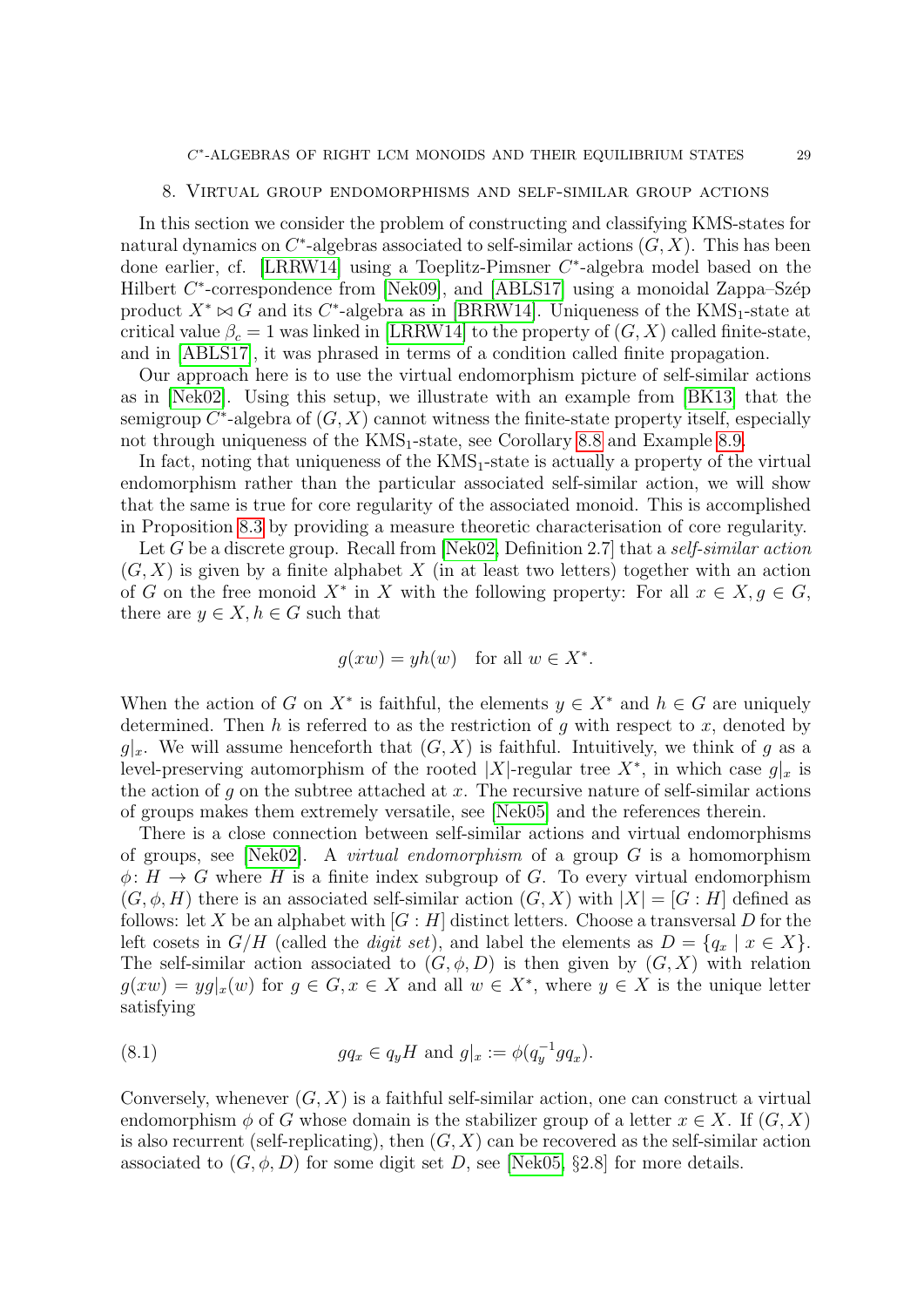## 8. Virtual group endomorphisms and self-similar group actions

In this section we consider the problem of constructing and classifying KMS-states for natural dynamics on $C^*$-algebras associated to self-similar actions $(G, X)$. This has been done earlier, cf. [LRRW14] using a Toeplitz-Pimsner $C^*$-algebra model based on the Hilbert $C^*$-correspondence from [Nek09], and [ABLS17] using a monoidal Zappa–Szép product $X^* \bowtie G$ and its $C^*$-algebra as in [BRRW14]. Uniqueness of the KMS$_1$-state at critical value $\beta_c = 1$ was linked in [LRRW14] to the property of $(G, X)$ called finite-state, and in [ABLS17], it was phrased in terms of a condition called finite propagation.

Our approach here is to use the virtual endomorphism picture of self-similar actions as in [Nek02]. Using this setup, we illustrate with an example from [BK13] that the semigroup $C^*$-algebra of $(G, X)$ cannot witness the finite-state property itself, especially not through uniqueness of the KMS$_1$-state, see Corollary 8.8 and Example 8.9.

In fact, noting that uniqueness of the KMS$_1$-state is actually a property of the virtual endomorphism rather than the particular associated self-similar action, we will show that the same is true for core regularity of the associated monoid. This is accomplished in Proposition 8.3 by providing a measure theoretic characterisation of core regularity.

Let $G$ be a discrete group. Recall from [Nek02, Definition 2.7] that a *self-similar action* $(G, X)$ is given by a finite alphabet $X$ (in at least two letters) together with an action of $G$ on the free monoid $X^*$ in $X$ with the following property: For all $x \in X, g \in G$, there are $y \in X, h \in G$ such that

$$g(xw) = yh(w) \quad \text{for all } w \in X^*.$$

When the action of $G$ on $X^*$ is faithful, the elements $y \in X^*$ and $h \in G$ are uniquely determined. Then $h$ is referred to as the restriction of $g$ with respect to $x$, denoted by $g|_x$. We will assume henceforth that $(G, X)$ is faithful. Intuitively, we think of $g$ as a level-preserving automorphism of the rooted $|X|$-regular tree $X^*$, in which case $g|_x$ is the action of $g$ on the subtree attached at $x$. The recursive nature of self-similar actions of groups makes them extremely versatile, see [Nek05] and the references therein.

There is a close connection between self-similar actions and virtual endomorphisms of groups, see [Nek02]. A *virtual endomorphism* of a group $G$ is a homomorphism $\phi\colon H \to G$ where $H$ is a finite index subgroup of $G$. To every virtual endomorphism $(G, \phi, H)$ there is an associated self-similar action $(G, X)$ with $|X| = [G : H]$ defined as follows: let $X$ be an alphabet with $[G : H]$ distinct letters. Choose a transversal $D$ for the left cosets in $G/H$ (called the *digit set*), and label the elements as $D = \{q_x \mid x \in X\}$. The self-similar action associated to $(G, \phi, D)$ is then given by $(G, X)$ with relation $g(xw) = yg|_x(w)$ for $g \in G, x \in X$ and all $w \in X^*$, where $y \in X$ is the unique letter satisfying

$$gq_x \in q_y H \text{ and } g|_x := \phi(q_y^{-1} g q_x). \tag{8.1}$$

Conversely, whenever $(G, X)$ is a faithful self-similar action, one can construct a virtual endomorphism $\phi$ of $G$ whose domain is the stabilizer group of a letter $x \in X$. If $(G, X)$ is also recurrent (self-replicating), then $(G, X)$ can be recovered as the self-similar action associated to $(G, \phi, D)$ for some digit set $D$, see [Nek05, §2.8] for more details.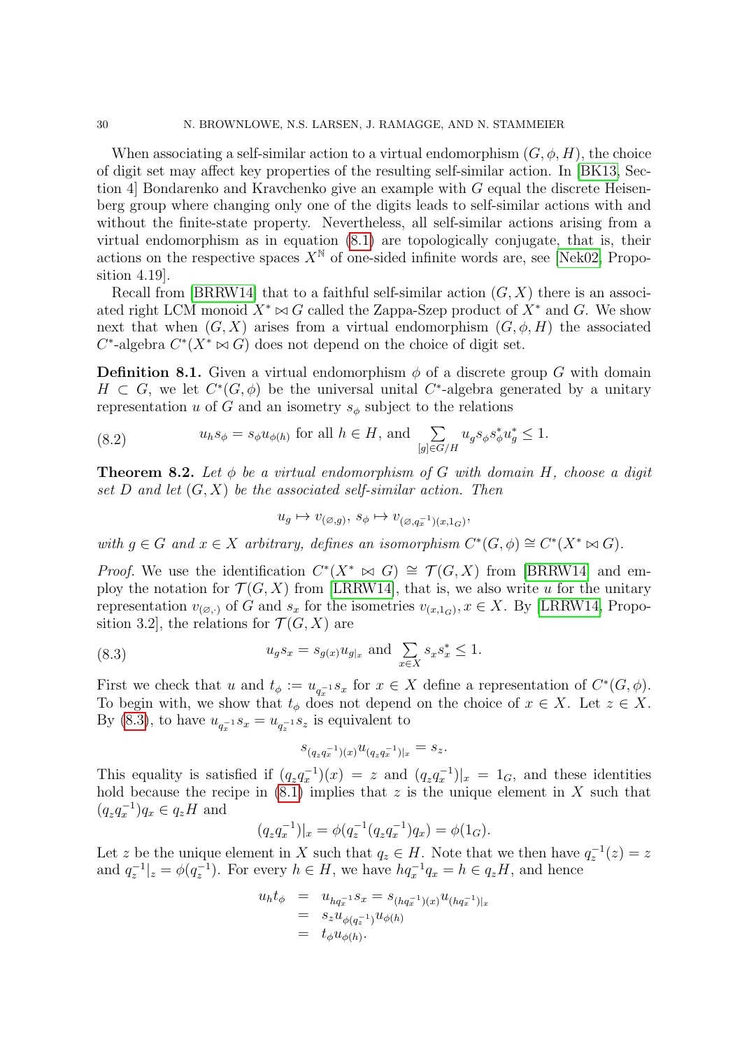When associating a self-similar action to a virtual endomorphism $(G, \phi, H)$, the choice of digit set may affect key properties of the resulting self-similar action. In [BK13, Section 4] Bondarenko and Kravchenko give an example with $G$ equal the discrete Heisenberg group where changing only one of the digits leads to self-similar actions with and without the finite-state property. Nevertheless, all self-similar actions arising from a virtual endomorphism as in equation (8.1) are topologically conjugate, that is, their actions on the respective spaces $X^{\mathbb{N}}$ of one-sided infinite words are, see [Nek02, Proposition 4.19].

Recall from [BRRW14] that to a faithful self-similar action $(G, X)$ there is an associated right LCM monoid $X^* \bowtie G$ called the Zappa-Szep product of $X^*$ and $G$. We show next that when $(G, X)$ arises from a virtual endomorphism $(G, \phi, H)$ the associated $C^*$-algebra $C^*(X^* \bowtie G)$ does not depend on the choice of digit set.

**Definition 8.1.** Given a virtual endomorphism $\phi$ of a discrete group $G$ with domain $H \subset G$, we let $C^*(G, \phi)$ be the universal unital $C^*$-algebra generated by a unitary representation $u$ of $G$ and an isometry $s_\phi$ subject to the relations

$$u_h s_\phi = s_\phi u_{\phi(h)} \text{ for all } h \in H, \text{ and } \sum_{[g]\in G/H} u_g s_\phi s_\phi^* u_g^* \leq 1. \tag{8.2}$$

**Theorem 8.2.** *Let $\phi$ be a virtual endomorphism of $G$ with domain $H$, choose a digit set $D$ and let $(G, X)$ be the associated self-similar action. Then*

$$u_g \mapsto v_{(\varnothing,g)},\ s_\phi \mapsto v_{(\varnothing,q_x^{-1})(x,1_G)},$$

*with $g \in G$ and $x \in X$ arbitrary, defines an isomorphism $C^*(G, \phi) \cong C^*(X^* \bowtie G)$.*

*Proof.* We use the identification $C^*(X^* \bowtie G) \cong \mathcal{T}(G, X)$ from [BRRW14] and employ the notation for $\mathcal{T}(G, X)$ from [LRRW14], that is, we also write $u$ for the unitary representation $v_{(\varnothing,\cdot)}$ of $G$ and $s_x$ for the isometries $v_{(x,1_G)}, x \in X$. By [LRRW14, Proposition 3.2], the relations for $\mathcal{T}(G, X)$ are

$$u_g s_x = s_{g(x)} u_{g|_x} \text{ and } \sum_{x\in X} s_x s_x^* \leq 1. \tag{8.3}$$

First we check that $u$ and $t_\phi := u_{q_x^{-1}} s_x$ for $x \in X$ define a representation of $C^*(G, \phi)$. To begin with, we show that $t_\phi$ does not depend on the choice of $x \in X$. Let $z \in X$. By (8.3), to have $u_{q_x^{-1}} s_x = u_{q_z^{-1}} s_z$ is equivalent to

$$s_{(q_z q_x^{-1})(x)} u_{(q_z q_x^{-1})|_x} = s_z.$$

This equality is satisfied if $(q_z q_x^{-1})(x) = z$ and $(q_z q_x^{-1})|_x = 1_G$, and these identities hold because the recipe in (8.1) implies that $z$ is the unique element in $X$ such that $(q_z q_x^{-1}) q_x \in q_z H$ and

$$(q_z q_x^{-1})|_x = \phi(q_z^{-1}(q_z q_x^{-1}) q_x) = \phi(1_G).$$

Let $z$ be the unique element in $X$ such that $q_z \in H$. Note that we then have $q_z^{-1}(z) = z$ and $q_z^{-1}|_z = \phi(q_z^{-1})$. For every $h \in H$, we have $h q_x^{-1} q_x = h \in q_z H$, and hence

$$\begin{aligned}
u_h t_\phi &= u_{h q_x^{-1}} s_x = s_{(h q_x^{-1})(x)} u_{(h q_x^{-1})|_x} \\
&= s_z u_{\phi(q_z^{-1})} u_{\phi(h)} \\
&= t_\phi u_{\phi(h)}.
\end{aligned}$$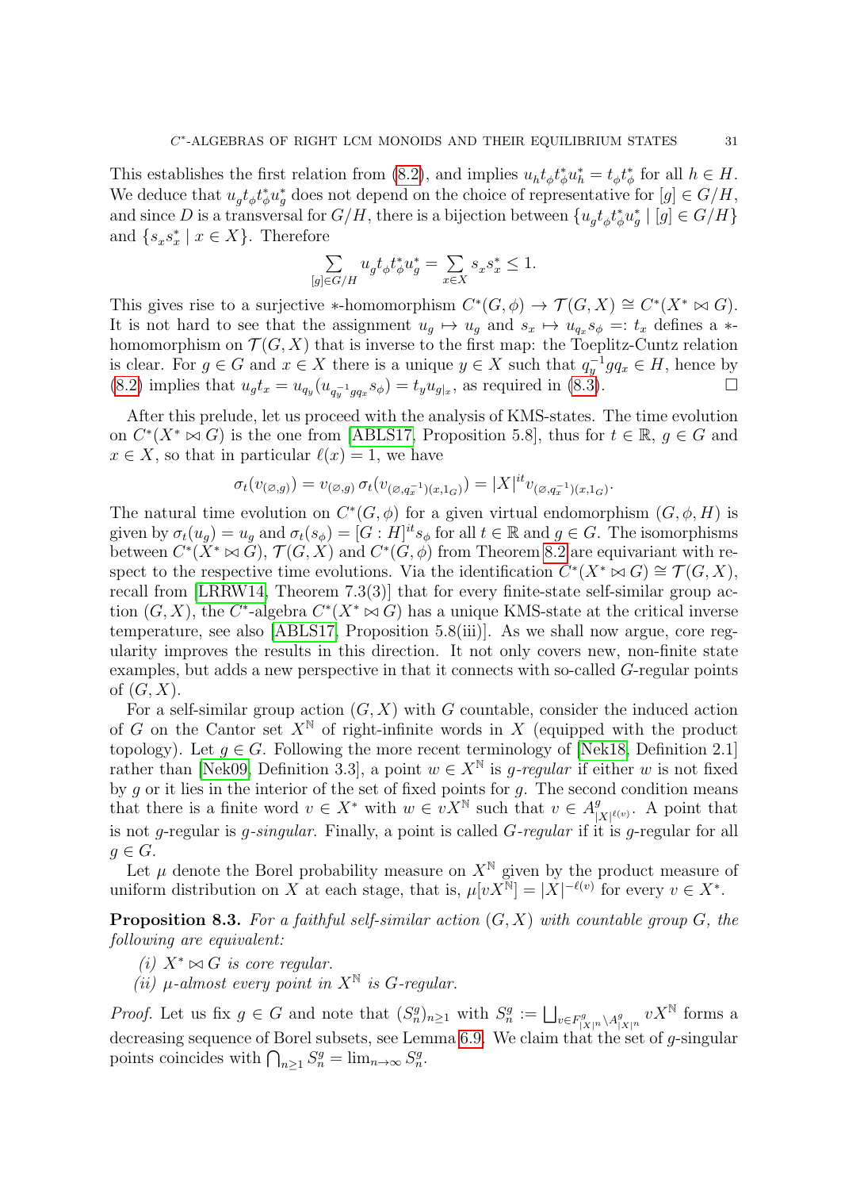This establishes the first relation from (8.2), and implies $u_h t_\phi t_\phi^* u_h^* = t_\phi t_\phi^*$ for all $h \in H$. We deduce that $u_g t_\phi t_\phi^* u_g^*$ does not depend on the choice of representative for $[g] \in G/H$, and since $D$ is a transversal for $G/H$, there is a bijection between $\{u_g t_\phi t_\phi^* u_g^* \mid [g] \in G/H\}$ and $\{s_x s_x^* \mid x \in X\}$. Therefore

$$\sum_{[g]\in G/H} u_g t_\phi t_\phi^* u_g^* = \sum_{x \in X} s_x s_x^* \leq 1.$$

This gives rise to a surjective $*$-homomorphism $C^*(G,\phi) \to \mathcal{T}(G,X) \cong C^*(X^* \bowtie G)$. It is not hard to see that the assignment $u_g \mapsto u_g$ and $s_x \mapsto u_{q_x} s_\phi =: t_x$ defines a $*$-homomorphism on $\mathcal{T}(G,X)$ that is inverse to the first map: the Toeplitz-Cuntz relation is clear. For $g \in G$ and $x \in X$ there is a unique $y \in X$ such that $q_y^{-1} g q_x \in H$, hence by (8.2) implies that $u_g t_x = u_{q_y}(u_{q_y^{-1} g q_x} s_\phi) = t_y u_{g|_x}$, as required in (8.3). □

After this prelude, let us proceed with the analysis of KMS-states. The time evolution on $C^*(X^* \bowtie G)$ is the one from [ABLS17, Proposition 5.8], thus for $t \in \mathbb{R}$, $g \in G$ and $x \in X$, so that in particular $\ell(x) = 1$, we have

$$\sigma_t(v_{(\varnothing,g)}) = v_{(\varnothing,g)}\, \sigma_t(v_{(\varnothing,q_x^{-1})(x,1_G)}) = |X|^{it} v_{(\varnothing,q_x^{-1})(x,1_G)}.$$

The natural time evolution on $C^*(G,\phi)$ for a given virtual endomorphism $(G,\phi,H)$ is given by $\sigma_t(u_g) = u_g$ and $\sigma_t(s_\phi) = [G:H]^{it} s_\phi$ for all $t \in \mathbb{R}$ and $g \in G$. The isomorphisms between $C^*(X^* \bowtie G)$, $\mathcal{T}(G,X)$ and $C^*(G,\phi)$ from Theorem 8.2 are equivariant with respect to the respective time evolutions. Via the identification $C^*(X^* \bowtie G) \cong \mathcal{T}(G,X)$, recall from [LRRW14, Theorem 7.3(3)] that for every finite-state self-similar group action $(G,X)$, the $C^*$-algebra $C^*(X^* \bowtie G)$ has a unique KMS-state at the critical inverse temperature, see also [ABLS17, Proposition 5.8(iii)]. As we shall now argue, core regularity improves the results in this direction. It not only covers new, non-finite state examples, but adds a new perspective in that it connects with so-called $G$-regular points of $(G,X)$.

For a self-similar group action $(G,X)$ with $G$ countable, consider the induced action of $G$ on the Cantor set $X^{\mathbb{N}}$ of right-infinite words in $X$ (equipped with the product topology). Let $g \in G$. Following the more recent terminology of [Nek18, Definition 2.1] rather than [Nek09, Definition 3.3], a point $w \in X^{\mathbb{N}}$ is *$g$-regular* if either $w$ is not fixed by $g$ or it lies in the interior of the set of fixed points for $g$. The second condition means that there is a finite word $v \in X^*$ with $w \in vX^{\mathbb{N}}$ such that $v \in A^g_{|X|^{\ell(v)}}$. A point that is not $g$-regular is *$g$-singular*. Finally, a point is called *$G$-regular* if it is $g$-regular for all $g \in G$.

Let $\mu$ denote the Borel probability measure on $X^{\mathbb{N}}$ given by the product measure of uniform distribution on $X$ at each stage, that is, $\mu[vX^{\mathbb{N}}] = |X|^{-\ell(v)}$ for every $v \in X^*$.

**Proposition 8.3.** *For a faithful self-similar action $(G,X)$ with countable group $G$, the following are equivalent:*

*(i) $X^* \bowtie G$ is core regular.*

*(ii) $\mu$-almost every point in $X^{\mathbb{N}}$ is $G$-regular.*

*Proof.* Let us fix $g \in G$ and note that $(S_n^g)_{n\geq 1}$ with $S_n^g := \bigsqcup_{v \in F^g_{|X|^n} \setminus A^g_{|X|^n}} vX^{\mathbb{N}}$ forms a decreasing sequence of Borel subsets, see Lemma 6.9. We claim that the set of $g$-singular points coincides with $\bigcap_{n\geq 1} S_n^g = \lim_{n\to\infty} S_n^g$.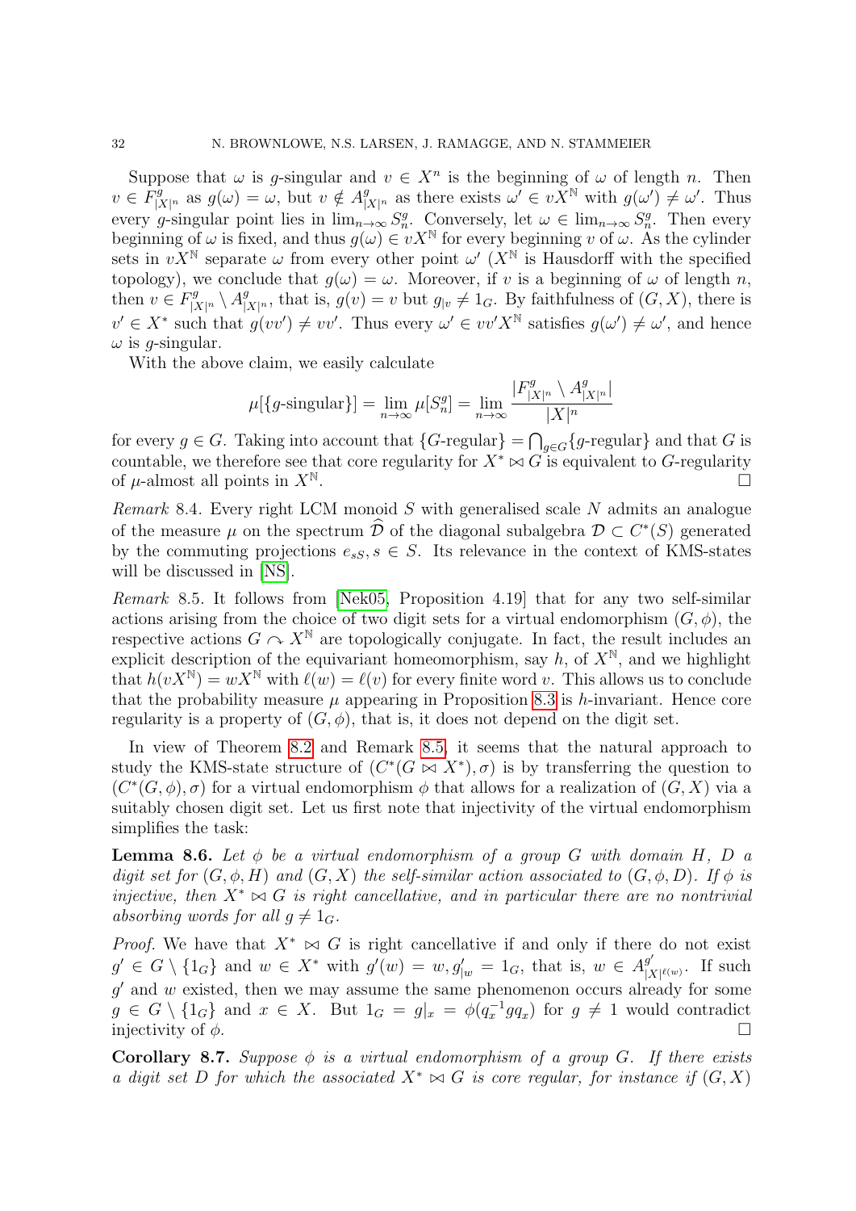Suppose that $\omega$ is $g$-singular and $v \in X^n$ is the beginning of $\omega$ of length $n$. Then $v \in F^g_{|X|^n}$ as $g(\omega) = \omega$, but $v \notin A^g_{|X|^n}$ as there exists $\omega' \in vX^{\mathbb{N}}$ with $g(\omega') \neq \omega'$. Thus every $g$-singular point lies in $\lim_{n\to\infty} S^g_n$. Conversely, let $\omega \in \lim_{n\to\infty} S^g_n$. Then every beginning of $\omega$ is fixed, and thus $g(\omega) \in vX^{\mathbb{N}}$ for every beginning $v$ of $\omega$. As the cylinder sets in $vX^{\mathbb{N}}$ separate $\omega$ from every other point $\omega'$ ($X^{\mathbb{N}}$ is Hausdorff with the specified topology), we conclude that $g(\omega) = \omega$. Moreover, if $v$ is a beginning of $\omega$ of length $n$, then $v \in F^g_{|X|^n} \setminus A^g_{|X|^n}$, that is, $g(v) = v$ but $g_{|v} \neq 1_G$. By faithfulness of $(G, X)$, there is $v' \in X^*$ such that $g(vv') \neq vv'$. Thus every $\omega' \in vv'X^{\mathbb{N}}$ satisfies $g(\omega') \neq \omega'$, and hence $\omega$ is $g$-singular.

With the above claim, we easily calculate

$$\mu[\{g\text{-singular}\}] = \lim_{n\to\infty} \mu[S^g_n] = \lim_{n\to\infty} \frac{|F^g_{|X|^n} \setminus A^g_{|X|^n}|}{|X|^n}$$

for every $g \in G$. Taking into account that $\{G\text{-regular}\} = \bigcap_{g\in G}\{g\text{-regular}\}$ and that $G$ is countable, we therefore see that core regularity for $X^* \bowtie G$ is equivalent to $G$-regularity of $\mu$-almost all points in $X^{\mathbb{N}}$. $\square$

*Remark* 8.4. Every right LCM monoid $S$ with generalised scale $N$ admits an analogue of the measure $\mu$ on the spectrum $\widehat{\mathcal{D}}$ of the diagonal subalgebra $\mathcal{D} \subset C^*(S)$ generated by the commuting projections $e_{sS}, s \in S$. Its relevance in the context of KMS-states will be discussed in [NS].

*Remark* 8.5. It follows from [Nek05, Proposition 4.19] that for any two self-similar actions arising from the choice of two digit sets for a virtual endomorphism $(G, \phi)$, the respective actions $G \curvearrowright X^{\mathbb{N}}$ are topologically conjugate. In fact, the result includes an explicit description of the equivariant homeomorphism, say $h$, of $X^{\mathbb{N}}$, and we highlight that $h(vX^{\mathbb{N}}) = wX^{\mathbb{N}}$ with $\ell(w) = \ell(v)$ for every finite word $v$. This allows us to conclude that the probability measure $\mu$ appearing in Proposition 8.3 is $h$-invariant. Hence core regularity is a property of $(G, \phi)$, that is, it does not depend on the digit set.

In view of Theorem 8.2 and Remark 8.5, it seems that the natural approach to study the KMS-state structure of $(C^*(G \bowtie X^*), \sigma)$ is by transferring the question to $(C^*(G, \phi), \sigma)$ for a virtual endomorphism $\phi$ that allows for a realization of $(G, X)$ via a suitably chosen digit set. Let us first note that injectivity of the virtual endomorphism simplifies the task:

**Lemma 8.6.** *Let $\phi$ be a virtual endomorphism of a group $G$ with domain $H$, $D$ a digit set for $(G, \phi, H)$ and $(G, X)$ the self-similar action associated to $(G, \phi, D)$. If $\phi$ is injective, then $X^* \bowtie G$ is right cancellative, and in particular there are no nontrivial absorbing words for all $g \neq 1_G$.*

*Proof.* We have that $X^* \bowtie G$ is right cancellative if and only if there do not exist $g' \in G \setminus \{1_G\}$ and $w \in X^*$ with $g'(w) = w, g'_{|w} = 1_G$, that is, $w \in A^{g'}_{|X|^{\ell(w)}}$. If such $g'$ and $w$ existed, then we may assume the same phenomenon occurs already for some $g \in G \setminus \{1_G\}$ and $x \in X$. But $1_G = g|_x = \phi(q_x^{-1} g q_x)$ for $g \neq 1$ would contradict injectivity of $\phi$. $\square$

**Corollary 8.7.** *Suppose $\phi$ is a virtual endomorphism of a group $G$. If there exists a digit set $D$ for which the associated $X^* \bowtie G$ is core regular, for instance if $(G, X)$*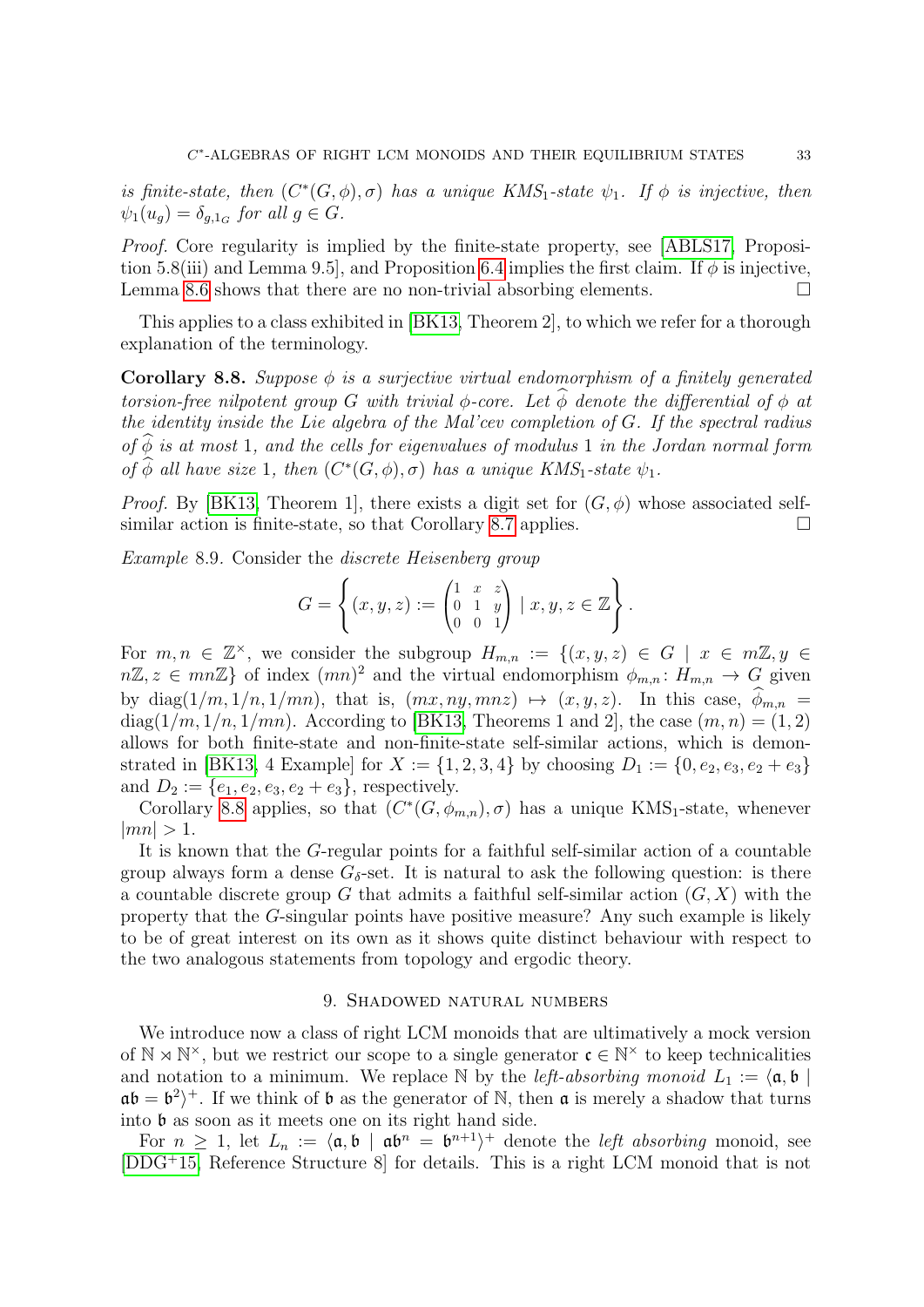*is finite-state, then $(C^*(G,\phi),\sigma)$ has a unique KMS$_1$-state $\psi_1$. If $\phi$ is injective, then $\psi_1(u_g) = \delta_{g,1_G}$ for all $g \in G$.*

*Proof.* Core regularity is implied by the finite-state property, see [ABLS17, Proposition 5.8(iii) and Lemma 9.5], and Proposition 6.4 implies the first claim. If $\phi$ is injective, Lemma 8.6 shows that there are no non-trivial absorbing elements. □

This applies to a class exhibited in [BK13, Theorem 2], to which we refer for a thorough explanation of the terminology.

**Corollary 8.8.** *Suppose $\phi$ is a surjective virtual endomorphism of a finitely generated torsion-free nilpotent group $G$ with trivial $\phi$-core. Let $\widehat{\phi}$ denote the differential of $\phi$ at the identity inside the Lie algebra of the Mal'cev completion of $G$. If the spectral radius of $\widehat{\phi}$ is at most 1, and the cells for eigenvalues of modulus 1 in the Jordan normal form of $\widehat{\phi}$ all have size 1, then $(C^*(G,\phi),\sigma)$ has a unique KMS$_1$-state $\psi_1$.*

*Proof.* By [BK13, Theorem 1], there exists a digit set for $(G,\phi)$ whose associated self-similar action is finite-state, so that Corollary 8.7 applies. □

*Example* 8.9. Consider the *discrete Heisenberg group*

$$G = \left\{ (x,y,z) := \begin{pmatrix} 1 & x & z \\ 0 & 1 & y \\ 0 & 0 & 1 \end{pmatrix} \mid x,y,z \in \mathbb{Z} \right\}.$$

For $m,n \in \mathbb{Z}^\times$, we consider the subgroup $H_{m,n} := \{(x,y,z) \in G \mid x \in m\mathbb{Z}, y \in n\mathbb{Z}, z \in mn\mathbb{Z}\}$ of index $(mn)^2$ and the virtual endomorphism $\phi_{m,n} \colon H_{m,n} \to G$ given by $\operatorname{diag}(1/m, 1/n, 1/mn)$, that is, $(mx, ny, mnz) \mapsto (x,y,z)$. In this case, $\widehat{\phi}_{m,n} = \operatorname{diag}(1/m, 1/n, 1/mn)$. According to [BK13, Theorems 1 and 2], the case $(m,n) = (1,2)$ allows for both finite-state and non-finite-state self-similar actions, which is demonstrated in [BK13, 4 Example] for $X := \{1,2,3,4\}$ by choosing $D_1 := \{0, e_2, e_3, e_2+e_3\}$ and $D_2 := \{e_1, e_2, e_3, e_2+e_3\}$, respectively.

Corollary 8.8 applies, so that $(C^*(G,\phi_{m,n}),\sigma)$ has a unique KMS$_1$-state, whenever $|mn| > 1$.

It is known that the $G$-regular points for a faithful self-similar action of a countable group always form a dense $G_\delta$-set. It is natural to ask the following question: is there a countable discrete group $G$ that admits a faithful self-similar action $(G,X)$ with the property that the $G$-singular points have positive measure? Any such example is likely to be of great interest on its own as it shows quite distinct behaviour with respect to the two analogous statements from topology and ergodic theory.

## 9. Shadowed natural numbers

We introduce now a class of right LCM monoids that are ultimatively a mock version of $\mathbb{N} \rtimes \mathbb{N}^\times$, but we restrict our scope to a single generator $\mathfrak{c} \in \mathbb{N}^\times$ to keep technicalities and notation to a minimum. We replace $\mathbb{N}$ by the *left-absorbing monoid* $L_1 := \langle \mathfrak{a}, \mathfrak{b} \mid \mathfrak{a}\mathfrak{b} = \mathfrak{b}^2 \rangle^+$. If we think of $\mathfrak{b}$ as the generator of $\mathbb{N}$, then $\mathfrak{a}$ is merely a shadow that turns into $\mathfrak{b}$ as soon as it meets one on its right hand side.

For $n \geq 1$, let $L_n := \langle \mathfrak{a}, \mathfrak{b} \mid \mathfrak{a}\mathfrak{b}^n = \mathfrak{b}^{n+1} \rangle^+$ denote the *left absorbing* monoid, see [DDG+15, Reference Structure 8] for details. This is a right LCM monoid that is not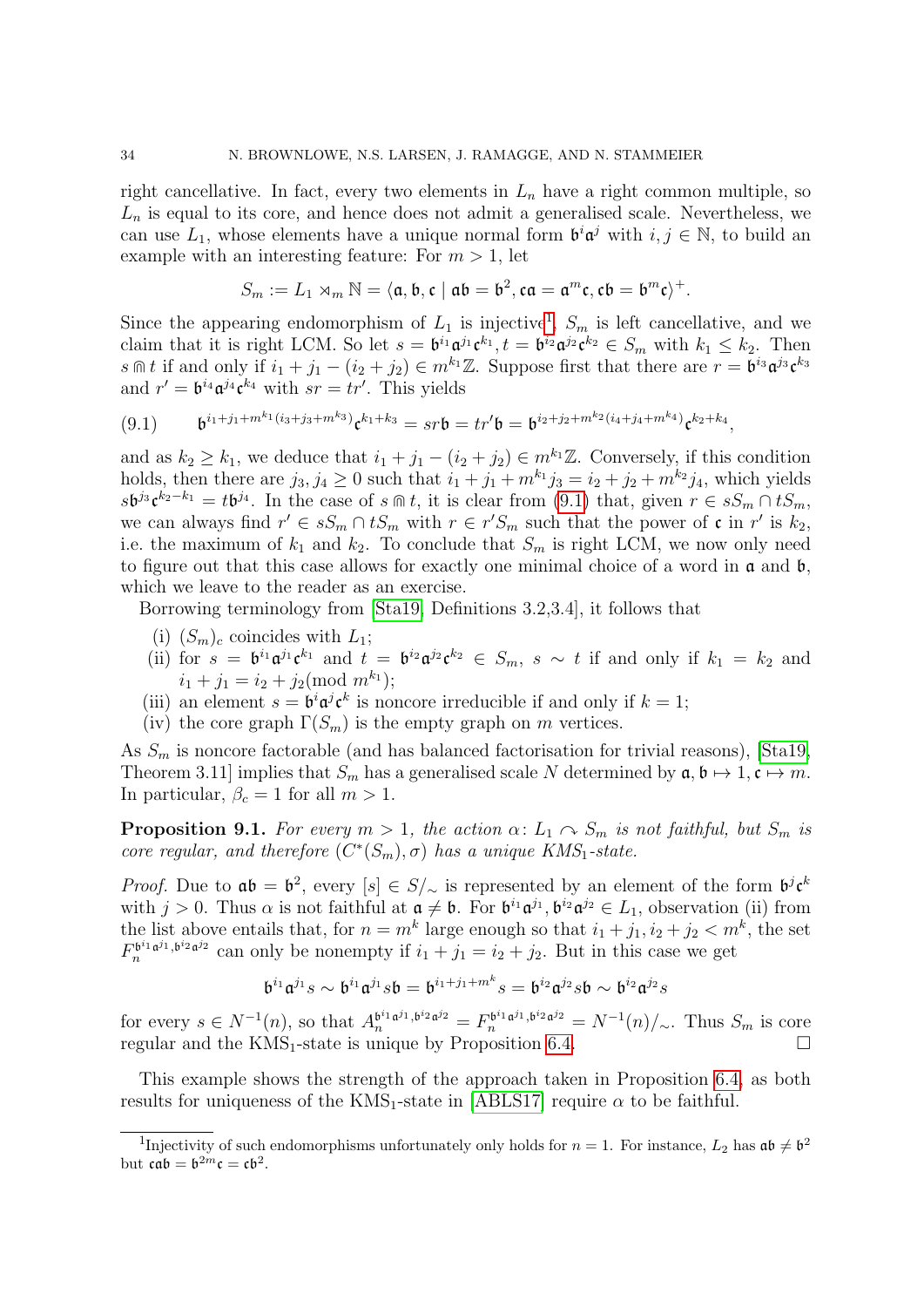right cancellative. In fact, every two elements in $L_n$ have a right common multiple, so $L_n$ is equal to its core, and hence does not admit a generalised scale. Nevertheless, we can use $L_1$, whose elements have a unique normal form $\mathfrak{b}^i\mathfrak{a}^j$ with $i,j \in \mathbb{N}$, to build an example with an interesting feature: For $m > 1$, let

$$S_m := L_1 \rtimes_m \mathbb{N} = \langle \mathfrak{a}, \mathfrak{b}, \mathfrak{c} \mid \mathfrak{a}\mathfrak{b} = \mathfrak{b}^2, \mathfrak{c}\mathfrak{a} = \mathfrak{a}^m\mathfrak{c}, \mathfrak{c}\mathfrak{b} = \mathfrak{b}^m\mathfrak{c}\rangle^+.$$

Since the appearing endomorphism of $L_1$ is injective[1], $S_m$ is left cancellative, and we claim that it is right LCM. So let $s = \mathfrak{b}^{i_1}\mathfrak{a}^{j_1}\mathfrak{c}^{k_1}, t = \mathfrak{b}^{i_2}\mathfrak{a}^{j_2}\mathfrak{c}^{k_2} \in S_m$ with $k_1 \leq k_2$. Then $s \Cap t$ if and only if $i_1 + j_1 - (i_2 + j_2) \in m^{k_1}\mathbb{Z}$. Suppose first that there are $r = \mathfrak{b}^{i_3}\mathfrak{a}^{j_3}\mathfrak{c}^{k_3}$ and $r' = \mathfrak{b}^{i_4}\mathfrak{a}^{j_4}\mathfrak{c}^{k_4}$ with $sr = tr'$. This yields

$$\mathfrak{b}^{i_1+j_1+m^{k_1}(i_3+j_3+m^{k_3})}\mathfrak{c}^{k_1+k_3} = sr\mathfrak{b} = tr'\mathfrak{b} = \mathfrak{b}^{i_2+j_2+m^{k_2}(i_4+j_4+m^{k_4})}\mathfrak{c}^{k_2+k_4}, \tag{9.1}$$

and as $k_2 \geq k_1$, we deduce that $i_1 + j_1 - (i_2 + j_2) \in m^{k_1}\mathbb{Z}$. Conversely, if this condition holds, then there are $j_3, j_4 \geq 0$ such that $i_1 + j_1 + m^{k_1}j_3 = i_2 + j_2 + m^{k_2}j_4$, which yields $s\mathfrak{b}^{j_3}\mathfrak{c}^{k_2-k_1} = t\mathfrak{b}^{j_4}$. In the case of $s \Cap t$, it is clear from (9.1) that, given $r \in sS_m \cap tS_m$, we can always find $r' \in sS_m \cap tS_m$ with $r \in r'S_m$ such that the power of $\mathfrak{c}$ in $r'$ is $k_2$, i.e. the maximum of $k_1$ and $k_2$. To conclude that $S_m$ is right LCM, we now only need to figure out that this case allows for exactly one minimal choice of a word in $\mathfrak{a}$ and $\mathfrak{b}$, which we leave to the reader as an exercise.

Borrowing terminology from [Sta19, Definitions 3.2,3.4], it follows that

(i) $(S_m)_c$ coincides with $L_1$;

(ii) for $s = \mathfrak{b}^{i_1}\mathfrak{a}^{j_1}\mathfrak{c}^{k_1}$ and $t = \mathfrak{b}^{i_2}\mathfrak{a}^{j_2}\mathfrak{c}^{k_2} \in S_m$, $s \sim t$ if and only if $k_1 = k_2$ and $i_1 + j_1 = i_2 + j_2 (\text{mod } m^{k_1})$;

(iii) an element $s = \mathfrak{b}^i\mathfrak{a}^j\mathfrak{c}^k$ is noncore irreducible if and only if $k = 1$;

(iv) the core graph $\Gamma(S_m)$ is the empty graph on $m$ vertices.

As $S_m$ is noncore factorable (and has balanced factorisation for trivial reasons), [Sta19, Theorem 3.11] implies that $S_m$ has a generalised scale $N$ determined by $\mathfrak{a}, \mathfrak{b} \mapsto 1, \mathfrak{c} \mapsto m$. In particular, $\beta_c = 1$ for all $m > 1$.

**Proposition 9.1.** *For every $m > 1$, the action $\alpha\colon L_1 \curvearrowright S_m$ is not faithful, but $S_m$ is core regular, and therefore $(C^*(S_m), \sigma)$ has a unique KMS$_1$-state.*

*Proof.* Due to $\mathfrak{a}\mathfrak{b} = \mathfrak{b}^2$, every $[s] \in S/_\sim$ is represented by an element of the form $\mathfrak{b}^j\mathfrak{c}^k$ with $j > 0$. Thus $\alpha$ is not faithful at $\mathfrak{a} \neq \mathfrak{b}$. For $\mathfrak{b}^{i_1}\mathfrak{a}^{j_1}, \mathfrak{b}^{i_2}\mathfrak{a}^{j_2} \in L_1$, observation (ii) from the list above entails that, for $n = m^k$ large enough so that $i_1 + j_1, i_2 + j_2 < m^k$, the set $F_n^{\mathfrak{b}^{i_1}\mathfrak{a}^{j_1},\mathfrak{b}^{i_2}\mathfrak{a}^{j_2}}$ can only be nonempty if $i_1 + j_1 = i_2 + j_2$. But in this case we get

$$\mathfrak{b}^{i_1}\mathfrak{a}^{j_1}s \sim \mathfrak{b}^{i_1}\mathfrak{a}^{j_1}s\mathfrak{b} = \mathfrak{b}^{i_1+j_1+m^k}s = \mathfrak{b}^{i_2}\mathfrak{a}^{j_2}s\mathfrak{b} \sim \mathfrak{b}^{i_2}\mathfrak{a}^{j_2}s$$

for every $s \in N^{-1}(n)$, so that $A_n^{\mathfrak{b}^{i_1}\mathfrak{a}^{j_1},\mathfrak{b}^{i_2}\mathfrak{a}^{j_2}} = F_n^{\mathfrak{b}^{i_1}\mathfrak{a}^{j_1},\mathfrak{b}^{i_2}\mathfrak{a}^{j_2}} = N^{-1}(n)/_\sim$. Thus $S_m$ is core regular and the KMS$_1$-state is unique by Proposition 6.4. $\square$

This example shows the strength of the approach taken in Proposition 6.4, as both results for uniqueness of the KMS$_1$-state in [ABLS17] require $\alpha$ to be faithful.

[1] Injectivity of such endomorphisms unfortunately only holds for $n = 1$. For instance, $L_2$ has $\mathfrak{a}\mathfrak{b} \neq \mathfrak{b}^2$ but $\mathfrak{c}\mathfrak{a}\mathfrak{b} = \mathfrak{b}^{2m}\mathfrak{c} = \mathfrak{c}\mathfrak{b}^2$.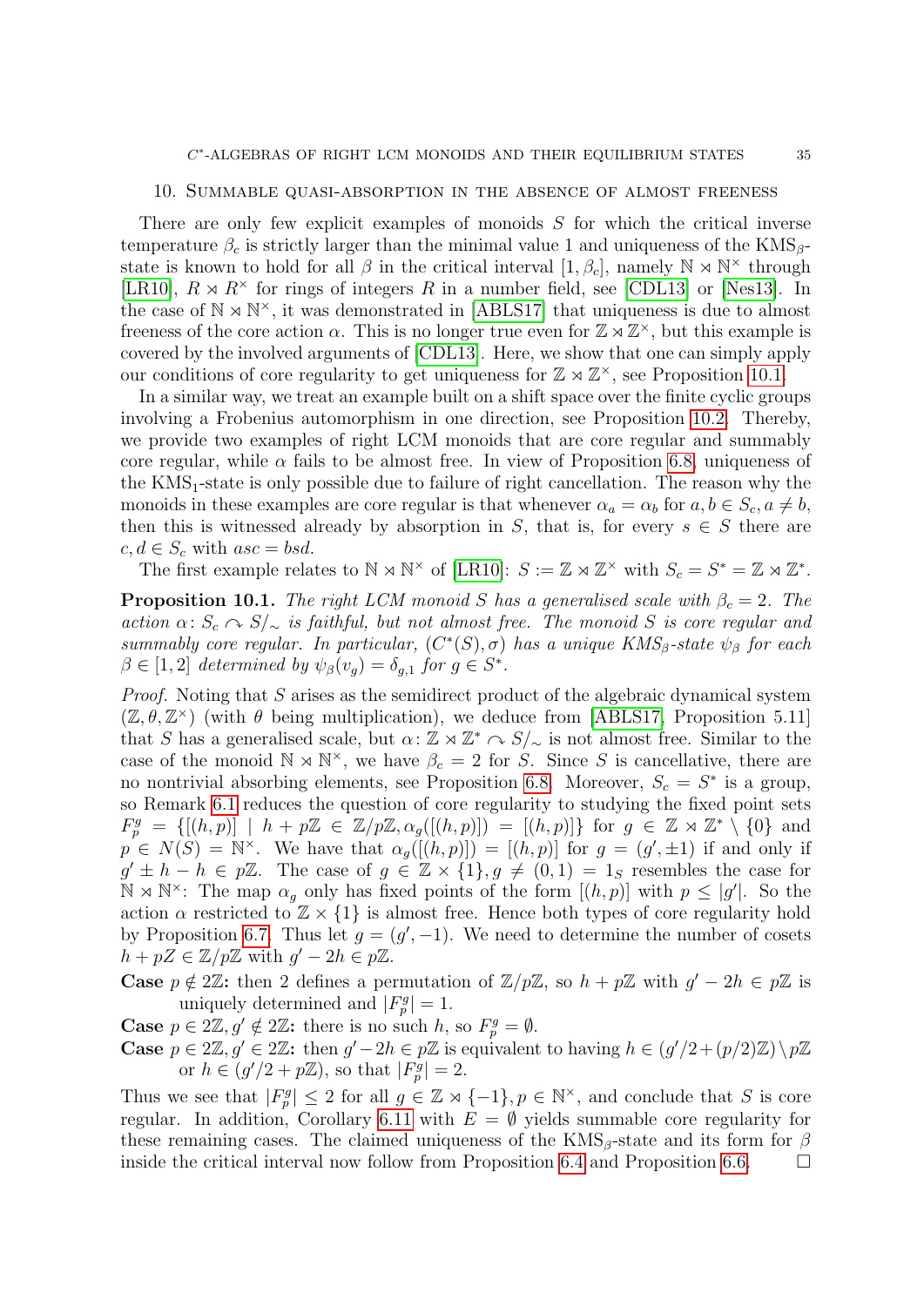## 10. Summable quasi-absorption in the absence of almost freeness

There are only few explicit examples of monoids $S$ for which the critical inverse temperature $\beta_c$ is strictly larger than the minimal value 1 and uniqueness of the KMS$_\beta$-state is known to hold for all $\beta$ in the critical interval $[1, \beta_c]$, namely $\mathbb{N} \rtimes \mathbb{N}^\times$ through [LR10], $R \rtimes R^\times$ for rings of integers $R$ in a number field, see [CDL13] or [Nes13]. In the case of $\mathbb{N} \rtimes \mathbb{N}^\times$, it was demonstrated in [ABLS17] that uniqueness is due to almost freeness of the core action $\alpha$. This is no longer true even for $\mathbb{Z} \rtimes \mathbb{Z}^\times$, but this example is covered by the involved arguments of [CDL13]. Here, we show that one can simply apply our conditions of core regularity to get uniqueness for $\mathbb{Z} \rtimes \mathbb{Z}^\times$, see Proposition 10.1.

In a similar way, we treat an example built on a shift space over the finite cyclic groups involving a Frobenius automorphism in one direction, see Proposition 10.2. Thereby, we provide two examples of right LCM monoids that are core regular and summably core regular, while $\alpha$ fails to be almost free. In view of Proposition 6.8, uniqueness of the KMS$_1$-state is only possible due to failure of right cancellation. The reason why the monoids in these examples are core regular is that whenever $\alpha_a = \alpha_b$ for $a, b \in S_c, a \neq b$, then this is witnessed already by absorption in $S$, that is, for every $s \in S$ there are $c, d \in S_c$ with $asc = bsd$.

The first example relates to $\mathbb{N} \rtimes \mathbb{N}^\times$ of [LR10]: $S := \mathbb{Z} \rtimes \mathbb{Z}^\times$ with $S_c = S^* = \mathbb{Z} \rtimes \mathbb{Z}^*$.

**Proposition 10.1.** *The right LCM monoid $S$ has a generalised scale with $\beta_c = 2$. The action $\alpha\colon S_c \curvearrowright S/_\sim$ is faithful, but not almost free. The monoid $S$ is core regular and summably core regular. In particular, $(C^*(S), \sigma)$ has a unique KMS$_\beta$-state $\psi_\beta$ for each $\beta \in [1, 2]$ determined by $\psi_\beta(v_g) = \delta_{g,1}$ for $g \in S^*$.*

*Proof.* Noting that $S$ arises as the semidirect product of the algebraic dynamical system $(\mathbb{Z}, \theta, \mathbb{Z}^\times)$ (with $\theta$ being multiplication), we deduce from [ABLS17, Proposition 5.11] that $S$ has a generalised scale, but $\alpha\colon \mathbb{Z} \rtimes \mathbb{Z}^* \curvearrowright S/_\sim$ is not almost free. Similar to the case of the monoid $\mathbb{N} \rtimes \mathbb{N}^\times$, we have $\beta_c = 2$ for $S$. Since $S$ is cancellative, there are no nontrivial absorbing elements, see Proposition 6.8. Moreover, $S_c = S^*$ is a group, so Remark 6.1 reduces the question of core regularity to studying the fixed point sets $F_p^g = \{[(h, p)] \mid h + p\mathbb{Z} \in \mathbb{Z}/p\mathbb{Z}, \alpha_g([(h, p)]) = [(h, p)]\}$ for $g \in \mathbb{Z} \rtimes \mathbb{Z}^* \setminus \{0\}$ and $p \in N(S) = \mathbb{N}^\times$. We have that $\alpha_g([(h, p)]) = [(h, p)]$ for $g = (g', \pm 1)$ if and only if $g' \pm h - h \in p\mathbb{Z}$. The case of $g \in \mathbb{Z} \times \{1\}, g \neq (0, 1) = 1_S$ resembles the case for $\mathbb{N} \rtimes \mathbb{N}^\times$: The map $\alpha_g$ only has fixed points of the form $[(h, p)]$ with $p \leq |g'|$. So the action $\alpha$ restricted to $\mathbb{Z} \times \{1\}$ is almost free. Hence both types of core regularity hold by Proposition 6.7. Thus let $g = (g', -1)$. We need to determine the number of cosets $h + p\mathbb{Z} \in \mathbb{Z}/p\mathbb{Z}$ with $g' - 2h \in p\mathbb{Z}$.

**Case $p \notin 2\mathbb{Z}$:** then 2 defines a permutation of $\mathbb{Z}/p\mathbb{Z}$, so $h + p\mathbb{Z}$ with $g' - 2h \in p\mathbb{Z}$ is uniquely determined and $|F_p^g| = 1$.

**Case $p \in 2\mathbb{Z}, g' \notin 2\mathbb{Z}$:** there is no such $h$, so $F_p^g = \emptyset$.

**Case $p \in 2\mathbb{Z}, g' \in 2\mathbb{Z}$:** then $g' - 2h \in p\mathbb{Z}$ is equivalent to having $h \in (g'/2 + (p/2)\mathbb{Z}) \setminus p\mathbb{Z}$ or $h \in (g'/2 + p\mathbb{Z})$, so that $|F_p^g| = 2$.

Thus we see that $|F_p^g| \leq 2$ for all $g \in \mathbb{Z} \rtimes \{-1\}, p \in \mathbb{N}^\times$, and conclude that $S$ is core regular. In addition, Corollary 6.11 with $E = \emptyset$ yields summable core regularity for these remaining cases. The claimed uniqueness of the KMS$_\beta$-state and its form for $\beta$ inside the critical interval now follow from Proposition 6.4 and Proposition 6.6. $\square$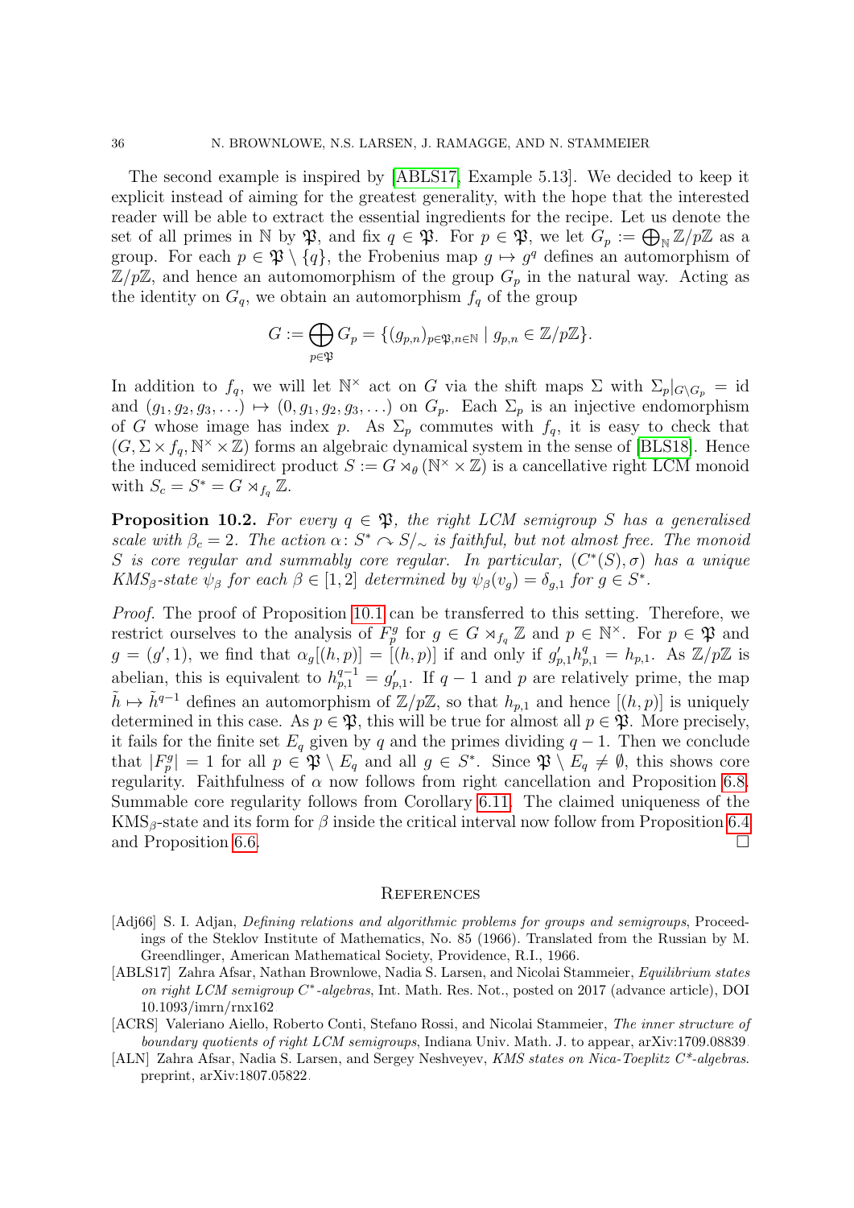The second example is inspired by [ABLS17, Example 5.13]. We decided to keep it explicit instead of aiming for the greatest generality, with the hope that the interested reader will be able to extract the essential ingredients for the recipe. Let us denote the set of all primes in $\mathbb{N}$ by $\mathfrak{P}$, and fix $q \in \mathfrak{P}$. For $p \in \mathfrak{P}$, we let $G_p := \bigoplus_{\mathbb{N}} \mathbb{Z}/p\mathbb{Z}$ as a group. For each $p \in \mathfrak{P} \setminus \{q\}$, the Frobenius map $g \mapsto g^q$ defines an automorphism of $\mathbb{Z}/p\mathbb{Z}$, and hence an automomorphism of the group $G_p$ in the natural way. Acting as the identity on $G_q$, we obtain an automorphism $f_q$ of the group

$$G := \bigoplus_{p \in \mathfrak{P}} G_p = \{(g_{p,n})_{p \in \mathfrak{P}, n \in \mathbb{N}} \mid g_{p,n} \in \mathbb{Z}/p\mathbb{Z}\}.$$

In addition to $f_q$, we will let $\mathbb{N}^\times$ act on $G$ via the shift maps $\Sigma$ with $\Sigma_p|_{G \setminus G_p} = \mathrm{id}$ and $(g_1, g_2, g_3, \ldots) \mapsto (0, g_1, g_2, g_3, \ldots)$ on $G_p$. Each $\Sigma_p$ is an injective endomorphism of $G$ whose image has index $p$. As $\Sigma_p$ commutes with $f_q$, it is easy to check that $(G, \Sigma \times f_q, \mathbb{N}^\times \times \mathbb{Z})$ forms an algebraic dynamical system in the sense of [BLS18]. Hence the induced semidirect product $S := G \rtimes_\theta (\mathbb{N}^\times \times \mathbb{Z})$ is a cancellative right LCM monoid with $S_c = S^* = G \rtimes_{f_q} \mathbb{Z}$.

**Proposition 10.2.** *For every $q \in \mathfrak{P}$, the right LCM semigroup $S$ has a generalised scale with $\beta_c = 2$. The action $\alpha\colon S^* \curvearrowright S/_\sim$ is faithful, but not almost free. The monoid $S$ is core regular and summably core regular. In particular, $(C^*(S), \sigma)$ has a unique KMS$_\beta$-state $\psi_\beta$ for each $\beta \in [1, 2]$ determined by $\psi_\beta(v_g) = \delta_{g,1}$ for $g \in S^*$.*

*Proof.* The proof of Proposition 10.1 can be transferred to this setting. Therefore, we restrict ourselves to the analysis of $F_p^g$ for $g \in G \rtimes_{f_q} \mathbb{Z}$ and $p \in \mathbb{N}^\times$. For $p \in \mathfrak{P}$ and $g = (g', 1)$, we find that $\alpha_g[(h, p)] = [(h, p)]$ if and only if $g'_{p,1} h^q_{p,1} = h_{p,1}$. As $\mathbb{Z}/p\mathbb{Z}$ is abelian, this is equivalent to $h^{q-1}_{p,1} = g'_{p,1}$. If $q - 1$ and $p$ are relatively prime, the map $\tilde{h} \mapsto \tilde{h}^{q-1}$ defines an automorphism of $\mathbb{Z}/p\mathbb{Z}$, so that $h_{p,1}$ and hence $[(h, p)]$ is uniquely determined in this case. As $p \in \mathfrak{P}$, this will be true for almost all $p \in \mathfrak{P}$. More precisely, it fails for the finite set $E_q$ given by $q$ and the primes dividing $q - 1$. Then we conclude that $|F_p^g| = 1$ for all $p \in \mathfrak{P} \setminus E_q$ and all $g \in S^*$. Since $\mathfrak{P} \setminus E_q \neq \emptyset$, this shows core regularity. Faithfulness of $\alpha$ now follows from right cancellation and Proposition 6.8. Summable core regularity follows from Corollary 6.11. The claimed uniqueness of the KMS$_\beta$-state and its form for $\beta$ inside the critical interval now follow from Proposition 6.4 and Proposition 6.6. $\square$

## References

[Adj66] S. I. Adjan, *Defining relations and algorithmic problems for groups and semigroups*, Proceedings of the Steklov Institute of Mathematics, No. 85 (1966). Translated from the Russian by M. Greendlinger, American Mathematical Society, Providence, R.I., 1966.

[ABLS17] Zahra Afsar, Nathan Brownlowe, Nadia S. Larsen, and Nicolai Stammeier, *Equilibrium states on right LCM semigroup $C^*$-algebras*, Int. Math. Res. Not., posted on 2017 (advance article), DOI 10.1093/imrn/rnx162

[ACRS] Valeriano Aiello, Roberto Conti, Stefano Rossi, and Nicolai Stammeier, *The inner structure of boundary quotients of right LCM semigroups*, Indiana Univ. Math. J. to appear, arXiv:1709.08839.

[ALN] Zahra Afsar, Nadia S. Larsen, and Sergey Neshveyev, *KMS states on Nica-Toeplitz $C^*$-algebras*. preprint, arXiv:1807.05822.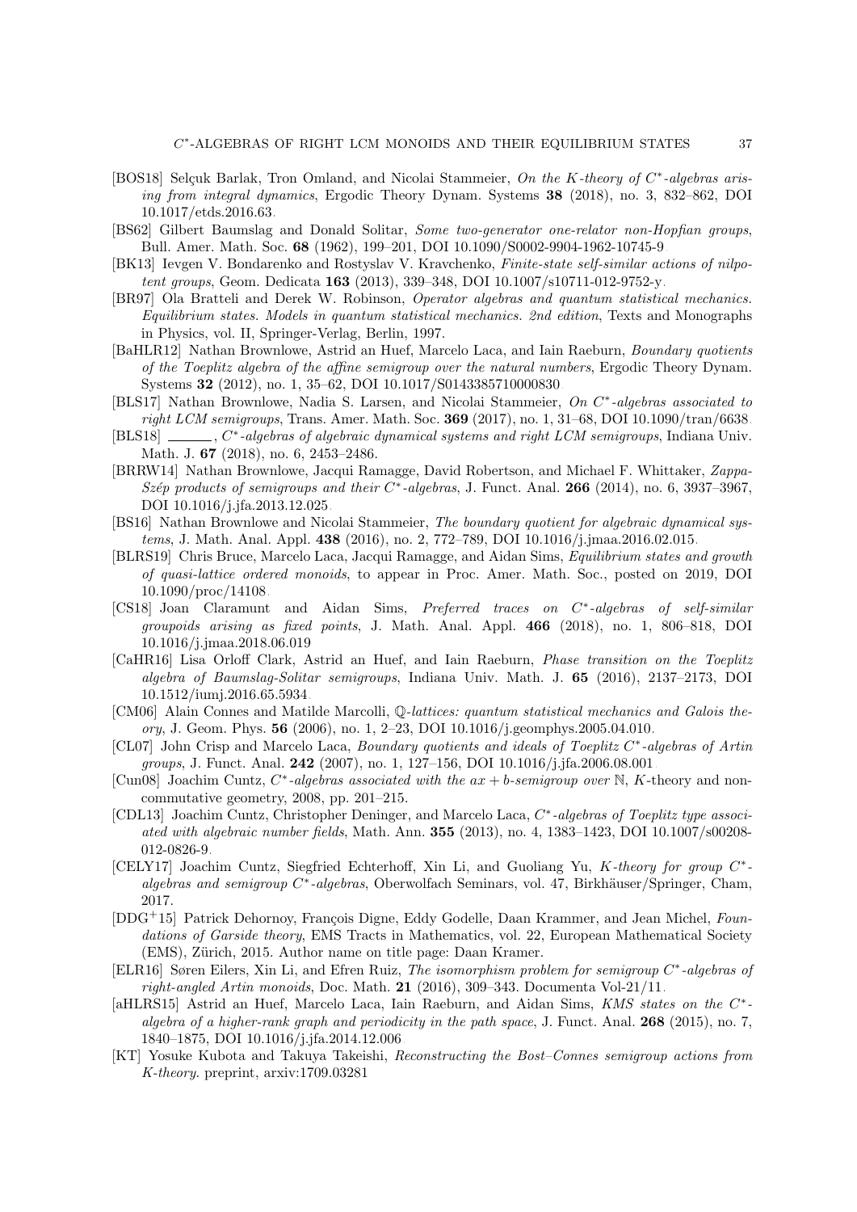[BOS18] Selçuk Barlak, Tron Omland, and Nicolai Stammeier, *On the K-theory of $C^*$-algebras arising from integral dynamics*, Ergodic Theory Dynam. Systems **38** (2018), no. 3, 832–862, DOI 10.1017/etds.2016.63.

[BS62] Gilbert Baumslag and Donald Solitar, *Some two-generator one-relator non-Hopfian groups*, Bull. Amer. Math. Soc. **68** (1962), 199–201, DOI 10.1090/S0002-9904-1962-10745-9.

[BK13] Ievgen V. Bondarenko and Rostyslav V. Kravchenko, *Finite-state self-similar actions of nilpotent groups*, Geom. Dedicata **163** (2013), 339–348, DOI 10.1007/s10711-012-9752-y.

[BR97] Ola Bratteli and Derek W. Robinson, *Operator algebras and quantum statistical mechanics. Equilibrium states. Models in quantum statistical mechanics. 2nd edition*, Texts and Monographs in Physics, vol. II, Springer-Verlag, Berlin, 1997.

[BaHLR12] Nathan Brownlowe, Astrid an Huef, Marcelo Laca, and Iain Raeburn, *Boundary quotients of the Toeplitz algebra of the affine semigroup over the natural numbers*, Ergodic Theory Dynam. Systems **32** (2012), no. 1, 35–62, DOI 10.1017/S0143385710000830.

[BLS17] Nathan Brownlowe, Nadia S. Larsen, and Nicolai Stammeier, *On $C^*$-algebras associated to right LCM semigroups*, Trans. Amer. Math. Soc. **369** (2017), no. 1, 31–68, DOI 10.1090/tran/6638.

[BLS18] ______, *$C^*$-algebras of algebraic dynamical systems and right LCM semigroups*, Indiana Univ. Math. J. **67** (2018), no. 6, 2453–2486.

[BRRW14] Nathan Brownlowe, Jacqui Ramagge, David Robertson, and Michael F. Whittaker, *Zappa-Szép products of semigroups and their $C^*$-algebras*, J. Funct. Anal. **266** (2014), no. 6, 3937–3967, DOI 10.1016/j.jfa.2013.12.025.

[BS16] Nathan Brownlowe and Nicolai Stammeier, *The boundary quotient for algebraic dynamical systems*, J. Math. Anal. Appl. **438** (2016), no. 2, 772–789, DOI 10.1016/j.jmaa.2016.02.015.

[BLRS19] Chris Bruce, Marcelo Laca, Jacqui Ramagge, and Aidan Sims, *Equilibrium states and growth of quasi-lattice ordered monoids*, to appear in Proc. Amer. Math. Soc., posted on 2019, DOI 10.1090/proc/14108.

[CS18] Joan Claramunt and Aidan Sims, *Preferred traces on $C^*$-algebras of self-similar groupoids arising as fixed points*, J. Math. Anal. Appl. **466** (2018), no. 1, 806–818, DOI 10.1016/j.jmaa.2018.06.019

[CaHR16] Lisa Orloff Clark, Astrid an Huef, and Iain Raeburn, *Phase transition on the Toeplitz algebra of Baumslag-Solitar semigroups*, Indiana Univ. Math. J. **65** (2016), 2137–2173, DOI 10.1512/iumj.2016.65.5934.

[CM06] Alain Connes and Matilde Marcolli, *$\mathbb{Q}$-lattices: quantum statistical mechanics and Galois theory*, J. Geom. Phys. **56** (2006), no. 1, 2–23, DOI 10.1016/j.geomphys.2005.04.010.

[CL07] John Crisp and Marcelo Laca, *Boundary quotients and ideals of Toeplitz $C^*$-algebras of Artin groups*, J. Funct. Anal. **242** (2007), no. 1, 127–156, DOI 10.1016/j.jfa.2006.08.001.

[Cun08] Joachim Cuntz, *$C^*$-algebras associated with the $ax+b$-semigroup over $\mathbb{N}$*, $K$-theory and noncommutative geometry, 2008, pp. 201–215.

[CDL13] Joachim Cuntz, Christopher Deninger, and Marcelo Laca, *$C^*$-algebras of Toeplitz type associated with algebraic number fields*, Math. Ann. **355** (2013), no. 4, 1383–1423, DOI 10.1007/s00208-012-0826-9.

[CELY17] Joachim Cuntz, Siegfried Echterhoff, Xin Li, and Guoliang Yu, *K-theory for group $C^*$-algebras and semigroup $C^*$-algebras*, Oberwolfach Seminars, vol. 47, Birkhäuser/Springer, Cham, 2017.

[DDG+15] Patrick Dehornoy, François Digne, Eddy Godelle, Daan Krammer, and Jean Michel, *Foundations of Garside theory*, EMS Tracts in Mathematics, vol. 22, European Mathematical Society (EMS), Zürich, 2015. Author name on title page: Daan Kramer.

[ELR16] Søren Eilers, Xin Li, and Efren Ruiz, *The isomorphism problem for semigroup $C^*$-algebras of right-angled Artin monoids*, Doc. Math. **21** (2016), 309–343. Documenta Vol-21/11.

[aHLRS15] Astrid an Huef, Marcelo Laca, Iain Raeburn, and Aidan Sims, *KMS states on the $C^*$-algebra of a higher-rank graph and periodicity in the path space*, J. Funct. Anal. **268** (2015), no. 7, 1840–1875, DOI 10.1016/j.jfa.2014.12.006

[KT] Yosuke Kubota and Takuya Takeishi, *Reconstructing the Bost–Connes semigroup actions from K-theory*. preprint, arxiv:1709.03281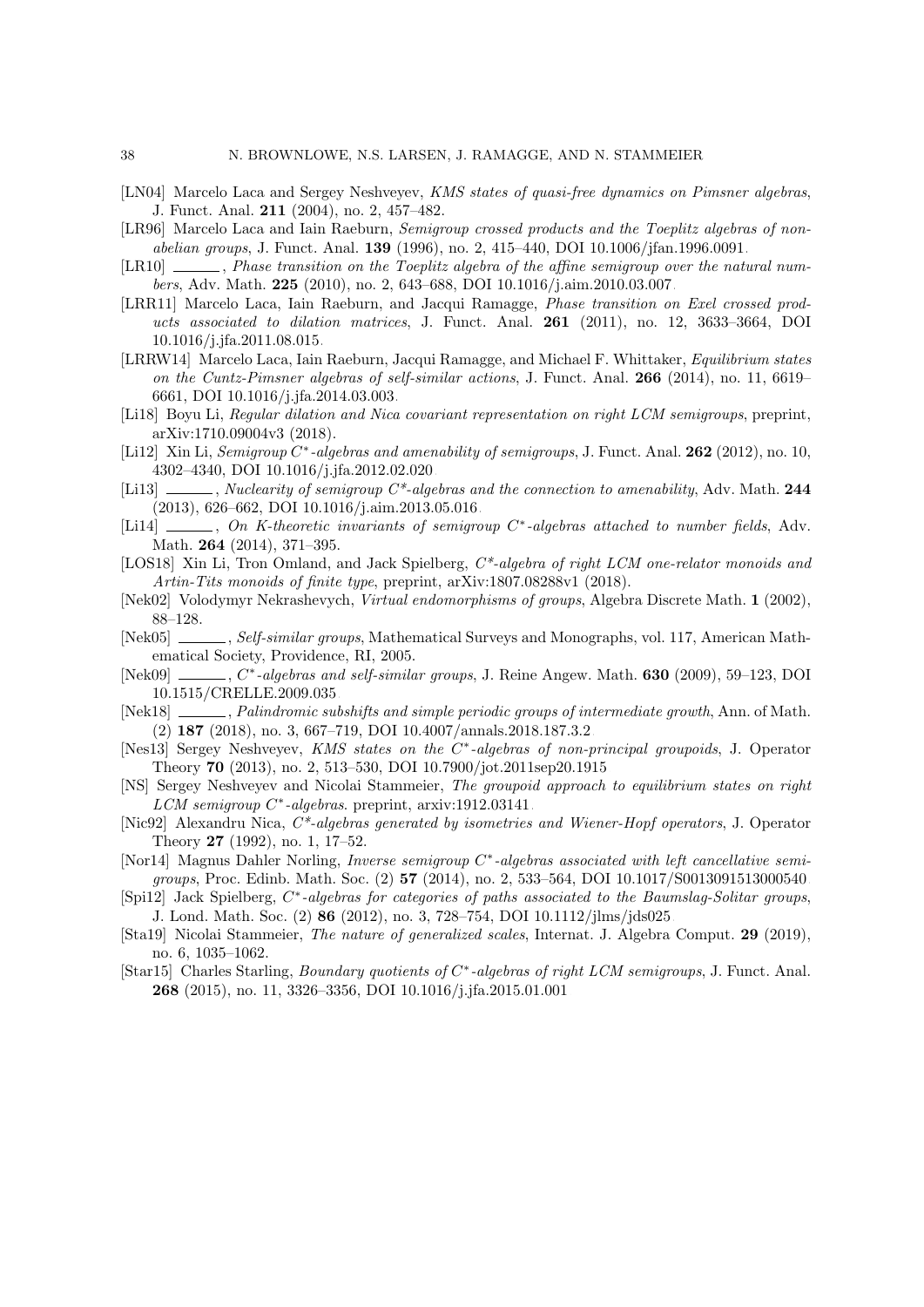[LN04] Marcelo Laca and Sergey Neshveyev, *KMS states of quasi-free dynamics on Pimsner algebras*, J. Funct. Anal. **211** (2004), no. 2, 457–482.

[LR96] Marcelo Laca and Iain Raeburn, *Semigroup crossed products and the Toeplitz algebras of nonabelian groups*, J. Funct. Anal. **139** (1996), no. 2, 415–440, DOI 10.1006/jfan.1996.0091.

[LR10] ______, *Phase transition on the Toeplitz algebra of the affine semigroup over the natural numbers*, Adv. Math. **225** (2010), no. 2, 643–688, DOI 10.1016/j.aim.2010.03.007.

[LRR11] Marcelo Laca, Iain Raeburn, and Jacqui Ramagge, *Phase transition on Exel crossed products associated to dilation matrices*, J. Funct. Anal. **261** (2011), no. 12, 3633–3664, DOI 10.1016/j.jfa.2011.08.015.

[LRRW14] Marcelo Laca, Iain Raeburn, Jacqui Ramagge, and Michael F. Whittaker, *Equilibrium states on the Cuntz-Pimsner algebras of self-similar actions*, J. Funct. Anal. **266** (2014), no. 11, 6619–6661, DOI 10.1016/j.jfa.2014.03.003.

[Li18] Boyu Li, *Regular dilation and Nica covariant representation on right LCM semigroups*, preprint, arXiv:1710.09004v3 (2018).

[Li12] Xin Li, *Semigroup $C^*$-algebras and amenability of semigroups*, J. Funct. Anal. **262** (2012), no. 10, 4302–4340, DOI 10.1016/j.jfa.2012.02.020

[Li13] ______, *Nuclearity of semigroup $C^*$-algebras and the connection to amenability*, Adv. Math. **244** (2013), 626–662, DOI 10.1016/j.aim.2013.05.016.

[Li14] ______, *On K-theoretic invariants of semigroup $C^*$-algebras attached to number fields*, Adv. Math. **264** (2014), 371–395.

[LOS18] Xin Li, Tron Omland, and Jack Spielberg, *$C^*$-algebra of right LCM one-relator monoids and Artin-Tits monoids of finite type*, preprint, arXiv:1807.08288v1 (2018).

[Nek02] Volodymyr Nekrashevych, *Virtual endomorphisms of groups*, Algebra Discrete Math. **1** (2002), 88–128.

[Nek05] ______, *Self-similar groups*, Mathematical Surveys and Monographs, vol. 117, American Mathematical Society, Providence, RI, 2005.

[Nek09] ______, *$C^*$-algebras and self-similar groups*, J. Reine Angew. Math. **630** (2009), 59–123, DOI 10.1515/CRELLE.2009.035.

[Nek18] ______, *Palindromic subshifts and simple periodic groups of intermediate growth*, Ann. of Math. (2) **187** (2018), no. 3, 667–719, DOI 10.4007/annals.2018.187.3.2.

[Nes13] Sergey Neshveyev, *KMS states on the $C^*$-algebras of non-principal groupoids*, J. Operator Theory **70** (2013), no. 2, 513–530, DOI 10.7900/jot.2011sep20.1915

[NS] Sergey Neshveyev and Nicolai Stammeier, *The groupoid approach to equilibrium states on right LCM semigroup $C^*$-algebras*. preprint, arxiv:1912.03141.

[Nic92] Alexandru Nica, *$C^*$-algebras generated by isometries and Wiener-Hopf operators*, J. Operator Theory **27** (1992), no. 1, 17–52.

[Nor14] Magnus Dahler Norling, *Inverse semigroup $C^*$-algebras associated with left cancellative semigroups*, Proc. Edinb. Math. Soc. (2) **57** (2014), no. 2, 533–564, DOI 10.1017/S0013091513000540.

[Spi12] Jack Spielberg, *$C^*$-algebras for categories of paths associated to the Baumslag-Solitar groups*, J. Lond. Math. Soc. (2) **86** (2012), no. 3, 728–754, DOI 10.1112/jlms/jds025.

[Sta19] Nicolai Stammeier, *The nature of generalized scales*, Internat. J. Algebra Comput. **29** (2019), no. 6, 1035–1062.

[Star15] Charles Starling, *Boundary quotients of $C^*$-algebras of right LCM semigroups*, J. Funct. Anal. **268** (2015), no. 11, 3326–3356, DOI 10.1016/j.jfa.2015.01.001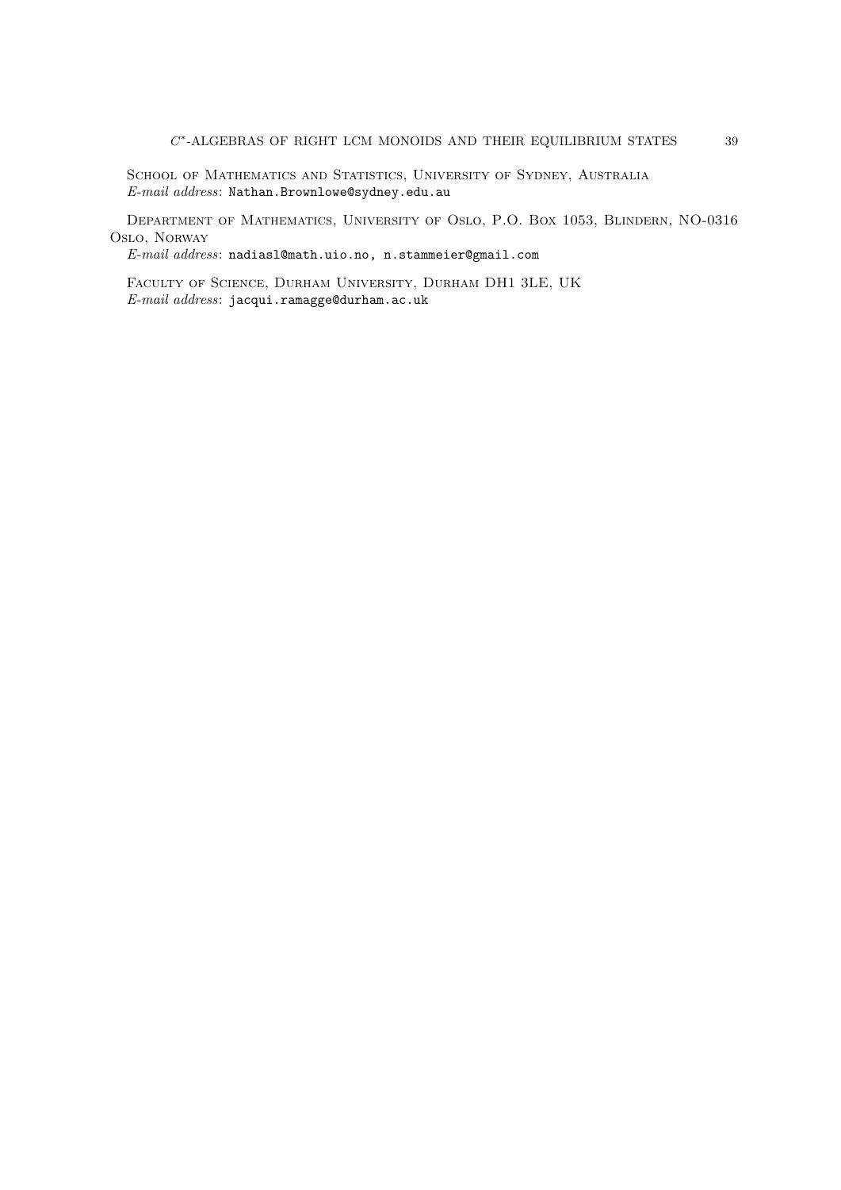School of Mathematics and Statistics, University of Sydney, Australia
*E-mail address*: Nathan.Brownlowe@sydney.edu.au

Department of Mathematics, University of Oslo, P.O. Box 1053, Blindern, NO-0316 Oslo, Norway
*E-mail address*: nadiasl@math.uio.no, n.stammeier@gmail.com

Faculty of Science, Durham University, Durham DH1 3LE, UK
*E-mail address*: jacqui.ramagge@durham.ac.uk